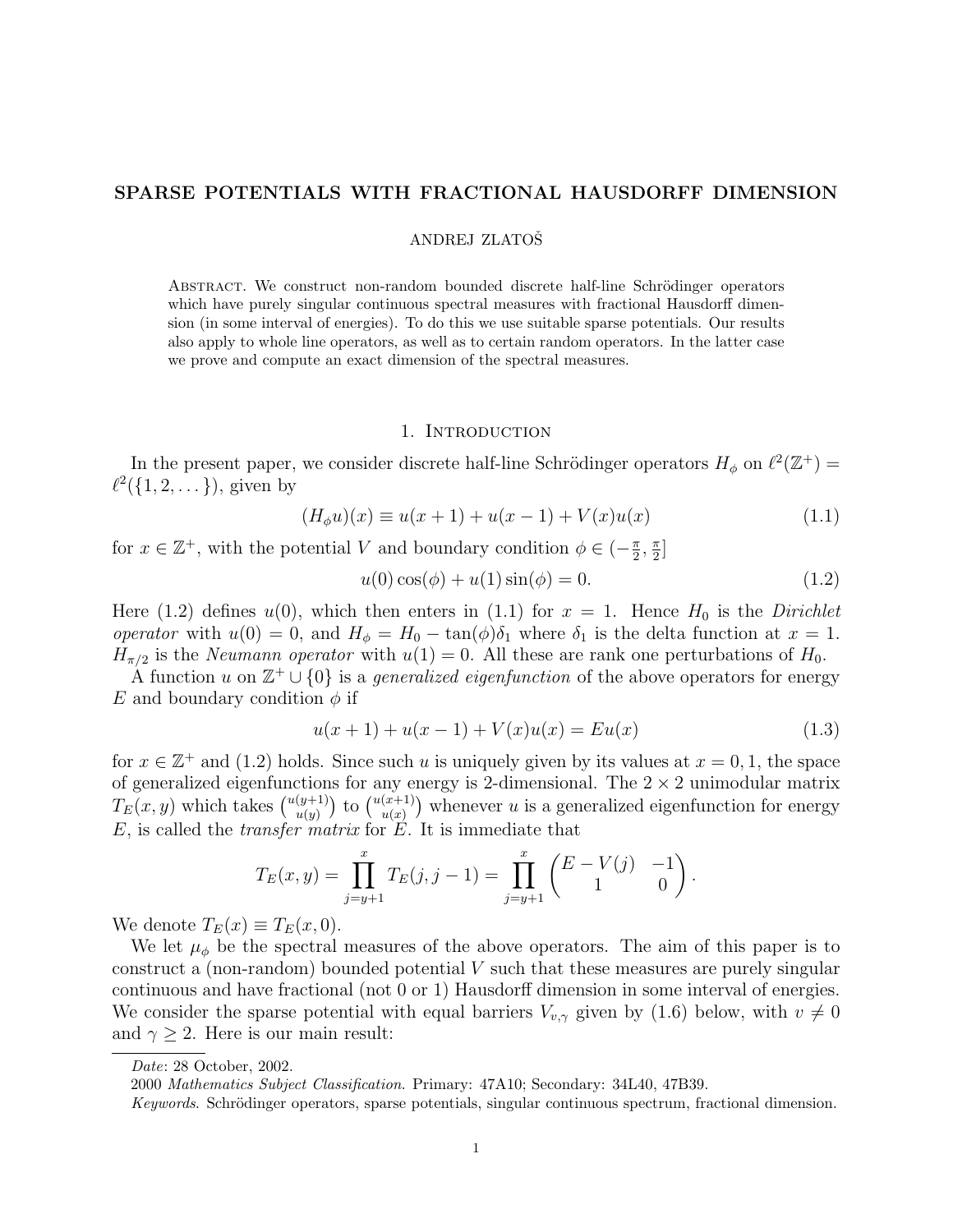# SPARSE POTENTIALS WITH FRACTIONAL HAUSDORFF DIMENSION

ANDREJ ZLATOŠ

Abstract. We construct non-random bounded discrete half-line Schrödinger operators which have purely singular continuous spectral measures with fractional Hausdorff dimension (in some interval of energies). To do this we use suitable sparse potentials. Our results also apply to whole line operators, as well as to certain random operators. In the latter case we prove and compute an exact dimension of the spectral measures.

## 1. Introduction

In the present paper, we consider discrete half-line Schrödinger operators $H_\phi$ on $\ell^2(\mathbb{Z}^+) = \ell^2(\{1, 2, \dots\})$, given by

$$(H_\phi u)(x) \equiv u(x+1) + u(x-1) + V(x)u(x) \tag{1.1}$$

for $x \in \mathbb{Z}^+$, with the potential $V$ and boundary condition $\phi \in (-\frac{\pi}{2}, \frac{\pi}{2}]$

$$u(0)\cos(\phi) + u(1)\sin(\phi) = 0. \tag{1.2}$$

Here (1.2) defines $u(0)$, which then enters in (1.1) for $x = 1$. Hence $H_0$ is the *Dirichlet operator* with $u(0) = 0$, and $H_\phi = H_0 - \tan(\phi)\delta_1$ where $\delta_1$ is the delta function at $x = 1$. $H_{\pi/2}$ is the *Neumann operator* with $u(1) = 0$. All these are rank one perturbations of $H_0$.

A function $u$ on $\mathbb{Z}^+ \cup \{0\}$ is a *generalized eigenfunction* of the above operators for energy $E$ and boundary condition $\phi$ if

$$u(x+1) + u(x-1) + V(x)u(x) = Eu(x) \tag{1.3}$$

for $x \in \mathbb{Z}^+$ and (1.2) holds. Since such $u$ is uniquely given by its values at $x = 0, 1$, the space of generalized eigenfunctions for any energy is 2-dimensional. The $2 \times 2$ unimodular matrix $T_E(x, y)$ which takes $\binom{u(y+1)}{u(y)}$ to $\binom{u(x+1)}{u(x)}$ whenever $u$ is a generalized eigenfunction for energy $E$, is called the *transfer matrix* for $E$. It is immediate that

$$T_E(x, y) = \prod_{j=y+1}^{x} T_E(j, j-1) = \prod_{j=y+1}^{x} \begin{pmatrix} E - V(j) & -1 \\ 1 & 0 \end{pmatrix}.$$

We denote $T_E(x) \equiv T_E(x, 0)$.

We let $\mu_\phi$ be the spectral measures of the above operators. The aim of this paper is to construct a (non-random) bounded potential $V$ such that these measures are purely singular continuous and have fractional (not 0 or 1) Hausdorff dimension in some interval of energies. We consider the sparse potential with equal barriers $V_{v,\gamma}$ given by (1.6) below, with $v \neq 0$ and $\gamma \geq 2$. Here is our main result:

---

*Date*: 28 October, 2002.

2000 *Mathematics Subject Classification.* Primary: 47A10; Secondary: 34L40, 47B39.

*Keywords.* Schrödinger operators, sparse potentials, singular continuous spectrum, fractional dimension.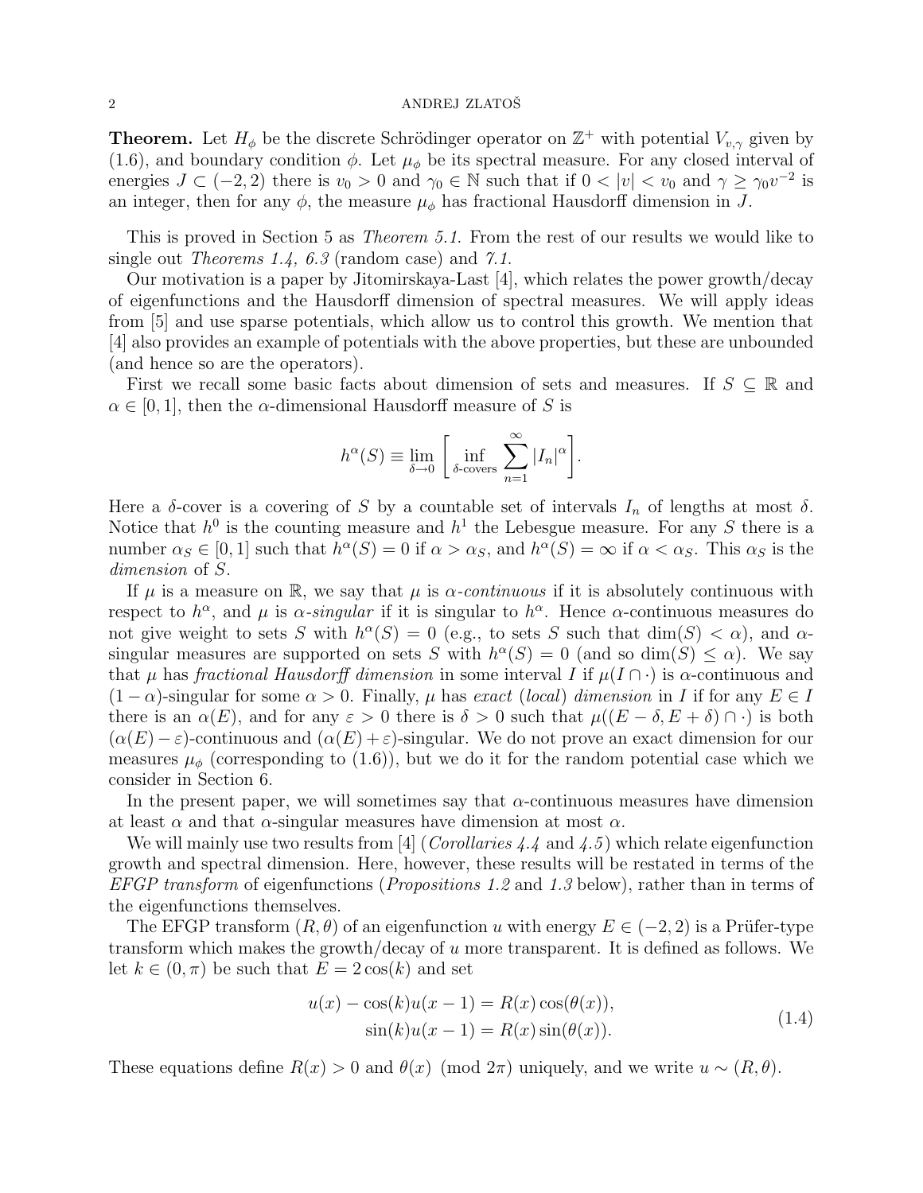**Theorem.** Let $H_\phi$ be the discrete Schrödinger operator on $\mathbb{Z}^+$ with potential $V_{v,\gamma}$ given by (1.6), and boundary condition $\phi$. Let $\mu_\phi$ be its spectral measure. For any closed interval of energies $J \subset (-2, 2)$ there is $v_0 > 0$ and $\gamma_0 \in \mathbb{N}$ such that if $0 < |v| < v_0$ and $\gamma \geq \gamma_0 v^{-2}$ is an integer, then for any $\phi$, the measure $\mu_\phi$ has fractional Hausdorff dimension in $J$.

This is proved in Section 5 as *Theorem 5.1*. From the rest of our results we would like to single out *Theorems 1.4, 6.3* (random case) and *7.1*.

Our motivation is a paper by Jitomirskaya-Last [4], which relates the power growth/decay of eigenfunctions and the Hausdorff dimension of spectral measures. We will apply ideas from [5] and use sparse potentials, which allow us to control this growth. We mention that [4] also provides an example of potentials with the above properties, but these are unbounded (and hence so are the operators).

First we recall some basic facts about dimension of sets and measures. If $S \subseteq \mathbb{R}$ and $\alpha \in [0, 1]$, then the $\alpha$-dimensional Hausdorff measure of $S$ is

$$h^\alpha(S) \equiv \lim_{\delta \to 0} \left[ \inf_{\delta\text{-covers}} \sum_{n=1}^{\infty} |I_n|^\alpha \right].$$

Here a $\delta$-cover is a covering of $S$ by a countable set of intervals $I_n$ of lengths at most $\delta$. Notice that $h^0$ is the counting measure and $h^1$ the Lebesgue measure. For any $S$ there is a number $\alpha_S \in [0, 1]$ such that $h^\alpha(S) = 0$ if $\alpha > \alpha_S$, and $h^\alpha(S) = \infty$ if $\alpha < \alpha_S$. This $\alpha_S$ is the *dimension* of $S$.

If $\mu$ is a measure on $\mathbb{R}$, we say that $\mu$ is *$\alpha$-continuous* if it is absolutely continuous with respect to $h^\alpha$, and $\mu$ is *$\alpha$-singular* if it is singular to $h^\alpha$. Hence $\alpha$-continuous measures do not give weight to sets $S$ with $h^\alpha(S) = 0$ (e.g., to sets $S$ such that $\dim(S) < \alpha$), and $\alpha$-singular measures are supported on sets $S$ with $h^\alpha(S) = 0$ (and so $\dim(S) \leq \alpha$). We say that $\mu$ has *fractional Hausdorff dimension* in some interval $I$ if $\mu(I \cap \cdot)$ is $\alpha$-continuous and $(1 - \alpha)$-singular for some $\alpha > 0$. Finally, $\mu$ has *exact* (*local*) *dimension* in $I$ if for any $E \in I$ there is an $\alpha(E)$, and for any $\varepsilon > 0$ there is $\delta > 0$ such that $\mu((E - \delta, E + \delta) \cap \cdot)$ is both $(\alpha(E) - \varepsilon)$-continuous and $(\alpha(E) + \varepsilon)$-singular. We do not prove an exact dimension for our measures $\mu_\phi$ (corresponding to (1.6)), but we do it for the random potential case which we consider in Section 6.

In the present paper, we will sometimes say that $\alpha$-continuous measures have dimension at least $\alpha$ and that $\alpha$-singular measures have dimension at most $\alpha$.

We will mainly use two results from [4] (*Corollaries 4.4* and *4.5*) which relate eigenfunction growth and spectral dimension. Here, however, these results will be restated in terms of the *EFGP transform* of eigenfunctions (*Propositions 1.2* and *1.3* below), rather than in terms of the eigenfunctions themselves.

The EFGP transform $(R, \theta)$ of an eigenfunction $u$ with energy $E \in (-2, 2)$ is a Prüfer-type transform which makes the growth/decay of $u$ more transparent. It is defined as follows. We let $k \in (0, \pi)$ be such that $E = 2\cos(k)$ and set

$$\begin{aligned} u(x) - \cos(k)u(x-1) &= R(x)\cos(\theta(x)), \\ \sin(k)u(x-1) &= R(x)\sin(\theta(x)). \end{aligned} \tag{1.4}$$

These equations define $R(x) > 0$ and $\theta(x) \pmod{2\pi}$ uniquely, and we write $u \sim (R, \theta)$.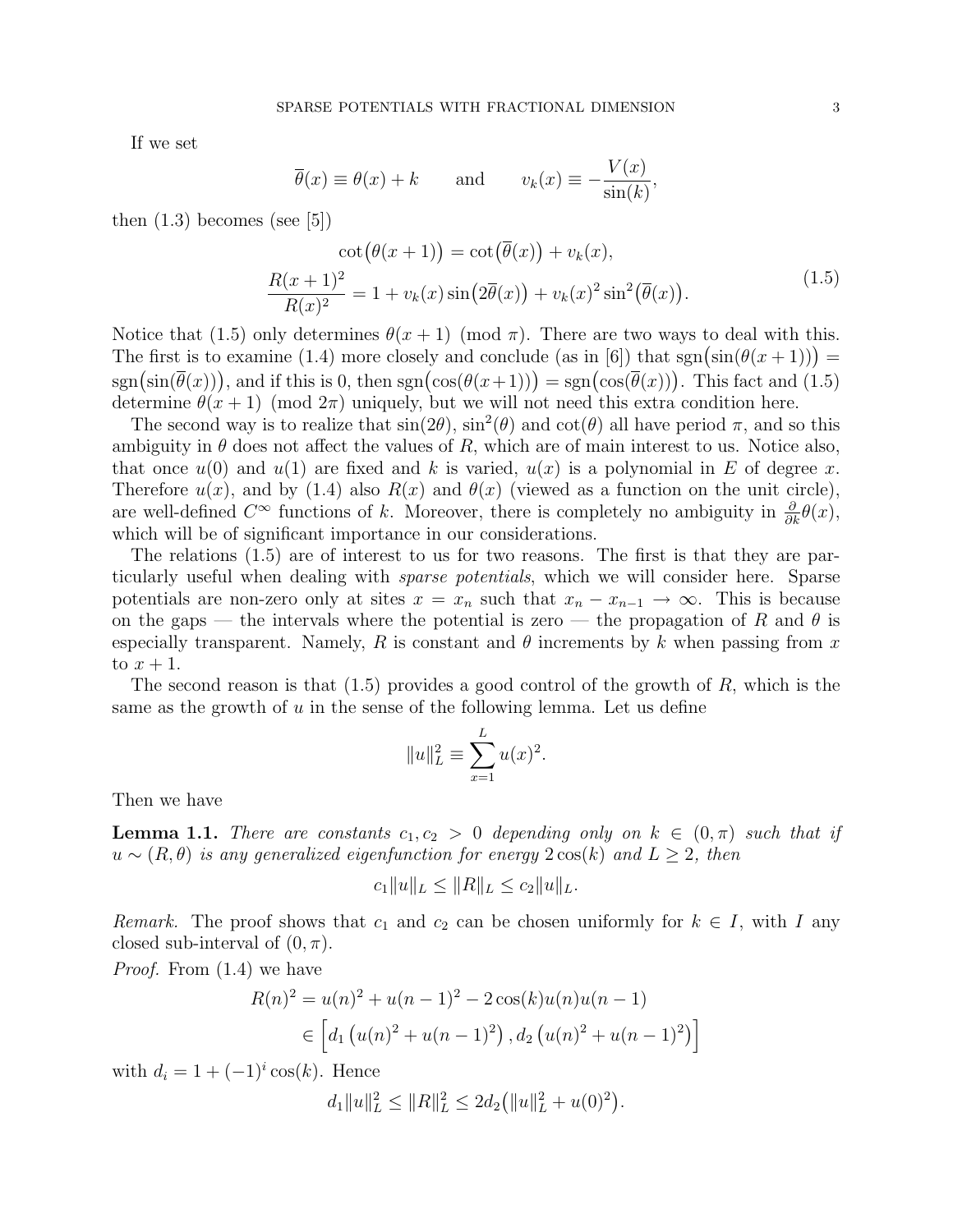If we set

$$\overline{\theta}(x) \equiv \theta(x) + k \qquad \text{and} \qquad v_k(x) \equiv -\frac{V(x)}{\sin(k)},$$

then (1.3) becomes (see [5])

$$\begin{aligned} \cot\big(\theta(x+1)\big) &= \cot\big(\overline{\theta}(x)\big) + v_k(x), \\ \frac{R(x+1)^2}{R(x)^2} &= 1 + v_k(x)\sin\big(2\overline{\theta}(x)\big) + v_k(x)^2 \sin^2\big(\overline{\theta}(x)\big). \end{aligned} \tag{1.5}$$

Notice that (1.5) only determines $\theta(x+1) \pmod{\pi}$. There are two ways to deal with this. The first is to examine (1.4) more closely and conclude (as in [6]) that $\operatorname{sgn}\big(\sin(\theta(x+1))\big) = \operatorname{sgn}\big(\sin(\overline{\theta}(x))\big)$, and if this is 0, then $\operatorname{sgn}\big(\cos(\theta(x+1))\big) = \operatorname{sgn}\big(\cos(\overline{\theta}(x))\big)$. This fact and (1.5) determine $\theta(x+1) \pmod{2\pi}$ uniquely, but we will not need this extra condition here.

The second way is to realize that $\sin(2\theta)$, $\sin^2(\theta)$ and $\cot(\theta)$ all have period $\pi$, and so this ambiguity in $\theta$ does not affect the values of $R$, which are of main interest to us. Notice also, that once $u(0)$ and $u(1)$ are fixed and $k$ is varied, $u(x)$ is a polynomial in $E$ of degree $x$. Therefore $u(x)$, and by (1.4) also $R(x)$ and $\theta(x)$ (viewed as a function on the unit circle), are well-defined $C^\infty$ functions of $k$. Moreover, there is completely no ambiguity in $\frac{\partial}{\partial k}\theta(x)$, which will be of significant importance in our considerations.

The relations (1.5) are of interest to us for two reasons. The first is that they are particularly useful when dealing with *sparse potentials*, which we will consider here. Sparse potentials are non-zero only at sites $x = x_n$ such that $x_n - x_{n-1} \to \infty$. This is because on the gaps — the intervals where the potential is zero — the propagation of $R$ and $\theta$ is especially transparent. Namely, $R$ is constant and $\theta$ increments by $k$ when passing from $x$ to $x+1$.

The second reason is that (1.5) provides a good control of the growth of $R$, which is the same as the growth of $u$ in the sense of the following lemma. Let us define

$$\|u\|_L^2 \equiv \sum_{x=1}^{L} u(x)^2.$$

Then we have

**Lemma 1.1.** *There are constants $c_1, c_2 > 0$ depending only on $k \in (0, \pi)$ such that if $u \sim (R, \theta)$ is any generalized eigenfunction for energy $2\cos(k)$ and $L \geq 2$, then*

$$c_1 \|u\|_L \leq \|R\|_L \leq c_2 \|u\|_L.$$

*Remark.* The proof shows that $c_1$ and $c_2$ can be chosen uniformly for $k \in I$, with $I$ any closed sub-interval of $(0, \pi)$.

*Proof.* From (1.4) we have

$$\begin{aligned} R(n)^2 &= u(n)^2 + u(n-1)^2 - 2\cos(k)u(n)u(n-1) \\ &\in \left[d_1\left(u(n)^2 + u(n-1)^2\right), d_2\left(u(n)^2 + u(n-1)^2\right)\right] \end{aligned}$$

with $d_i = 1 + (-1)^i \cos(k)$. Hence

$$d_1 \|u\|_L^2 \leq \|R\|_L^2 \leq 2d_2\big(\|u\|_L^2 + u(0)^2\big).$$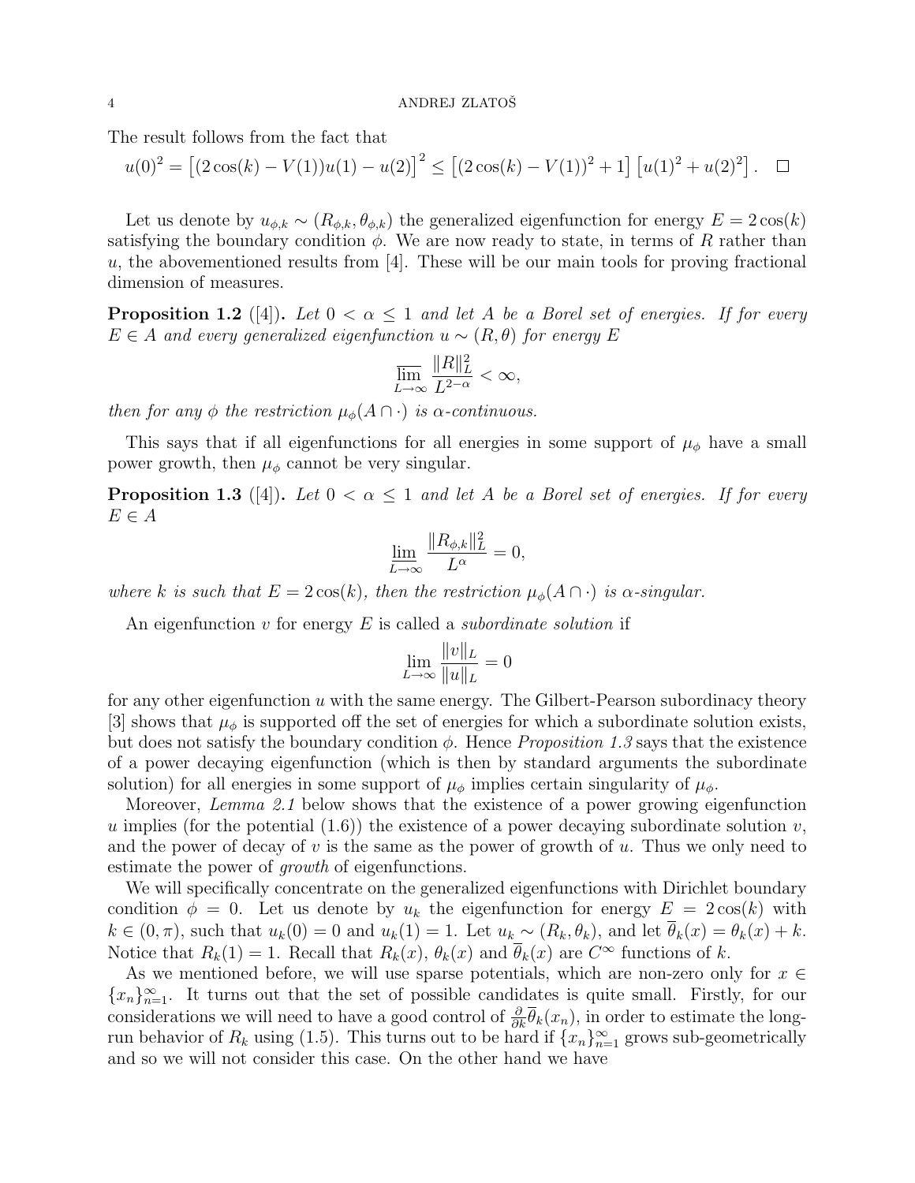The result follows from the fact that

$$u(0)^2 = \left[(2\cos(k) - V(1))u(1) - u(2)\right]^2 \le \left[(2\cos(k) - V(1))^2 + 1\right]\left[u(1)^2 + u(2)^2\right]. \quad \square$$

Let us denote by $u_{\phi,k} \sim (R_{\phi,k}, \theta_{\phi,k})$ the generalized eigenfunction for energy $E = 2\cos(k)$ satisfying the boundary condition $\phi$. We are now ready to state, in terms of $R$ rather than $u$, the abovementioned results from [4]. These will be our main tools for proving fractional dimension of measures.

**Proposition 1.2** ([4]). *Let $0 < \alpha \le 1$ and let $A$ be a Borel set of energies. If for every $E \in A$ and every generalized eigenfunction $u \sim (R, \theta)$ for energy $E$*

$$\varlimsup_{L\to\infty} \frac{\|R\|_L^2}{L^{2-\alpha}} < \infty,$$

*then for any $\phi$ the restriction $\mu_\phi(A \cap \cdot)$ is $\alpha$-continuous.*

This says that if all eigenfunctions for all energies in some support of $\mu_\phi$ have a small power growth, then $\mu_\phi$ cannot be very singular.

**Proposition 1.3** ([4]). *Let $0 < \alpha \le 1$ and let $A$ be a Borel set of energies. If for every $E \in A$*

$$\varliminf_{L\to\infty} \frac{\|R_{\phi,k}\|_L^2}{L^{\alpha}} = 0,$$

*where $k$ is such that $E = 2\cos(k)$, then the restriction $\mu_\phi(A \cap \cdot)$ is $\alpha$-singular.*

An eigenfunction $v$ for energy $E$ is called a *subordinate solution* if

$$\varliminf_{L\to\infty} \frac{\|v\|_L}{\|u\|_L} = 0$$

for any other eigenfunction $u$ with the same energy. The Gilbert-Pearson subordinacy theory [3] shows that $\mu_\phi$ is supported off the set of energies for which a subordinate solution exists, but does not satisfy the boundary condition $\phi$. Hence *Proposition 1.3* says that the existence of a power decaying eigenfunction (which is then by standard arguments the subordinate solution) for all energies in some support of $\mu_\phi$ implies certain singularity of $\mu_\phi$.

Moreover, *Lemma 2.1* below shows that the existence of a power growing eigenfunction $u$ implies (for the potential (1.6)) the existence of a power decaying subordinate solution $v$, and the power of decay of $v$ is the same as the power of growth of $u$. Thus we only need to estimate the power of *growth* of eigenfunctions.

We will specifically concentrate on the generalized eigenfunctions with Dirichlet boundary condition $\phi = 0$. Let us denote by $u_k$ the eigenfunction for energy $E = 2\cos(k)$ with $k \in (0, \pi)$, such that $u_k(0) = 0$ and $u_k(1) = 1$. Let $u_k \sim (R_k, \theta_k)$, and let $\overline{\theta}_k(x) = \theta_k(x) + k$. Notice that $R_k(1) = 1$. Recall that $R_k(x)$, $\theta_k(x)$ and $\overline{\theta}_k(x)$ are $C^\infty$ functions of $k$.

As we mentioned before, we will use sparse potentials, which are non-zero only for $x \in \{x_n\}_{n=1}^\infty$. It turns out that the set of possible candidates is quite small. Firstly, for our considerations we will need to have a good control of $\frac{\partial}{\partial k}\overline{\theta}_k(x_n)$, in order to estimate the long-run behavior of $R_k$ using (1.5). This turns out to be hard if $\{x_n\}_{n=1}^\infty$ grows sub-geometrically and so we will not consider this case. On the other hand we have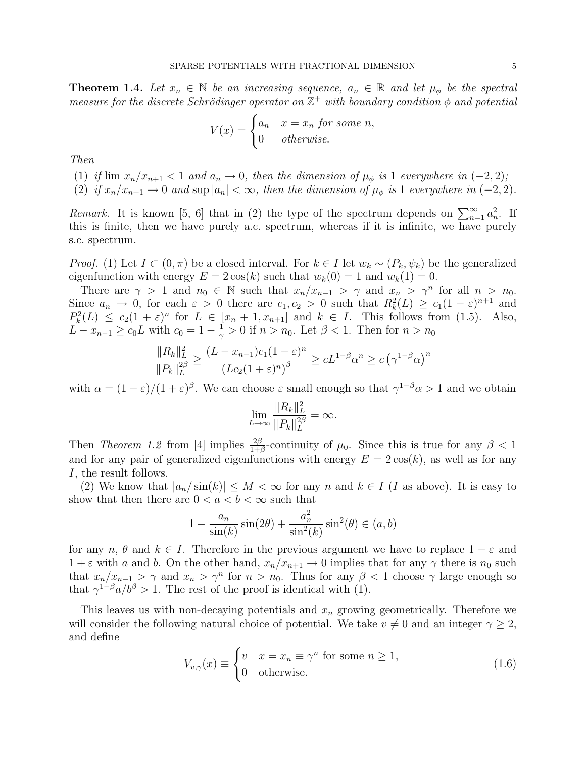**Theorem 1.4.** *Let $x_n \in \mathbb{N}$ be an increasing sequence, $a_n \in \mathbb{R}$ and let $\mu_\phi$ be the spectral measure for the discrete Schrödinger operator on $\mathbb{Z}^+$ with boundary condition $\phi$ and potential*

$$V(x) = \begin{cases} a_n & x = x_n \text{ for some } n, \\ 0 & \text{otherwise.} \end{cases}$$

*Then*

(1) *if $\overline{\lim}\, x_n/x_{n+1} < 1$ and $a_n \to 0$, then the dimension of $\mu_\phi$ is 1 everywhere in $(-2, 2)$;*
(2) *if $x_n/x_{n+1} \to 0$ and $\sup |a_n| < \infty$, then the dimension of $\mu_\phi$ is 1 everywhere in $(-2, 2)$.*

*Remark.* It is known [5, 6] that in (2) the type of the spectrum depends on $\sum_{n=1}^{\infty} a_n^2$. If this is finite, then we have purely a.c. spectrum, whereas if it is infinite, we have purely s.c. spectrum.

*Proof.* (1) Let $I \subset (0, \pi)$ be a closed interval. For $k \in I$ let $w_k \sim (P_k, \psi_k)$ be the generalized eigenfunction with energy $E = 2\cos(k)$ such that $w_k(0) = 1$ and $w_k(1) = 0$.

There are $\gamma > 1$ and $n_0 \in \mathbb{N}$ such that $x_n/x_{n-1} > \gamma$ and $x_n > \gamma^n$ for all $n > n_0$. Since $a_n \to 0$, for each $\varepsilon > 0$ there are $c_1, c_2 > 0$ such that $R_k^2(L) \geq c_1(1-\varepsilon)^{n+1}$ and $P_k^2(L) \leq c_2(1+\varepsilon)^n$ for $L \in [x_n + 1, x_{n+1}]$ and $k \in I$. This follows from (1.5). Also, $L - x_{n-1} \geq c_0 L$ with $c_0 = 1 - \frac{1}{\gamma} > 0$ if $n > n_0$. Let $\beta < 1$. Then for $n > n_0$

$$\frac{\|R_k\|_L^2}{\|P_k\|_L^{2\beta}} \geq \frac{(L - x_{n-1})c_1(1-\varepsilon)^n}{\left(Lc_2(1+\varepsilon)^n\right)^\beta} \geq cL^{1-\beta}\alpha^n \geq c\left(\gamma^{1-\beta}\alpha\right)^n$$

with $\alpha = (1-\varepsilon)/(1+\varepsilon)^\beta$. We can choose $\varepsilon$ small enough so that $\gamma^{1-\beta}\alpha > 1$ and we obtain

$$\lim_{L\to\infty} \frac{\|R_k\|_L^2}{\|P_k\|_L^{2\beta}} = \infty.$$

Then *Theorem 1.2* from [4] implies $\frac{2\beta}{1+\beta}$-continuity of $\mu_0$. Since this is true for any $\beta < 1$ and for any pair of generalized eigenfunctions with energy $E = 2\cos(k)$, as well as for any $I$, the result follows.

(2) We know that $|a_n/\sin(k)| \leq M < \infty$ for any $n$ and $k \in I$ ($I$ as above). It is easy to show that then there are $0 < a < b < \infty$ such that

$$1 - \frac{a_n}{\sin(k)}\sin(2\theta) + \frac{a_n^2}{\sin^2(k)}\sin^2(\theta) \in (a, b)$$

for any $n$, $\theta$ and $k \in I$. Therefore in the previous argument we have to replace $1-\varepsilon$ and $1+\varepsilon$ with $a$ and $b$. On the other hand, $x_n/x_{n+1} \to 0$ implies that for any $\gamma$ there is $n_0$ such that $x_n/x_{n-1} > \gamma$ and $x_n > \gamma^n$ for $n > n_0$. Thus for any $\beta < 1$ choose $\gamma$ large enough so that $\gamma^{1-\beta}a/b^\beta > 1$. The rest of the proof is identical with (1). $\square$

This leaves us with non-decaying potentials and $x_n$ growing geometrically. Therefore we will consider the following natural choice of potential. We take $v \neq 0$ and an integer $\gamma \geq 2$, and define

$$V_{v,\gamma}(x) \equiv \begin{cases} v & x = x_n \equiv \gamma^n \text{ for some } n \geq 1, \\ 0 & \text{otherwise.} \end{cases} \tag{1.6}$$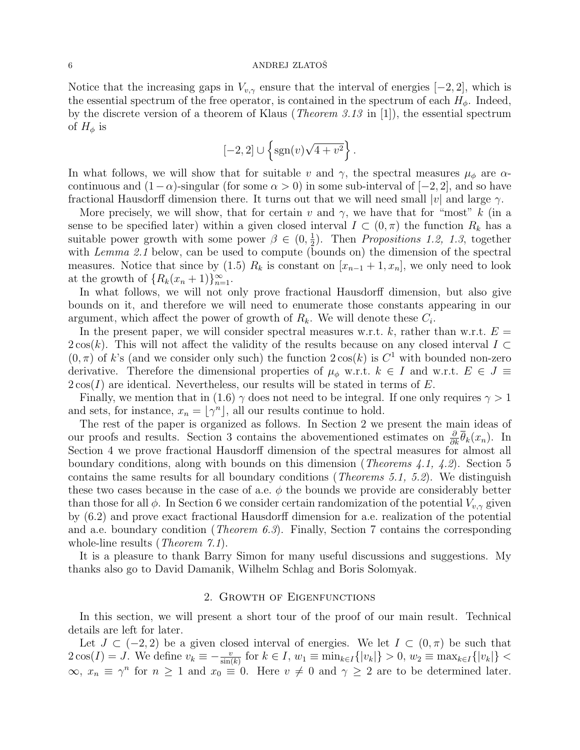Notice that the increasing gaps in $V_{v,\gamma}$ ensure that the interval of energies $[-2, 2]$, which is the essential spectrum of the free operator, is contained in the spectrum of each $H_\phi$. Indeed, by the discrete version of a theorem of Klaus (*Theorem 3.13* in [1]), the essential spectrum of $H_\phi$ is

$$[-2, 2] \cup \left\{ \operatorname{sgn}(v)\sqrt{4 + v^2} \right\}.$$

In what follows, we will show that for suitable $v$ and $\gamma$, the spectral measures $\mu_\phi$ are $\alpha$-continuous and $(1-\alpha)$-singular (for some $\alpha > 0$) in some sub-interval of $[-2, 2]$, and so have fractional Hausdorff dimension there. It turns out that we will need small $|v|$ and large $\gamma$.

More precisely, we will show, that for certain $v$ and $\gamma$, we have that for "most" $k$ (in a sense to be specified later) within a given closed interval $I \subset (0, \pi)$ the function $R_k$ has a suitable power growth with some power $\beta \in (0, \frac{1}{2})$. Then *Propositions 1.2, 1.3*, together with *Lemma 2.1* below, can be used to compute (bounds on) the dimension of the spectral measures. Notice that since by (1.5) $R_k$ is constant on $[x_{n-1} + 1, x_n]$, we only need to look at the growth of $\{R_k(x_n + 1)\}_{n=1}^\infty$.

In what follows, we will not only prove fractional Hausdorff dimension, but also give bounds on it, and therefore we will need to enumerate those constants appearing in our argument, which affect the power of growth of $R_k$. We will denote these $C_i$.

In the present paper, we will consider spectral measures w.r.t. $k$, rather than w.r.t. $E = 2\cos(k)$. This will not affect the validity of the results because on any closed interval $I \subset (0, \pi)$ of $k$'s (and we consider only such) the function $2\cos(k)$ is $C^1$ with bounded non-zero derivative. Therefore the dimensional properties of $\mu_\phi$ w.r.t. $k \in I$ and w.r.t. $E \in J \equiv 2\cos(I)$ are identical. Nevertheless, our results will be stated in terms of $E$.

Finally, we mention that in (1.6) $\gamma$ does not need to be integral. If one only requires $\gamma > 1$ and sets, for instance, $x_n = \lfloor \gamma^n \rfloor$, all our results continue to hold.

The rest of the paper is organized as follows. In Section 2 we present the main ideas of our proofs and results. Section 3 contains the abovementioned estimates on $\frac{\partial}{\partial k}\overline{\theta}_k(x_n)$. In Section 4 we prove fractional Hausdorff dimension of the spectral measures for almost all boundary conditions, along with bounds on this dimension (*Theorems 4.1, 4.2*). Section 5 contains the same results for all boundary conditions (*Theorems 5.1, 5.2*). We distinguish these two cases because in the case of a.e. $\phi$ the bounds we provide are considerably better than those for all $\phi$. In Section 6 we consider certain randomization of the potential $V_{v,\gamma}$ given by (6.2) and prove exact fractional Hausdorff dimension for a.e. realization of the potential and a.e. boundary condition (*Theorem 6.3*). Finally, Section 7 contains the corresponding whole-line results (*Theorem 7.1*).

It is a pleasure to thank Barry Simon for many useful discussions and suggestions. My thanks also go to David Damanik, Wilhelm Schlag and Boris Solomyak.

## 2. Growth of Eigenfunctions

In this section, we will present a short tour of the proof of our main result. Technical details are left for later.

Let $J \subset (-2, 2)$ be a given closed interval of energies. We let $I \subset (0, \pi)$ be such that $2\cos(I) = J$. We define $v_k \equiv -\frac{v}{\sin(k)}$ for $k \in I$, $w_1 \equiv \min_{k\in I}\{|v_k|\} > 0$, $w_2 \equiv \max_{k\in I}\{|v_k|\} < \infty$, $x_n \equiv \gamma^n$ for $n \geq 1$ and $x_0 \equiv 0$. Here $v \neq 0$ and $\gamma \geq 2$ are to be determined later.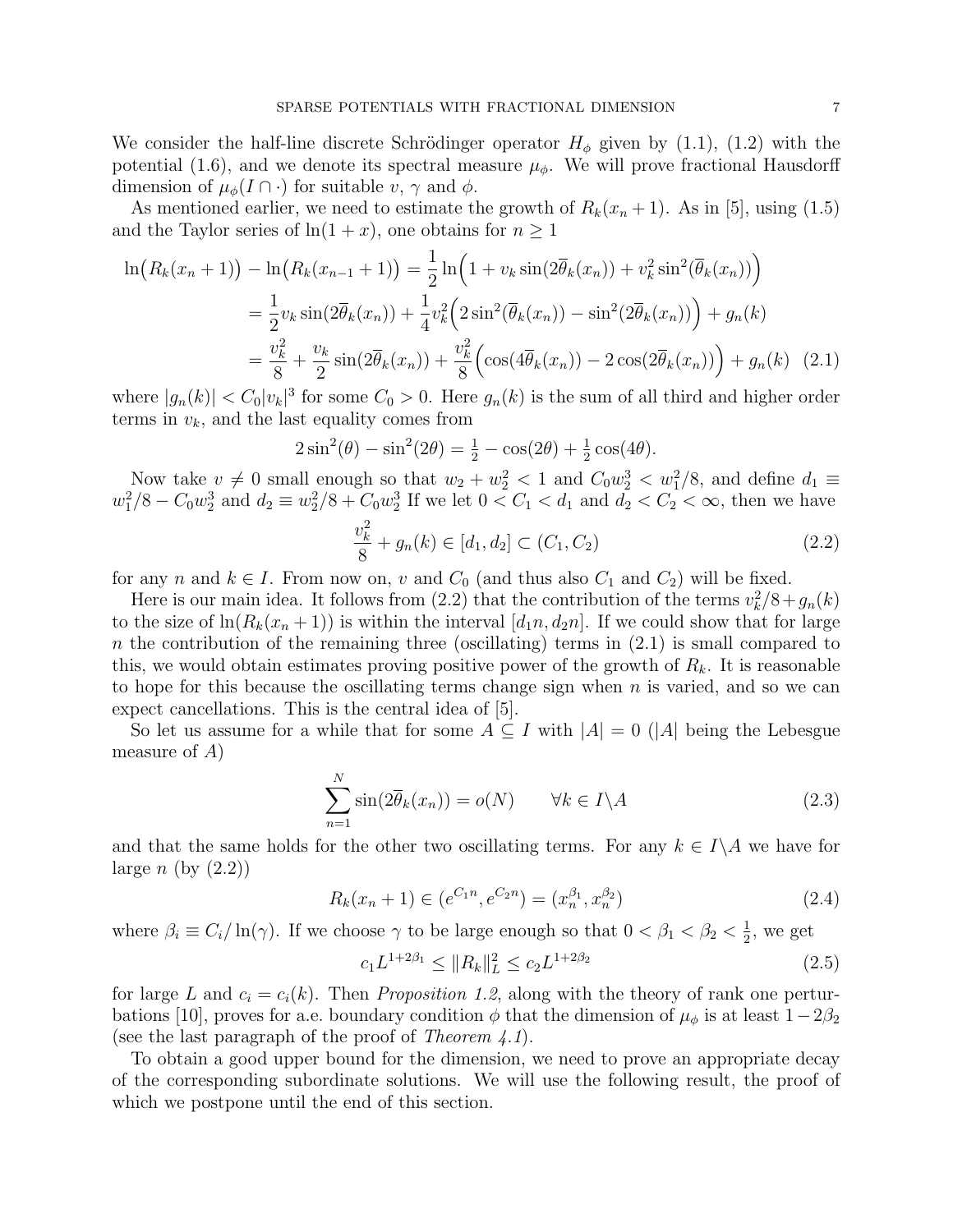We consider the half-line discrete Schrödinger operator $H_\phi$ given by (1.1), (1.2) with the potential (1.6), and we denote its spectral measure $\mu_\phi$. We will prove fractional Hausdorff dimension of $\mu_\phi(I \cap \cdot)$ for suitable $v$, $\gamma$ and $\phi$.

As mentioned earlier, we need to estimate the growth of $R_k(x_n+1)$. As in [5], using (1.5) and the Taylor series of $\ln(1+x)$, one obtains for $n \geq 1$

$$
\begin{aligned}
\ln\big(R_k(x_n+1)\big) - \ln\big(R_k(x_{n-1}+1)\big) &= \frac{1}{2}\ln\Big(1 + v_k \sin(2\overline{\theta}_k(x_n)) + v_k^2 \sin^2(\overline{\theta}_k(x_n))\Big) \\
&= \frac{1}{2} v_k \sin(2\overline{\theta}_k(x_n)) + \frac{1}{4} v_k^2 \Big(2\sin^2(\overline{\theta}_k(x_n)) - \sin^2(2\overline{\theta}_k(x_n))\Big) + g_n(k) \\
&= \frac{v_k^2}{8} + \frac{v_k}{2}\sin(2\overline{\theta}_k(x_n)) + \frac{v_k^2}{8}\Big(\cos(4\overline{\theta}_k(x_n)) - 2\cos(2\overline{\theta}_k(x_n))\Big) + g_n(k) \quad (2.1)
\end{aligned}
$$

where $|g_n(k)| < C_0|v_k|^3$ for some $C_0 > 0$. Here $g_n(k)$ is the sum of all third and higher order terms in $v_k$, and the last equality comes from

$$
2\sin^2(\theta) - \sin^2(2\theta) = \tfrac{1}{2} - \cos(2\theta) + \tfrac{1}{2}\cos(4\theta).
$$

Now take $v \neq 0$ small enough so that $w_2 + w_2^2 < 1$ and $C_0 w_2^3 < w_1^2/8$, and define $d_1 \equiv w_1^2/8 - C_0 w_2^3$ and $d_2 \equiv w_2^2/8 + C_0 w_2^3$ If we let $0 < C_1 < d_1$ and $d_2 < C_2 < \infty$, then we have

$$
\frac{v_k^2}{8} + g_n(k) \in [d_1, d_2] \subset (C_1, C_2) \tag{2.2}
$$

for any $n$ and $k \in I$. From now on, $v$ and $C_0$ (and thus also $C_1$ and $C_2$) will be fixed.

Here is our main idea. It follows from (2.2) that the contribution of the terms $v_k^2/8 + g_n(k)$ to the size of $\ln(R_k(x_n+1))$ is within the interval $[d_1 n, d_2 n]$. If we could show that for large $n$ the contribution of the remaining three (oscillating) terms in (2.1) is small compared to this, we would obtain estimates proving positive power of the growth of $R_k$. It is reasonable to hope for this because the oscillating terms change sign when $n$ is varied, and so we can expect cancellations. This is the central idea of [5].

So let us assume for a while that for some $A \subseteq I$ with $|A| = 0$ ($|A|$ being the Lebesgue measure of $A$)

$$
\sum_{n=1}^{N} \sin(2\overline{\theta}_k(x_n)) = o(N) \qquad \forall k \in I \backslash A \tag{2.3}
$$

and that the same holds for the other two oscillating terms. For any $k \in I\backslash A$ we have for large $n$ (by (2.2))

$$
R_k(x_n+1) \in (e^{C_1 n}, e^{C_2 n}) = (x_n^{\beta_1}, x_n^{\beta_2}) \tag{2.4}
$$

where $\beta_i \equiv C_i/\ln(\gamma)$. If we choose $\gamma$ to be large enough so that $0 < \beta_1 < \beta_2 < \frac{1}{2}$, we get

$$
c_1 L^{1+2\beta_1} \leq \|R_k\|_L^2 \leq c_2 L^{1+2\beta_2} \tag{2.5}
$$

for large $L$ and $c_i = c_i(k)$. Then *Proposition 1.2*, along with the theory of rank one perturbations [10], proves for a.e. boundary condition $\phi$ that the dimension of $\mu_\phi$ is at least $1 - 2\beta_2$ (see the last paragraph of the proof of *Theorem 4.1*).

To obtain a good upper bound for the dimension, we need to prove an appropriate decay of the corresponding subordinate solutions. We will use the following result, the proof of which we postpone until the end of this section.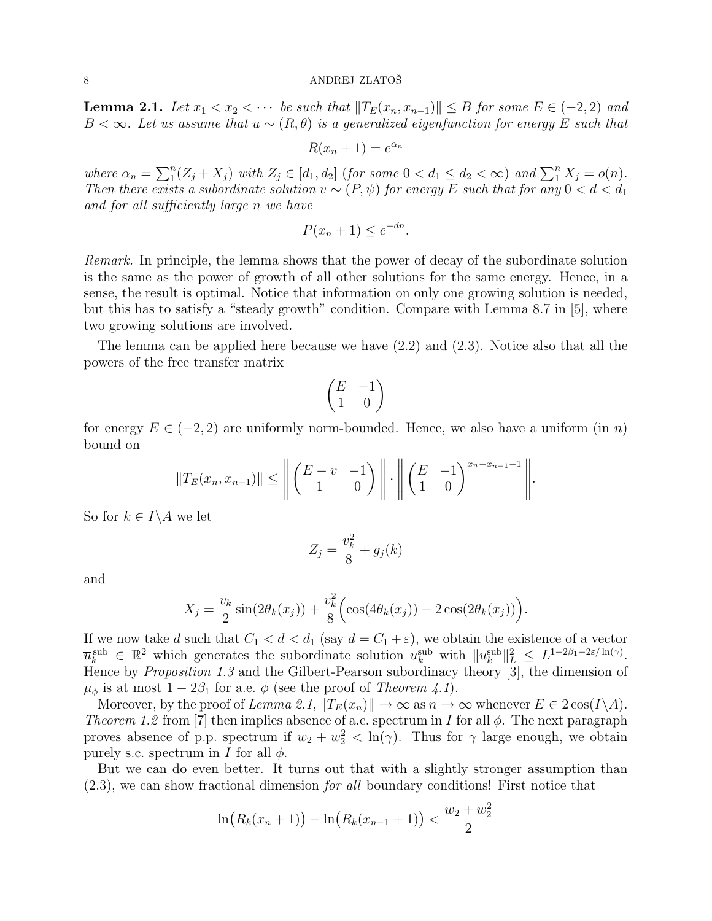**Lemma 2.1.** *Let $x_1 < x_2 < \cdots$ be such that $\|T_E(x_n, x_{n-1})\| \le B$ for some $E \in (-2,2)$ and $B < \infty$. Let us assume that $u \sim (R, \theta)$ is a generalized eigenfunction for energy $E$ such that*

$$R(x_n + 1) = e^{\alpha_n}$$

*where $\alpha_n = \sum_1^n (Z_j + X_j)$ with $Z_j \in [d_1, d_2]$ (for some $0 < d_1 \le d_2 < \infty$) and $\sum_1^n X_j = o(n)$. Then there exists a subordinate solution $v \sim (P, \psi)$ for energy $E$ such that for any $0 < d < d_1$ and for all sufficiently large $n$ we have*

$$P(x_n + 1) \le e^{-dn}.$$

*Remark.* In principle, the lemma shows that the power of decay of the subordinate solution is the same as the power of growth of all other solutions for the same energy. Hence, in a sense, the result is optimal. Notice that information on only one growing solution is needed, but this has to satisfy a "steady growth" condition. Compare with Lemma 8.7 in [5], where two growing solutions are involved.

The lemma can be applied here because we have (2.2) and (2.3). Notice also that all the powers of the free transfer matrix

$$\begin{pmatrix} E & -1 \\ 1 & 0 \end{pmatrix}$$

for energy $E \in (-2,2)$ are uniformly norm-bounded. Hence, we also have a uniform (in $n$) bound on

$$\|T_E(x_n, x_{n-1})\| \le \left\| \begin{pmatrix} E - v & -1 \\ 1 & 0 \end{pmatrix} \right\| \cdot \left\| \begin{pmatrix} E & -1 \\ 1 & 0 \end{pmatrix}^{x_n - x_{n-1} - 1} \right\|.$$

So for $k \in I \backslash A$ we let

$$Z_j = \frac{v_k^2}{8} + g_j(k)$$

and

$$X_j = \frac{v_k}{2} \sin(2\overline{\theta}_k(x_j)) + \frac{v_k^2}{8} \Big( \cos(4\overline{\theta}_k(x_j)) - 2\cos(2\overline{\theta}_k(x_j)) \Big).$$

If we now take $d$ such that $C_1 < d < d_1$ (say $d = C_1 + \varepsilon$), we obtain the existence of a vector $\overline{u}_k^{\rm sub} \in \mathbb{R}^2$ which generates the subordinate solution $u_k^{\rm sub}$ with $\|u_k^{\rm sub}\|_L^2 \le L^{1-2\beta_1 - 2\varepsilon/\ln(\gamma)}$. Hence by *Proposition 1.3* and the Gilbert-Pearson subordinacy theory [3], the dimension of $\mu_\phi$ is at most $1 - 2\beta_1$ for a.e. $\phi$ (see the proof of *Theorem 4.1*).

Moreover, by the proof of *Lemma 2.1*, $\|T_E(x_n)\| \to \infty$ as $n \to \infty$ whenever $E \in 2\cos(I \backslash A)$. *Theorem 1.2* from [7] then implies absence of a.c. spectrum in $I$ for all $\phi$. The next paragraph proves absence of p.p. spectrum if $w_2 + w_2^2 < \ln(\gamma)$. Thus for $\gamma$ large enough, we obtain purely s.c. spectrum in $I$ for all $\phi$.

But we can do even better. It turns out that with a slightly stronger assumption than (2.3), we can show fractional dimension *for all* boundary conditions! First notice that

$$\ln\big(R_k(x_n + 1)\big) - \ln\big(R_k(x_{n-1} + 1)\big) < \frac{w_2 + w_2^2}{2}$$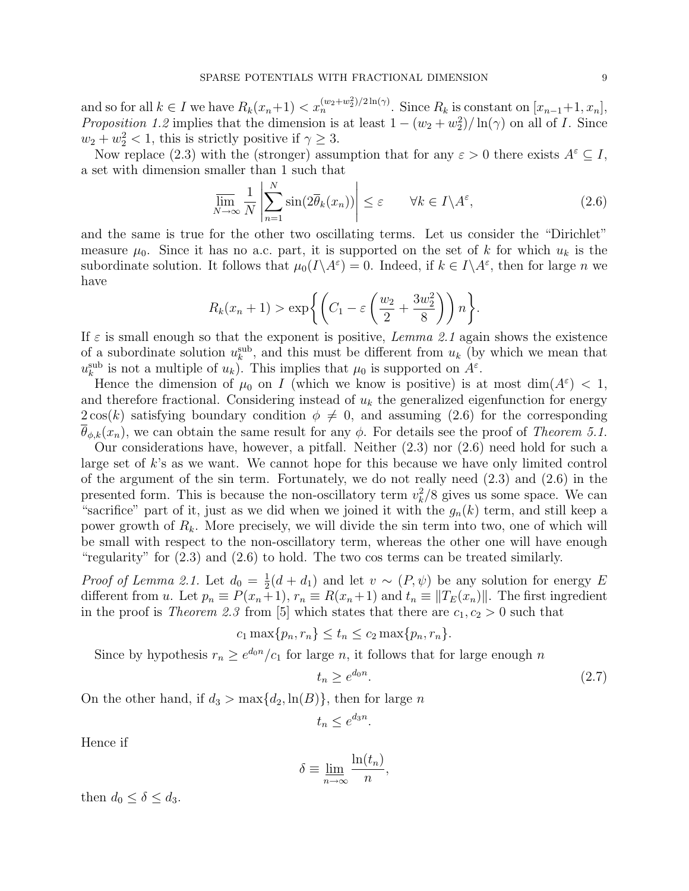and so for all $k \in I$ we have $R_k(x_n+1) < x_n^{(w_2+w_2^2)/2\ln(\gamma)}$. Since $R_k$ is constant on $[x_{n-1}+1, x_n]$, *Proposition 1.2* implies that the dimension is at least $1-(w_2+w_2^2)/\ln(\gamma)$ on all of $I$. Since $w_2+w_2^2<1$, this is strictly positive if $\gamma \geq 3$.

Now replace (2.3) with the (stronger) assumption that for any $\varepsilon > 0$ there exists $A^\varepsilon \subseteq I$, a set with dimension smaller than 1 such that

$$\overline{\lim_{N\to\infty}} \frac{1}{N} \left| \sum_{n=1}^{N} \sin(2\overline{\theta}_k(x_n)) \right| \leq \varepsilon \qquad \forall k \in I \backslash A^\varepsilon, \tag{2.6}$$

and the same is true for the other two oscillating terms. Let us consider the "Dirichlet" measure $\mu_0$. Since it has no a.c. part, it is supported on the set of $k$ for which $u_k$ is the subordinate solution. It follows that $\mu_0(I\backslash A^\varepsilon)=0$. Indeed, if $k \in I\backslash A^\varepsilon$, then for large $n$ we have

$$R_k(x_n+1) > \exp\left\{ \left( C_1 - \varepsilon\left( \frac{w_2}{2} + \frac{3w_2^2}{8} \right) \right) n \right\}.$$

If $\varepsilon$ is small enough so that the exponent is positive, *Lemma 2.1* again shows the existence of a subordinate solution $u_k^{\mathrm{sub}}$, and this must be different from $u_k$ (by which we mean that $u_k^{\mathrm{sub}}$ is not a multiple of $u_k$). This implies that $\mu_0$ is supported on $A^\varepsilon$.

Hence the dimension of $\mu_0$ on $I$ (which we know is positive) is at most $\dim(A^\varepsilon) < 1$, and therefore fractional. Considering instead of $u_k$ the generalized eigenfunction for energy $2\cos(k)$ satisfying boundary condition $\phi \neq 0$, and assuming (2.6) for the corresponding $\overline{\theta}_{\phi,k}(x_n)$, we can obtain the same result for any $\phi$. For details see the proof of *Theorem 5.1*.

Our considerations have, however, a pitfall. Neither (2.3) nor (2.6) need hold for such a large set of $k$'s as we want. We cannot hope for this because we have only limited control of the argument of the sin term. Fortunately, we do not really need (2.3) and (2.6) in the presented form. This is because the non-oscillatory term $v_k^2/8$ gives us some space. We can "sacrifice" part of it, just as we did when we joined it with the $g_n(k)$ term, and still keep a power growth of $R_k$. More precisely, we will divide the sin term into two, one of which will be small with respect to the non-oscillatory term, whereas the other one will have enough "regularity" for (2.3) and (2.6) to hold. The two cos terms can be treated similarly.

*Proof of Lemma 2.1.* Let $d_0 = \frac{1}{2}(d+d_1)$ and let $v \sim (P,\psi)$ be any solution for energy $E$ different from $u$. Let $p_n \equiv P(x_n+1)$, $r_n \equiv R(x_n+1)$ and $t_n \equiv \|T_E(x_n)\|$. The first ingredient in the proof is *Theorem 2.3* from [5] which states that there are $c_1, c_2 > 0$ such that

$$c_1 \max\{p_n, r_n\} \leq t_n \leq c_2 \max\{p_n, r_n\}.$$

Since by hypothesis $r_n \geq e^{d_0 n}/c_1$ for large $n$, it follows that for large enough $n$

$$t_n \geq e^{d_0 n}. \tag{2.7}$$

On the other hand, if $d_3 > \max\{d_2, \ln(B)\}$, then for large $n$

$$t_n \leq e^{d_3 n}.$$

Hence if

$$\delta \equiv \underline{\lim_{n\to\infty}} \frac{\ln(t_n)}{n},$$

then $d_0 \leq \delta \leq d_3$.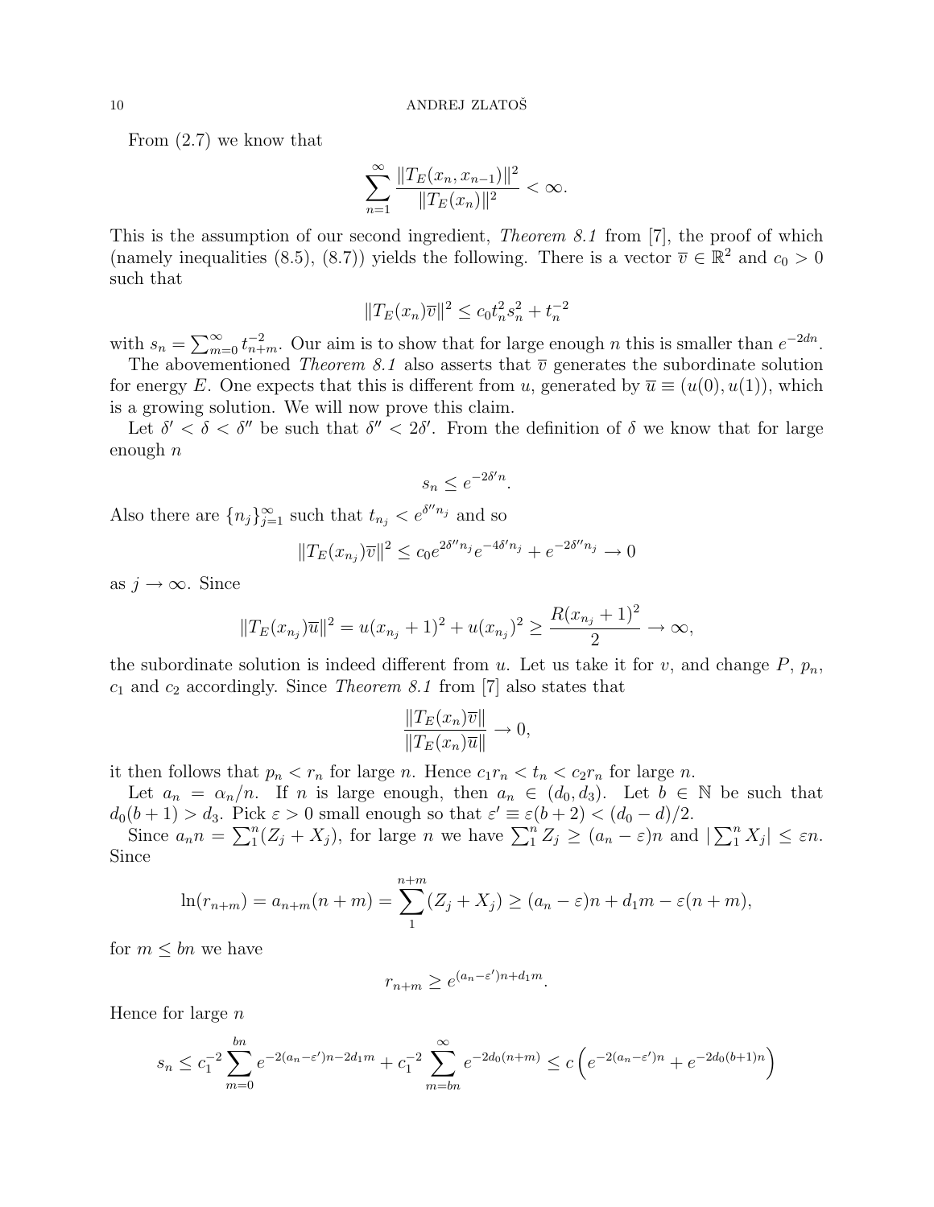From (2.7) we know that

$$\sum_{n=1}^{\infty} \frac{\|T_E(x_n, x_{n-1})\|^2}{\|T_E(x_n)\|^2} < \infty.$$

This is the assumption of our second ingredient, *Theorem 8.1* from [7], the proof of which (namely inequalities (8.5), (8.7)) yields the following. There is a vector $\overline{v} \in \mathbb{R}^2$ and $c_0 > 0$ such that

$$\|T_E(x_n)\overline{v}\|^2 \le c_0 t_n^2 s_n^2 + t_n^{-2}$$

with $s_n = \sum_{m=0}^{\infty} t_{n+m}^{-2}$. Our aim is to show that for large enough $n$ this is smaller than $e^{-2dn}$.

The abovementioned *Theorem 8.1* also asserts that $\overline{v}$ generates the subordinate solution for energy $E$. One expects that this is different from $u$, generated by $\overline{u} \equiv (u(0), u(1))$, which is a growing solution. We will now prove this claim.

Let $\delta' < \delta < \delta''$ be such that $\delta'' < 2\delta'$. From the definition of $\delta$ we know that for large enough $n$

$$s_n \le e^{-2\delta' n}.$$

Also there are $\{n_j\}_{j=1}^{\infty}$ such that $t_{n_j} < e^{\delta'' n_j}$ and so

$$\|T_E(x_{n_j})\overline{v}\|^2 \le c_0 e^{2\delta'' n_j} e^{-4\delta' n_j} + e^{-2\delta'' n_j} \to 0$$

as $j \to \infty$. Since

$$\|T_E(x_{n_j})\overline{u}\|^2 = u(x_{n_j}+1)^2 + u(x_{n_j})^2 \ge \frac{R(x_{n_j}+1)^2}{2} \to \infty,$$

the subordinate solution is indeed different from $u$. Let us take it for $v$, and change $P$, $p_n$, $c_1$ and $c_2$ accordingly. Since *Theorem 8.1* from [7] also states that

$$\frac{\|T_E(x_n)\overline{v}\|}{\|T_E(x_n)\overline{u}\|} \to 0,$$

it then follows that $p_n < r_n$ for large $n$. Hence $c_1 r_n < t_n < c_2 r_n$ for large $n$.

Let $a_n = \alpha_n/n$. If $n$ is large enough, then $a_n \in (d_0, d_3)$. Let $b \in \mathbb{N}$ be such that $d_0(b+1) > d_3$. Pick $\varepsilon > 0$ small enough so that $\varepsilon' \equiv \varepsilon(b+2) < (d_0 - d)/2$.

Since $a_n n = \sum_1^n (Z_j + X_j)$, for large $n$ we have $\sum_1^n Z_j \ge (a_n - \varepsilon)n$ and $|\sum_1^n X_j| \le \varepsilon n$. Since

$$\ln(r_{n+m}) = a_{n+m}(n+m) = \sum_1^{n+m}(Z_j + X_j) \ge (a_n - \varepsilon)n + d_1 m - \varepsilon(n+m),$$

for $m \le bn$ we have

$$r_{n+m} \ge e^{(a_n - \varepsilon')n + d_1 m}.$$

Hence for large $n$

$$s_n \le c_1^{-2} \sum_{m=0}^{bn} e^{-2(a_n-\varepsilon')n - 2d_1 m} + c_1^{-2} \sum_{m=bn}^{\infty} e^{-2d_0(n+m)} \le c\left(e^{-2(a_n-\varepsilon')n} + e^{-2d_0(b+1)n}\right)$$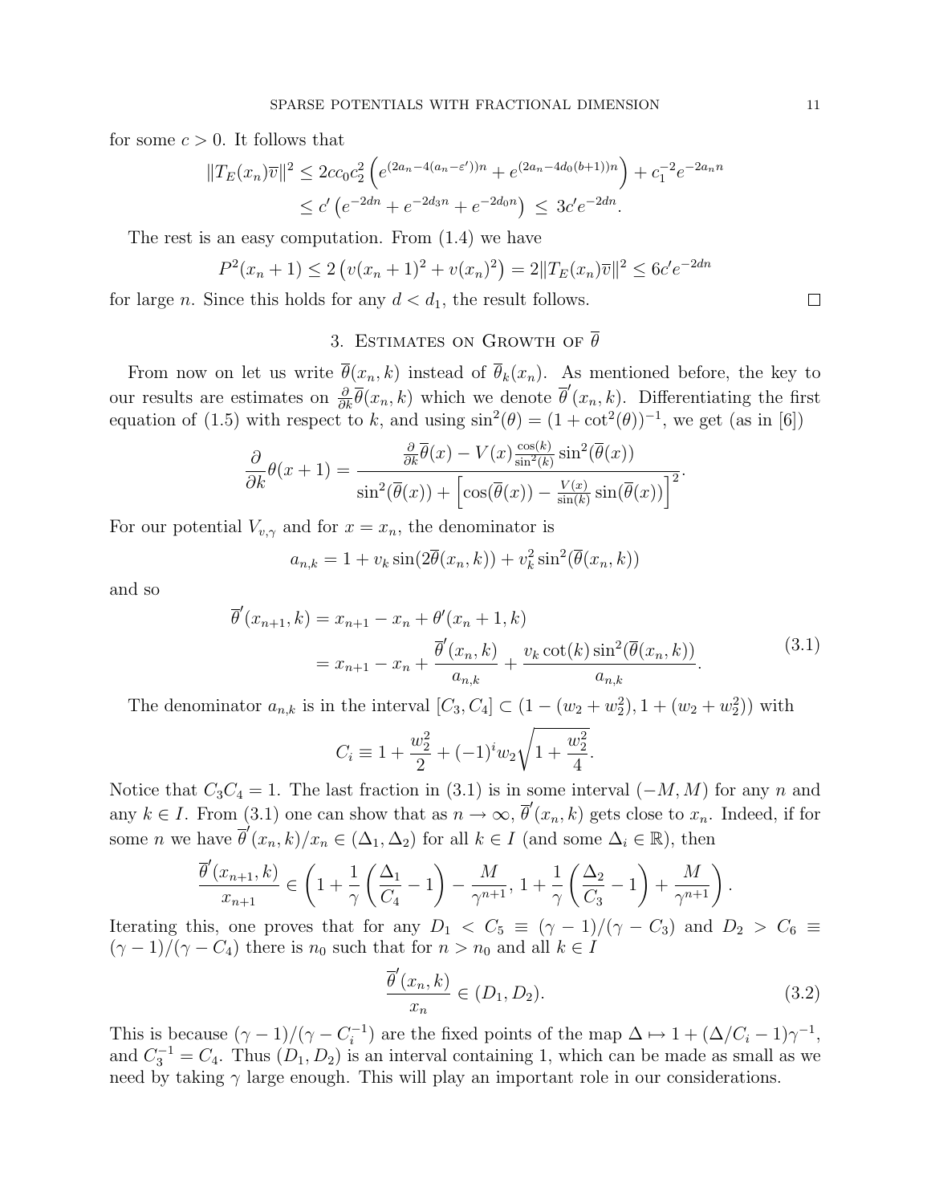for some $c > 0$. It follows that

$$\|T_E(x_n)\overline{v}\|^2 \leq 2cc_0c_2^2\left(e^{(2a_n-4(a_n-\varepsilon'))n} + e^{(2a_n-4d_0(b+1))n}\right) + c_1^{-2}e^{-2a_nn}$$
$$\leq c'\left(e^{-2dn} + e^{-2d_3n} + e^{-2d_0n}\right) \leq 3c'e^{-2dn}.$$

The rest is an easy computation. From (1.4) we have

$$P^2(x_n+1) \leq 2\left(v(x_n+1)^2 + v(x_n)^2\right) = 2\|T_E(x_n)\overline{v}\|^2 \leq 6c'e^{-2dn}$$

for large $n$. Since this holds for any $d < d_1$, the result follows. $\square$

## 3. Estimates on Growth of $\overline{\theta}$

From now on let us write $\overline{\theta}(x_n, k)$ instead of $\overline{\theta}_k(x_n)$. As mentioned before, the key to our results are estimates on $\frac{\partial}{\partial k}\overline{\theta}(x_n, k)$ which we denote $\overline{\theta}'(x_n, k)$. Differentiating the first equation of (1.5) with respect to $k$, and using $\sin^2(\theta) = (1+\cot^2(\theta))^{-1}$, we get (as in [6])

$$\frac{\partial}{\partial k}\theta(x+1) = \frac{\frac{\partial}{\partial k}\overline{\theta}(x) - V(x)\frac{\cos(k)}{\sin^2(k)}\sin^2(\overline{\theta}(x))}{\sin^2(\overline{\theta}(x)) + \left[\cos(\overline{\theta}(x)) - \frac{V(x)}{\sin(k)}\sin(\overline{\theta}(x))\right]^2}.$$

For our potential $V_{v,\gamma}$ and for $x = x_n$, the denominator is

$$a_{n,k} = 1 + v_k\sin(2\overline{\theta}(x_n, k)) + v_k^2\sin^2(\overline{\theta}(x_n, k))$$

and so

$$\begin{aligned}\overline{\theta}'(x_{n+1}, k) &= x_{n+1} - x_n + \theta'(x_n+1, k) \\ &= x_{n+1} - x_n + \frac{\overline{\theta}'(x_n, k)}{a_{n,k}} + \frac{v_k\cot(k)\sin^2(\overline{\theta}(x_n, k))}{a_{n,k}}.\end{aligned} \tag{3.1}$$

The denominator $a_{n,k}$ is in the interval $[C_3, C_4] \subset (1 - (w_2 + w_2^2), 1 + (w_2 + w_2^2))$ with

$$C_i \equiv 1 + \frac{w_2^2}{2} + (-1)^i w_2\sqrt{1 + \frac{w_2^2}{4}}.$$

Notice that $C_3C_4 = 1$. The last fraction in (3.1) is in some interval $(-M, M)$ for any $n$ and any $k \in I$. From (3.1) one can show that as $n \to \infty$, $\overline{\theta}'(x_n, k)$ gets close to $x_n$. Indeed, if for some $n$ we have $\overline{\theta}'(x_n, k)/x_n \in (\Delta_1, \Delta_2)$ for all $k \in I$ (and some $\Delta_i \in \mathbb{R}$), then

$$\frac{\overline{\theta}'(x_{n+1}, k)}{x_{n+1}} \in \left(1 + \frac{1}{\gamma}\left(\frac{\Delta_1}{C_4} - 1\right) - \frac{M}{\gamma^{n+1}}, 1 + \frac{1}{\gamma}\left(\frac{\Delta_2}{C_3} - 1\right) + \frac{M}{\gamma^{n+1}}\right).$$

Iterating this, one proves that for any $D_1 < C_5 \equiv (\gamma - 1)/(\gamma - C_3)$ and $D_2 > C_6 \equiv (\gamma - 1)/(\gamma - C_4)$ there is $n_0$ such that for $n > n_0$ and all $k \in I$

$$\frac{\overline{\theta}'(x_n, k)}{x_n} \in (D_1, D_2). \tag{3.2}$$

This is because $(\gamma - 1)/(\gamma - C_i^{-1})$ are the fixed points of the map $\Delta \mapsto 1 + (\Delta/C_i - 1)\gamma^{-1}$, and $C_3^{-1} = C_4$. Thus $(D_1, D_2)$ is an interval containing 1, which can be made as small as we need by taking $\gamma$ large enough. This will play an important role in our considerations.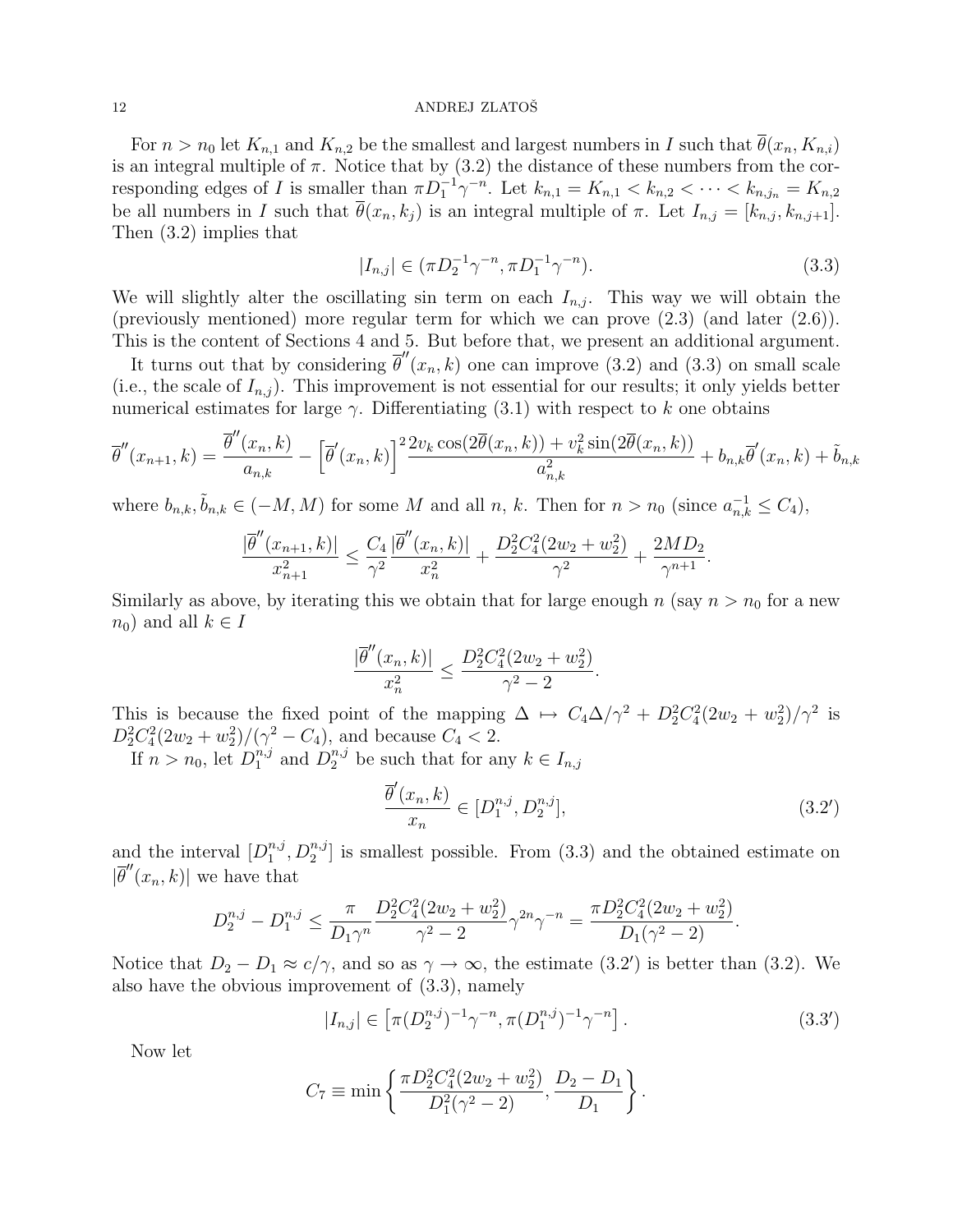For $n > n_0$ let $K_{n,1}$ and $K_{n,2}$ be the smallest and largest numbers in $I$ such that $\overline{\theta}(x_n, K_{n,i})$ is an integral multiple of $\pi$. Notice that by (3.2) the distance of these numbers from the corresponding edges of $I$ is smaller than $\pi D_1^{-1}\gamma^{-n}$. Let $k_{n,1} = K_{n,1} < k_{n,2} < \cdots < k_{n,j_n} = K_{n,2}$ be all numbers in $I$ such that $\overline{\theta}(x_n, k_j)$ is an integral multiple of $\pi$. Let $I_{n,j} = [k_{n,j}, k_{n,j+1}]$. Then (3.2) implies that

$$|I_{n,j}| \in (\pi D_2^{-1}\gamma^{-n}, \pi D_1^{-1}\gamma^{-n}). \tag{3.3}$$

We will slightly alter the oscillating sin term on each $I_{n,j}$. This way we will obtain the (previously mentioned) more regular term for which we can prove (2.3) (and later (2.6)). This is the content of Sections 4 and 5. But before that, we present an additional argument.

It turns out that by considering $\overline{\theta}''(x_n, k)$ one can improve (3.2) and (3.3) on small scale (i.e., the scale of $I_{n,j}$). This improvement is not essential for our results; it only yields better numerical estimates for large $\gamma$. Differentiating (3.1) with respect to $k$ one obtains

$$\overline{\theta}''(x_{n+1}, k) = \frac{\overline{\theta}''(x_n, k)}{a_{n,k}} - \left[\overline{\theta}'(x_n, k)\right]^2 \frac{2v_k \cos(2\overline{\theta}(x_n, k)) + v_k^2 \sin(2\overline{\theta}(x_n, k))}{a_{n,k}^2} + b_{n,k}\overline{\theta}'(x_n, k) + \tilde{b}_{n,k}$$

where $b_{n,k}, \tilde{b}_{n,k} \in (-M, M)$ for some $M$ and all $n$, $k$. Then for $n > n_0$ (since $a_{n,k}^{-1} \le C_4$),

$$\frac{|\overline{\theta}''(x_{n+1}, k)|}{x_{n+1}^2} \le \frac{C_4}{\gamma^2}\frac{|\overline{\theta}''(x_n, k)|}{x_n^2} + \frac{D_2^2 C_4^2(2w_2 + w_2^2)}{\gamma^2} + \frac{2MD_2}{\gamma^{n+1}}.$$

Similarly as above, by iterating this we obtain that for large enough $n$ (say $n > n_0$ for a new $n_0$) and all $k \in I$

$$\frac{|\overline{\theta}''(x_n, k)|}{x_n^2} \le \frac{D_2^2 C_4^2(2w_2 + w_2^2)}{\gamma^2 - 2}.$$

This is because the fixed point of the mapping $\Delta \mapsto C_4\Delta/\gamma^2 + D_2^2 C_4^2(2w_2 + w_2^2)/\gamma^2$ is $D_2^2 C_4^2(2w_2 + w_2^2)/(\gamma^2 - C_4)$, and because $C_4 < 2$.

If $n > n_0$, let $D_1^{n,j}$ and $D_2^{n,j}$ be such that for any $k \in I_{n,j}$

$$\frac{\overline{\theta}'(x_n, k)}{x_n} \in [D_1^{n,j}, D_2^{n,j}], \tag{3.2$'$}$$

and the interval $[D_1^{n,j}, D_2^{n,j}]$ is smallest possible. From (3.3) and the obtained estimate on $|\overline{\theta}''(x_n, k)|$ we have that

$$D_2^{n,j} - D_1^{n,j} \le \frac{\pi}{D_1\gamma^n}\frac{D_2^2 C_4^2(2w_2 + w_2^2)}{\gamma^2 - 2}\gamma^{2n}\gamma^{-n} = \frac{\pi D_2^2 C_4^2(2w_2 + w_2^2)}{D_1(\gamma^2 - 2)}.$$

Notice that $D_2 - D_1 \approx c/\gamma$, and so as $\gamma \to \infty$, the estimate (3.2$'$) is better than (3.2). We also have the obvious improvement of (3.3), namely

$$|I_{n,j}| \in \left[\pi(D_2^{n,j})^{-1}\gamma^{-n}, \pi(D_1^{n,j})^{-1}\gamma^{-n}\right]. \tag{3.3$'$}$$

Now let

$$C_7 \equiv \min\left\{\frac{\pi D_2^2 C_4^2(2w_2 + w_2^2)}{D_1^2(\gamma^2 - 2)}, \frac{D_2 - D_1}{D_1}\right\}.$$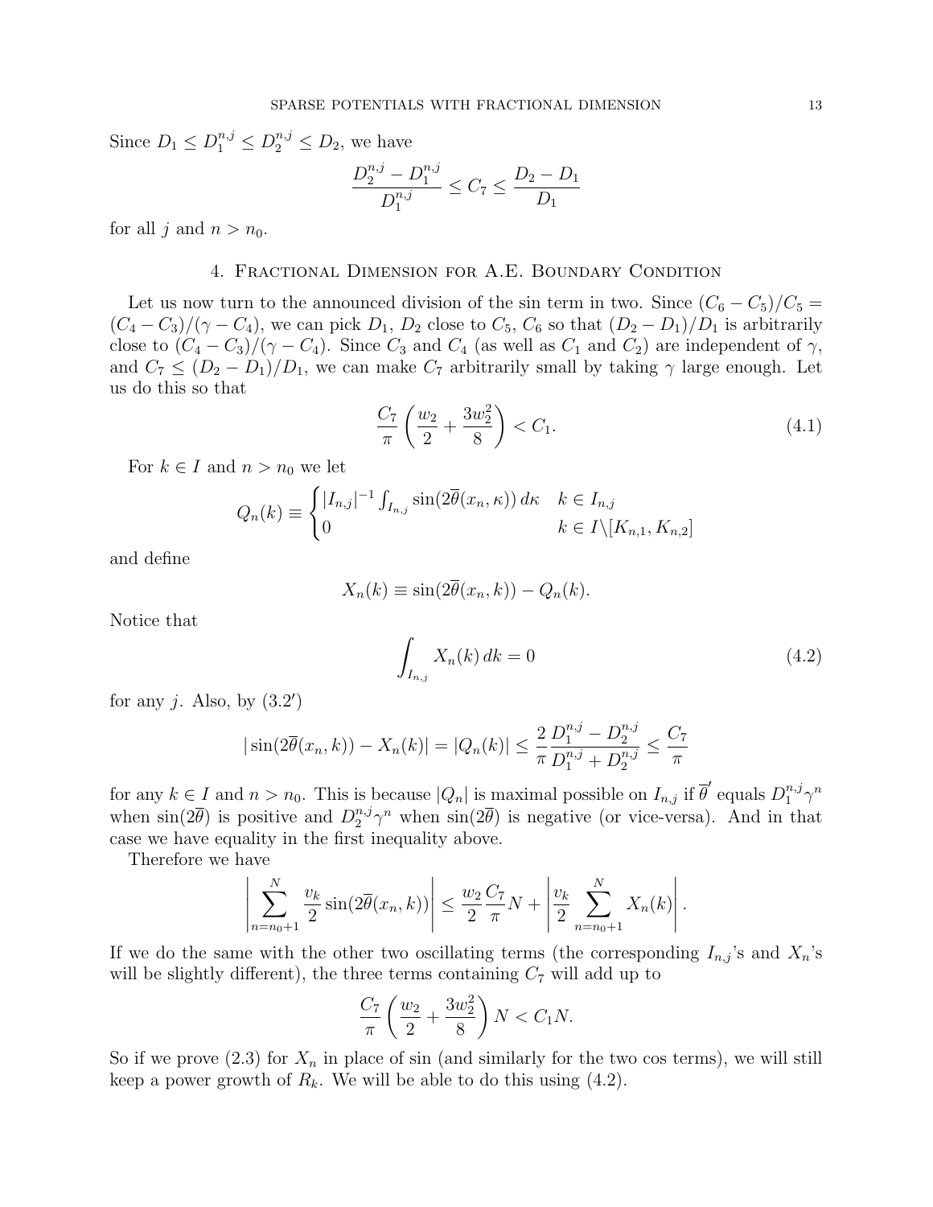Since $D_1 \le D_1^{n,j} \le D_2^{n,j} \le D_2$, we have

$$\frac{D_2^{n,j} - D_1^{n,j}}{D_1^{n,j}} \le C_7 \le \frac{D_2 - D_1}{D_1}$$

for all $j$ and $n > n_0$.

## 4. Fractional Dimension for A.E. Boundary Condition

Let us now turn to the announced division of the sin term in two. Since $(C_6 - C_5)/C_5 = (C_4 - C_3)/(\gamma - C_4)$, we can pick $D_1$, $D_2$ close to $C_5$, $C_6$ so that $(D_2 - D_1)/D_1$ is arbitrarily close to $(C_4 - C_3)/(\gamma - C_4)$. Since $C_3$ and $C_4$ (as well as $C_1$ and $C_2$) are independent of $\gamma$, and $C_7 \le (D_2 - D_1)/D_1$, we can make $C_7$ arbitrarily small by taking $\gamma$ large enough. Let us do this so that

$$\frac{C_7}{\pi}\left(\frac{w_2}{2} + \frac{3w_2^2}{8}\right) < C_1. \tag{4.1}$$

For $k \in I$ and $n > n_0$ we let

$$Q_n(k) \equiv \begin{cases} |I_{n,j}|^{-1} \int_{I_{n,j}} \sin(2\overline{\theta}(x_n, \kappa))\, d\kappa & k \in I_{n,j} \\ 0 & k \in I \backslash [K_{n,1}, K_{n,2}] \end{cases}$$

and define

$$X_n(k) \equiv \sin(2\overline{\theta}(x_n, k)) - Q_n(k).$$

Notice that

$$\int_{I_{n,j}} X_n(k)\, dk = 0 \tag{4.2}$$

for any $j$. Also, by $(3.2')$

$$|\sin(2\overline{\theta}(x_n, k)) - X_n(k)| = |Q_n(k)| \le \frac{2}{\pi} \frac{D_1^{n,j} - D_2^{n,j}}{D_1^{n,j} + D_2^{n,j}} \le \frac{C_7}{\pi}$$

for any $k \in I$ and $n > n_0$. This is because $|Q_n|$ is maximal possible on $I_{n,j}$ if $\overline{\theta}'$ equals $D_1^{n,j}\gamma^n$ when $\sin(2\overline{\theta})$ is positive and $D_2^{n,j}\gamma^n$ when $\sin(2\overline{\theta})$ is negative (or vice-versa). And in that case we have equality in the first inequality above.

Therefore we have

$$\left| \sum_{n=n_0+1}^{N} \frac{v_k}{2} \sin(2\overline{\theta}(x_n, k)) \right| \le \frac{w_2}{2} \frac{C_7}{\pi} N + \left| \frac{v_k}{2} \sum_{n=n_0+1}^{N} X_n(k) \right|.$$

If we do the same with the other two oscillating terms (the corresponding $I_{n,j}$'s and $X_n$'s will be slightly different), the three terms containing $C_7$ will add up to

$$\frac{C_7}{\pi}\left(\frac{w_2}{2} + \frac{3w_2^2}{8}\right) N < C_1 N.$$

So if we prove (2.3) for $X_n$ in place of sin (and similarly for the two cos terms), we will still keep a power growth of $R_k$. We will be able to do this using (4.2).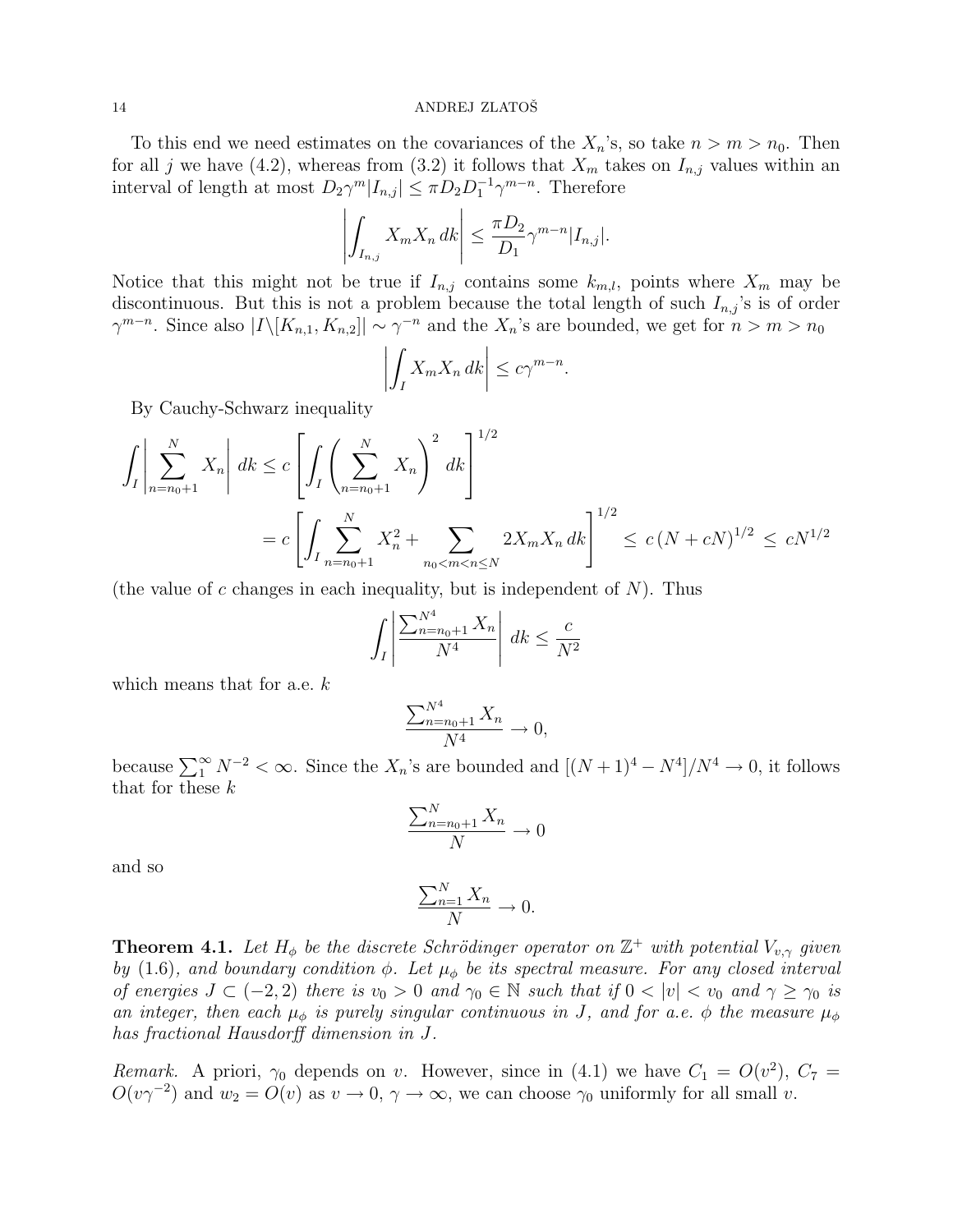To this end we need estimates on the covariances of the $X_n$'s, so take $n > m > n_0$. Then for all $j$ we have (4.2), whereas from (3.2) it follows that $X_m$ takes on $I_{n,j}$ values within an interval of length at most $D_2\gamma^m|I_{n,j}| \le \pi D_2 D_1^{-1}\gamma^{m-n}$. Therefore

$$\left|\int_{I_{n,j}} X_m X_n \, dk\right| \le \frac{\pi D_2}{D_1}\gamma^{m-n}|I_{n,j}|.$$

Notice that this might not be true if $I_{n,j}$ contains some $k_{m,l}$, points where $X_m$ may be discontinuous. But this is not a problem because the total length of such $I_{n,j}$'s is of order $\gamma^{m-n}$. Since also $|I\backslash[K_{n,1}, K_{n,2}]| \sim \gamma^{-n}$ and the $X_n$'s are bounded, we get for $n > m > n_0$

$$\left|\int_I X_m X_n \, dk\right| \le c\gamma^{m-n}.$$

By Cauchy-Schwarz inequality

$$\int_I \left|\sum_{n=n_0+1}^{N} X_n\right| dk \le c\left[\int_I \left(\sum_{n=n_0+1}^{N} X_n\right)^2 dk\right]^{1/2}$$
$$= c\left[\int_I \sum_{n=n_0+1}^{N} X_n^2 + \sum_{n_0<m<n\le N} 2X_m X_n \, dk\right]^{1/2} \le c\,(N + cN)^{1/2} \le cN^{1/2}$$

(the value of $c$ changes in each inequality, but is independent of $N$). Thus

$$\int_I \left|\frac{\sum_{n=n_0+1}^{N^4} X_n}{N^4}\right| dk \le \frac{c}{N^2}$$

which means that for a.e. $k$

$$\frac{\sum_{n=n_0+1}^{N^4} X_n}{N^4} \to 0,$$

because $\sum_1^\infty N^{-2} < \infty$. Since the $X_n$'s are bounded and $[(N+1)^4 - N^4]/N^4 \to 0$, it follows that for these $k$

$$\frac{\sum_{n=n_0+1}^{N} X_n}{N} \to 0$$

and so

$$\frac{\sum_{n=1}^{N} X_n}{N} \to 0.$$

**Theorem 4.1.** *Let $H_\phi$ be the discrete Schrödinger operator on $\mathbb{Z}^+$ with potential $V_{v,\gamma}$ given by (1.6), and boundary condition $\phi$. Let $\mu_\phi$ be its spectral measure. For any closed interval of energies $J \subset (-2,2)$ there is $v_0 > 0$ and $\gamma_0 \in \mathbb{N}$ such that if $0 < |v| < v_0$ and $\gamma \ge \gamma_0$ is an integer, then each $\mu_\phi$ is purely singular continuous in $J$, and for a.e. $\phi$ the measure $\mu_\phi$ has fractional Hausdorff dimension in $J$.*

*Remark.* A priori, $\gamma_0$ depends on $v$. However, since in (4.1) we have $C_1 = O(v^2)$, $C_7 = O(v\gamma^{-2})$ and $w_2 = O(v)$ as $v \to 0$, $\gamma \to \infty$, we can choose $\gamma_0$ uniformly for all small $v$.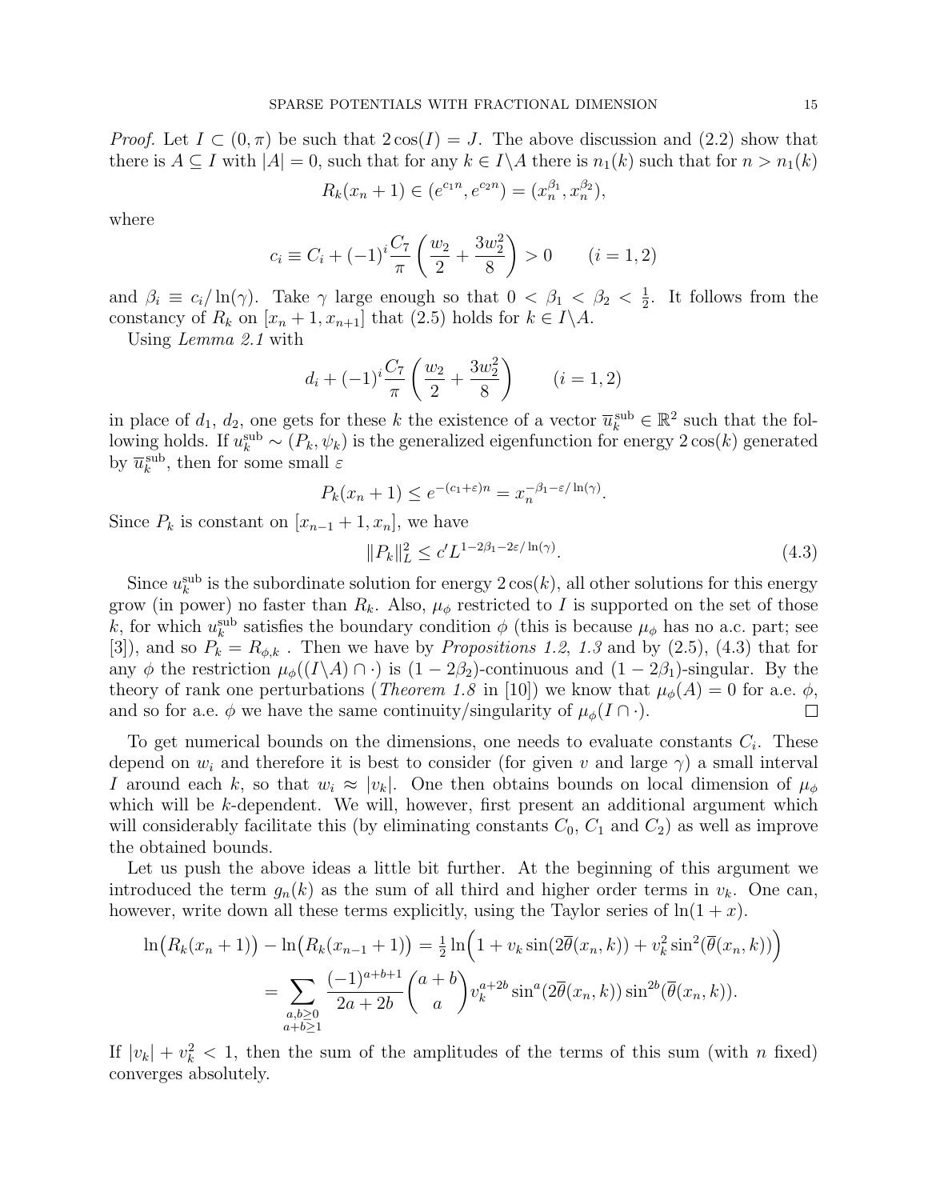*Proof.* Let $I \subset (0,\pi)$ be such that $2\cos(I) = J$. The above discussion and (2.2) show that there is $A \subseteq I$ with $|A| = 0$, such that for any $k \in I\backslash A$ there is $n_1(k)$ such that for $n > n_1(k)$

$$R_k(x_n+1) \in (e^{c_1 n}, e^{c_2 n}) = (x_n^{\beta_1}, x_n^{\beta_2}),$$

where

$$c_i \equiv C_i + (-1)^i \frac{C_7}{\pi}\left(\frac{w_2}{2} + \frac{3w_2^2}{8}\right) > 0 \qquad (i = 1,2)$$

and $\beta_i \equiv c_i/\ln(\gamma)$. Take $\gamma$ large enough so that $0 < \beta_1 < \beta_2 < \frac{1}{2}$. It follows from the constancy of $R_k$ on $[x_n + 1, x_{n+1}]$ that (2.5) holds for $k \in I\backslash A$.

Using *Lemma 2.1* with

$$d_i + (-1)^i \frac{C_7}{\pi}\left(\frac{w_2}{2} + \frac{3w_2^2}{8}\right) \qquad (i = 1,2)$$

in place of $d_1$, $d_2$, one gets for these $k$ the existence of a vector $\overline{u}_k^{\rm sub} \in \mathbb{R}^2$ such that the following holds. If $u_k^{\rm sub} \sim (P_k, \psi_k)$ is the generalized eigenfunction for energy $2\cos(k)$ generated by $\overline{u}_k^{\rm sub}$, then for some small $\varepsilon$

$$P_k(x_n+1) \le e^{-(c_1+\varepsilon)n} = x_n^{-\beta_1 - \varepsilon/\ln(\gamma)}.$$

Since $P_k$ is constant on $[x_{n-1}+1, x_n]$, we have

$$\|P_k\|_L^2 \le c' L^{1-2\beta_1-2\varepsilon/\ln(\gamma)}. \tag{4.3}$$

Since $u_k^{\rm sub}$ is the subordinate solution for energy $2\cos(k)$, all other solutions for this energy grow (in power) no faster than $R_k$. Also, $\mu_\phi$ restricted to $I$ is supported on the set of those $k$, for which $u_k^{\rm sub}$ satisfies the boundary condition $\phi$ (this is because $\mu_\phi$ has no a.c. part; see [3]), and so $P_k = R_{\phi,k}$ . Then we have by *Propositions 1.2, 1.3* and by (2.5), (4.3) that for any $\phi$ the restriction $\mu_\phi((I\backslash A)\cap\cdot)$ is $(1-2\beta_2)$-continuous and $(1-2\beta_1)$-singular. By the theory of rank one perturbations (*Theorem 1.8* in [10]) we know that $\mu_\phi(A) = 0$ for a.e. $\phi$, and so for a.e. $\phi$ we have the same continuity/singularity of $\mu_\phi(I\cap\cdot)$. □

To get numerical bounds on the dimensions, one needs to evaluate constants $C_i$. These depend on $w_i$ and therefore it is best to consider (for given $v$ and large $\gamma$) a small interval $I$ around each $k$, so that $w_i \approx |v_k|$. One then obtains bounds on local dimension of $\mu_\phi$ which will be $k$-dependent. We will, however, first present an additional argument which will considerably facilitate this (by eliminating constants $C_0$, $C_1$ and $C_2$) as well as improve the obtained bounds.

Let us push the above ideas a little bit further. At the beginning of this argument we introduced the term $g_n(k)$ as the sum of all third and higher order terms in $v_k$. One can, however, write down all these terms explicitly, using the Taylor series of $\ln(1+x)$.

$$\begin{aligned}
\ln\big(R_k(x_n+1)\big) - \ln\big(R_k(x_{n-1}+1)\big) &= \tfrac{1}{2}\ln\Big(1 + v_k\sin(2\overline{\theta}(x_n,k)) + v_k^2\sin^2(\overline{\theta}(x_n,k))\Big) \\
&= \sum_{\substack{a,b\ge 0\\ a+b\ge 1}} \frac{(-1)^{a+b+1}}{2a+2b}\binom{a+b}{a} v_k^{a+2b}\sin^a(2\overline{\theta}(x_n,k))\sin^{2b}(\overline{\theta}(x_n,k)).
\end{aligned}$$

If $|v_k| + v_k^2 < 1$, then the sum of the amplitudes of the terms of this sum (with $n$ fixed) converges absolutely.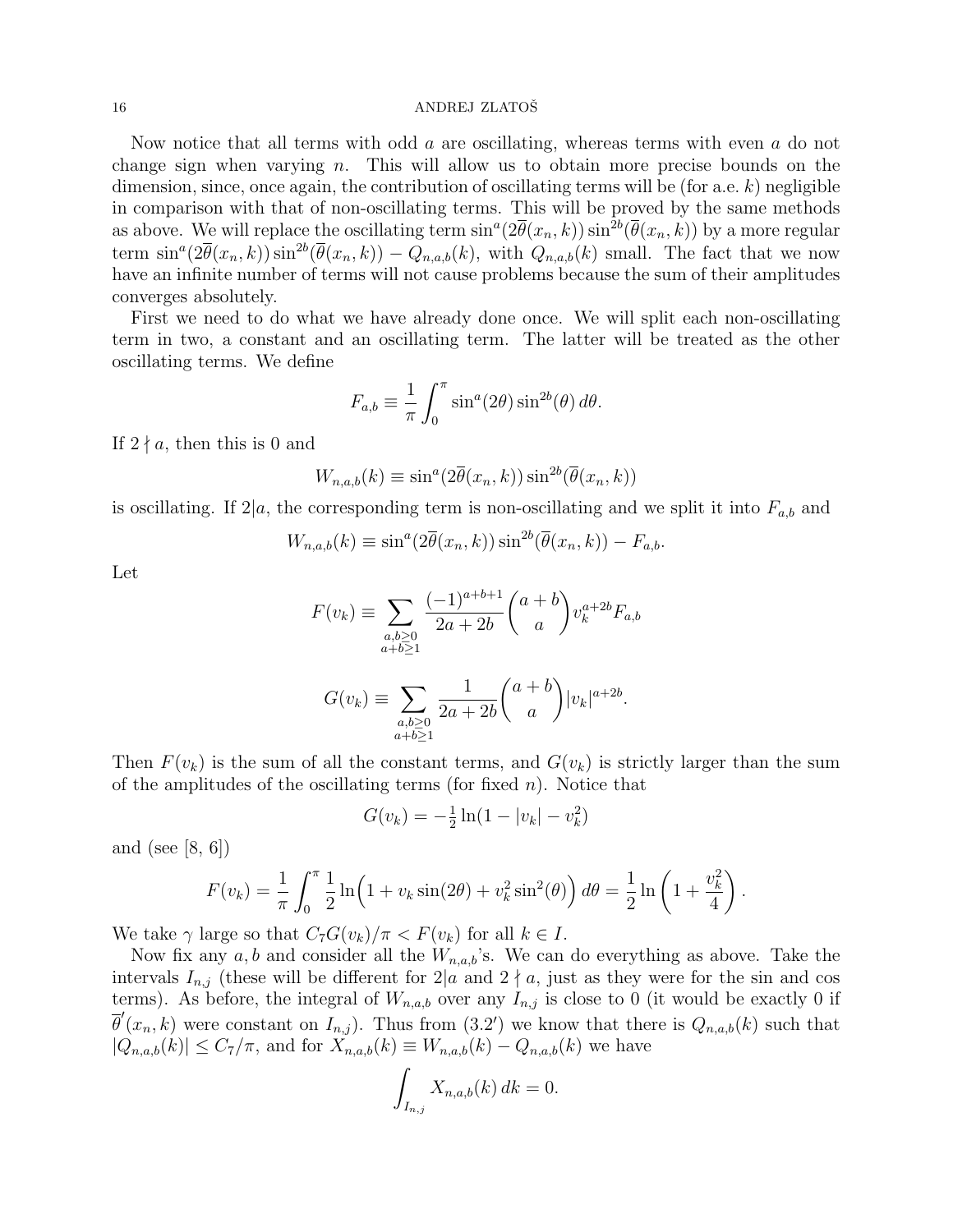Now notice that all terms with odd $a$ are oscillating, whereas terms with even $a$ do not change sign when varying $n$. This will allow us to obtain more precise bounds on the dimension, since, once again, the contribution of oscillating terms will be (for a.e. $k$) negligible in comparison with that of non-oscillating terms. This will be proved by the same methods as above. We will replace the oscillating term $\sin^a(2\overline{\theta}(x_n,k))\sin^{2b}(\overline{\theta}(x_n,k))$ by a more regular term $\sin^a(2\overline{\theta}(x_n,k))\sin^{2b}(\overline{\theta}(x_n,k)) - Q_{n,a,b}(k)$, with $Q_{n,a,b}(k)$ small. The fact that we now have an infinite number of terms will not cause problems because the sum of their amplitudes converges absolutely.

First we need to do what we have already done once. We will split each non-oscillating term in two, a constant and an oscillating term. The latter will be treated as the other oscillating terms. We define

$$F_{a,b} \equiv \frac{1}{\pi}\int_0^\pi \sin^a(2\theta)\sin^{2b}(\theta)\,d\theta.$$

If $2 \nmid a$, then this is 0 and

$$W_{n,a,b}(k) \equiv \sin^a(2\overline{\theta}(x_n,k))\sin^{2b}(\overline{\theta}(x_n,k))$$

is oscillating. If $2|a$, the corresponding term is non-oscillating and we split it into $F_{a,b}$ and

$$W_{n,a,b}(k) \equiv \sin^a(2\overline{\theta}(x_n,k))\sin^{2b}(\overline{\theta}(x_n,k)) - F_{a,b}.$$

Let

$$F(v_k) \equiv \sum_{\substack{a,b\ge 0\\ a+b\ge 1}} \frac{(-1)^{a+b+1}}{2a+2b}\binom{a+b}{a} v_k^{a+2b} F_{a,b}$$

$$G(v_k) \equiv \sum_{\substack{a,b\ge 0\\ a+b\ge 1}} \frac{1}{2a+2b}\binom{a+b}{a} |v_k|^{a+2b}.$$

Then $F(v_k)$ is the sum of all the constant terms, and $G(v_k)$ is strictly larger than the sum of the amplitudes of the oscillating terms (for fixed $n$). Notice that

$$G(v_k) = -\tfrac{1}{2}\ln(1-|v_k|-v_k^2)$$

and (see [8, 6])

$$F(v_k) = \frac{1}{\pi}\int_0^\pi \frac{1}{2}\ln\Big(1+v_k\sin(2\theta)+v_k^2\sin^2(\theta)\Big)\,d\theta = \frac{1}{2}\ln\left(1+\frac{v_k^2}{4}\right).$$

We take $\gamma$ large so that $C_7 G(v_k)/\pi < F(v_k)$ for all $k \in I$.

Now fix any $a,b$ and consider all the $W_{n,a,b}$'s. We can do everything as above. Take the intervals $I_{n,j}$ (these will be different for $2|a$ and $2 \nmid a$, just as they were for the sin and cos terms). As before, the integral of $W_{n,a,b}$ over any $I_{n,j}$ is close to 0 (it would be exactly 0 if $\overline{\theta}'(x_n,k)$ were constant on $I_{n,j}$). Thus from (3.2′) we know that there is $Q_{n,a,b}(k)$ such that $|Q_{n,a,b}(k)| \le C_7/\pi$, and for $X_{n,a,b}(k) \equiv W_{n,a,b}(k) - Q_{n,a,b}(k)$ we have

$$\int_{I_{n,j}} X_{n,a,b}(k)\,dk = 0.$$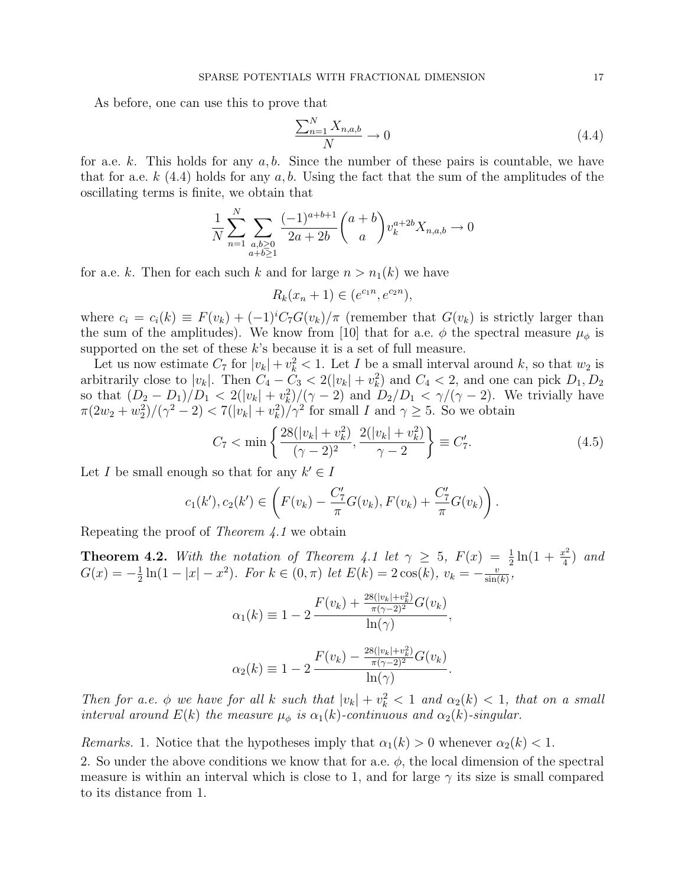As before, one can use this to prove that

$$\frac{\sum_{n=1}^{N} X_{n,a,b}}{N} \to 0 \tag{4.4}$$

for a.e. $k$. This holds for any $a, b$. Since the number of these pairs is countable, we have that for a.e. $k$ (4.4) holds for any $a, b$. Using the fact that the sum of the amplitudes of the oscillating terms is finite, we obtain that

$$\frac{1}{N}\sum_{n=1}^{N}\sum_{\substack{a,b\geq 0\\ a+b\geq 1}} \frac{(-1)^{a+b+1}}{2a+2b}\binom{a+b}{a} v_k^{a+2b} X_{n,a,b} \to 0$$

for a.e. $k$. Then for each such $k$ and for large $n > n_1(k)$ we have

$$R_k(x_n+1) \in (e^{c_1 n}, e^{c_2 n}),$$

where $c_i = c_i(k) \equiv F(v_k) + (-1)^i C_7 G(v_k)/\pi$ (remember that $G(v_k)$ is strictly larger than the sum of the amplitudes). We know from [10] that for a.e. $\phi$ the spectral measure $\mu_\phi$ is supported on the set of these $k$'s because it is a set of full measure.

Let us now estimate $C_7$ for $|v_k| + v_k^2 < 1$. Let $I$ be a small interval around $k$, so that $w_2$ is arbitrarily close to $|v_k|$. Then $C_4 - C_3 < 2(|v_k| + v_k^2)$ and $C_4 < 2$, and one can pick $D_1, D_2$ so that $(D_2 - D_1)/D_1 < 2(|v_k| + v_k^2)/(\gamma - 2)$ and $D_2/D_1 < \gamma/(\gamma - 2)$. We trivially have $\pi(2w_2 + w_2^2)/(\gamma^2 - 2) < 7(|v_k| + v_k^2)/\gamma^2$ for small $I$ and $\gamma \geq 5$. So we obtain

$$C_7 < \min\left\{\frac{28(|v_k| + v_k^2)}{(\gamma-2)^2}, \frac{2(|v_k| + v_k^2)}{\gamma - 2}\right\} \equiv C_7'. \tag{4.5}$$

Let $I$ be small enough so that for any $k' \in I$

$$c_1(k'), c_2(k') \in \left(F(v_k) - \frac{C_7'}{\pi}G(v_k), F(v_k) + \frac{C_7'}{\pi}G(v_k)\right).$$

Repeating the proof of *Theorem 4.1* we obtain

**Theorem 4.2.** *With the notation of Theorem 4.1 let $\gamma \geq 5$, $F(x) = \frac{1}{2}\ln(1 + \frac{x^2}{4})$ and $G(x) = -\frac{1}{2}\ln(1 - |x| - x^2)$. For $k \in (0, \pi)$ let $E(k) = 2\cos(k)$, $v_k = -\frac{v}{\sin(k)}$,*

$$\alpha_1(k) \equiv 1 - 2\,\frac{F(v_k) + \frac{28(|v_k|+v_k^2)}{\pi(\gamma-2)^2}G(v_k)}{\ln(\gamma)},$$

$$\alpha_2(k) \equiv 1 - 2\,\frac{F(v_k) - \frac{28(|v_k|+v_k^2)}{\pi(\gamma-2)^2}G(v_k)}{\ln(\gamma)}.$$

*Then for a.e. $\phi$ we have for all $k$ such that $|v_k| + v_k^2 < 1$ and $\alpha_2(k) < 1$, that on a small interval around $E(k)$ the measure $\mu_\phi$ is $\alpha_1(k)$-continuous and $\alpha_2(k)$-singular.*

*Remarks.* 1. Notice that the hypotheses imply that $\alpha_1(k) > 0$ whenever $\alpha_2(k) < 1$.

2. So under the above conditions we know that for a.e. $\phi$, the local dimension of the spectral measure is within an interval which is close to 1, and for large $\gamma$ its size is small compared to its distance from 1.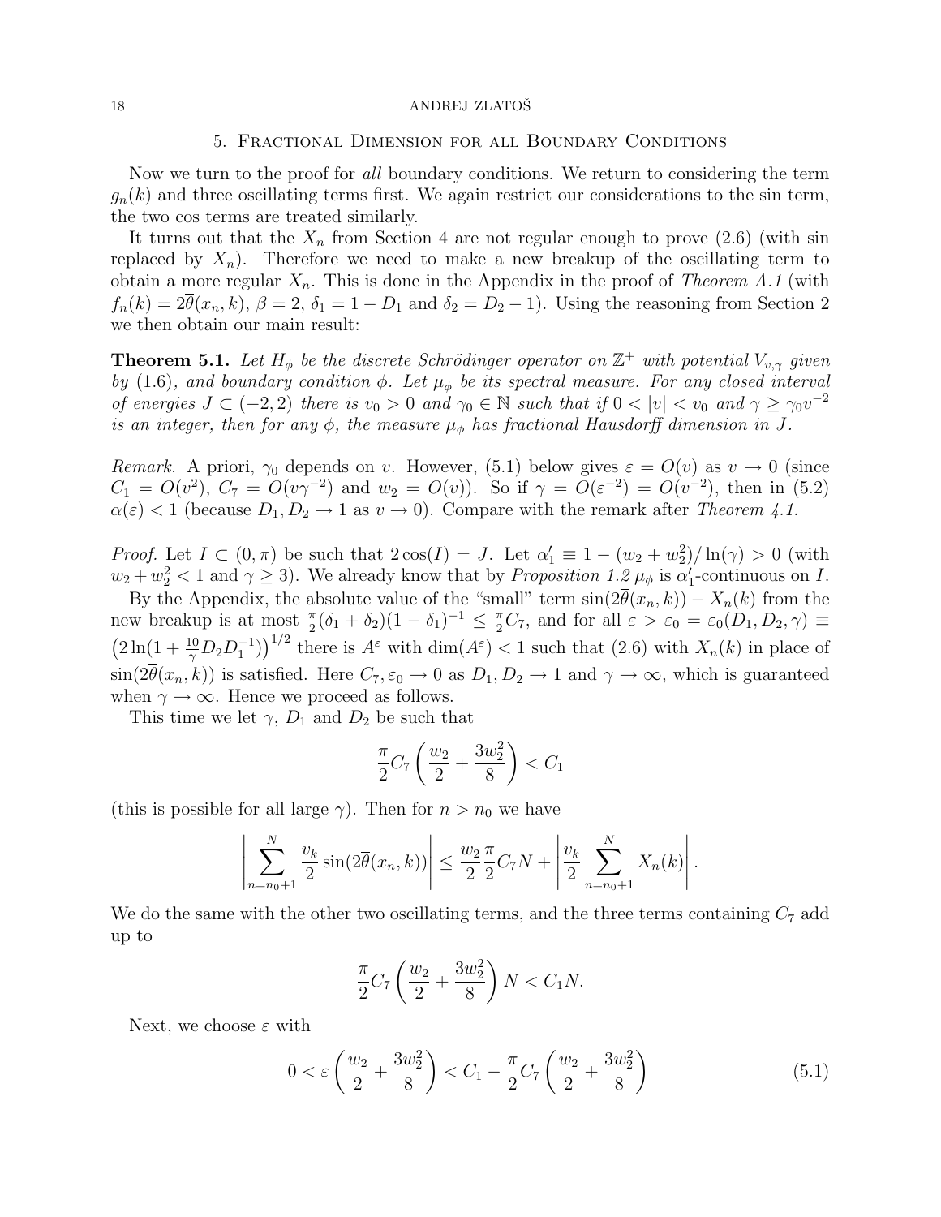## 5. Fractional Dimension for all Boundary Conditions

Now we turn to the proof for *all* boundary conditions. We return to considering the term $g_n(k)$ and three oscillating terms first. We again restrict our considerations to the sin term, the two cos terms are treated similarly.

It turns out that the $X_n$ from Section 4 are not regular enough to prove (2.6) (with sin replaced by $X_n$). Therefore we need to make a new breakup of the oscillating term to obtain a more regular $X_n$. This is done in the Appendix in the proof of *Theorem A.1* (with $f_n(k) = 2\overline{\theta}(x_n, k)$, $\beta = 2$, $\delta_1 = 1 - D_1$ and $\delta_2 = D_2 - 1$). Using the reasoning from Section 2 we then obtain our main result:

**Theorem 5.1.** *Let $H_\phi$ be the discrete Schrödinger operator on $\mathbb{Z}^+$ with potential $V_{v,\gamma}$ given by* (1.6)*, and boundary condition $\phi$. Let $\mu_\phi$ be its spectral measure. For any closed interval of energies $J \subset (-2, 2)$ there is $v_0 > 0$ and $\gamma_0 \in \mathbb{N}$ such that if $0 < |v| < v_0$ and $\gamma \geq \gamma_0 v^{-2}$ is an integer, then for any $\phi$, the measure $\mu_\phi$ has fractional Hausdorff dimension in $J$.*

*Remark.* A priori, $\gamma_0$ depends on $v$. However, (5.1) below gives $\varepsilon = O(v)$ as $v \to 0$ (since $C_1 = O(v^2)$, $C_7 = O(v\gamma^{-2})$ and $w_2 = O(v)$). So if $\gamma = O(\varepsilon^{-2}) = O(v^{-2})$, then in (5.2) $\alpha(\varepsilon) < 1$ (because $D_1, D_2 \to 1$ as $v \to 0$). Compare with the remark after *Theorem 4.1*.

*Proof.* Let $I \subset (0, \pi)$ be such that $2\cos(I) = J$. Let $\alpha_1' \equiv 1 - (w_2 + w_2^2)/\ln(\gamma) > 0$ (with $w_2 + w_2^2 < 1$ and $\gamma \geq 3$). We already know that by *Proposition 1.2* $\mu_\phi$ is $\alpha_1'$-continuous on $I$.

By the Appendix, the absolute value of the "small" term $\sin(2\overline{\theta}(x_n, k)) - X_n(k)$ from the new breakup is at most $\frac{\pi}{2}(\delta_1 + \delta_2)(1 - \delta_1)^{-1} \leq \frac{\pi}{2}C_7$, and for all $\varepsilon > \varepsilon_0 = \varepsilon_0(D_1, D_2, \gamma) \equiv \left(2\ln(1 + \frac{10}{\gamma}D_2 D_1^{-1})\right)^{1/2}$ there is $A^\varepsilon$ with $\dim(A^\varepsilon) < 1$ such that (2.6) with $X_n(k)$ in place of $\sin(2\overline{\theta}(x_n, k))$ is satisfied. Here $C_7, \varepsilon_0 \to 0$ as $D_1, D_2 \to 1$ and $\gamma \to \infty$, which is guaranteed when $\gamma \to \infty$. Hence we proceed as follows.

This time we let $\gamma$, $D_1$ and $D_2$ be such that

$$\frac{\pi}{2}C_7\left(\frac{w_2}{2} + \frac{3w_2^2}{8}\right) < C_1$$

(this is possible for all large $\gamma$). Then for $n > n_0$ we have

$$\left|\sum_{n=n_0+1}^{N} \frac{v_k}{2}\sin(2\overline{\theta}(x_n, k))\right| \leq \frac{w_2}{2}\frac{\pi}{2}C_7 N + \left|\frac{v_k}{2}\sum_{n=n_0+1}^{N} X_n(k)\right|.$$

We do the same with the other two oscillating terms, and the three terms containing $C_7$ add up to

$$\frac{\pi}{2}C_7\left(\frac{w_2}{2} + \frac{3w_2^2}{8}\right)N < C_1 N.$$

Next, we choose $\varepsilon$ with

$$0 < \varepsilon\left(\frac{w_2}{2} + \frac{3w_2^2}{8}\right) < C_1 - \frac{\pi}{2}C_7\left(\frac{w_2}{2} + \frac{3w_2^2}{8}\right) \tag{5.1}$$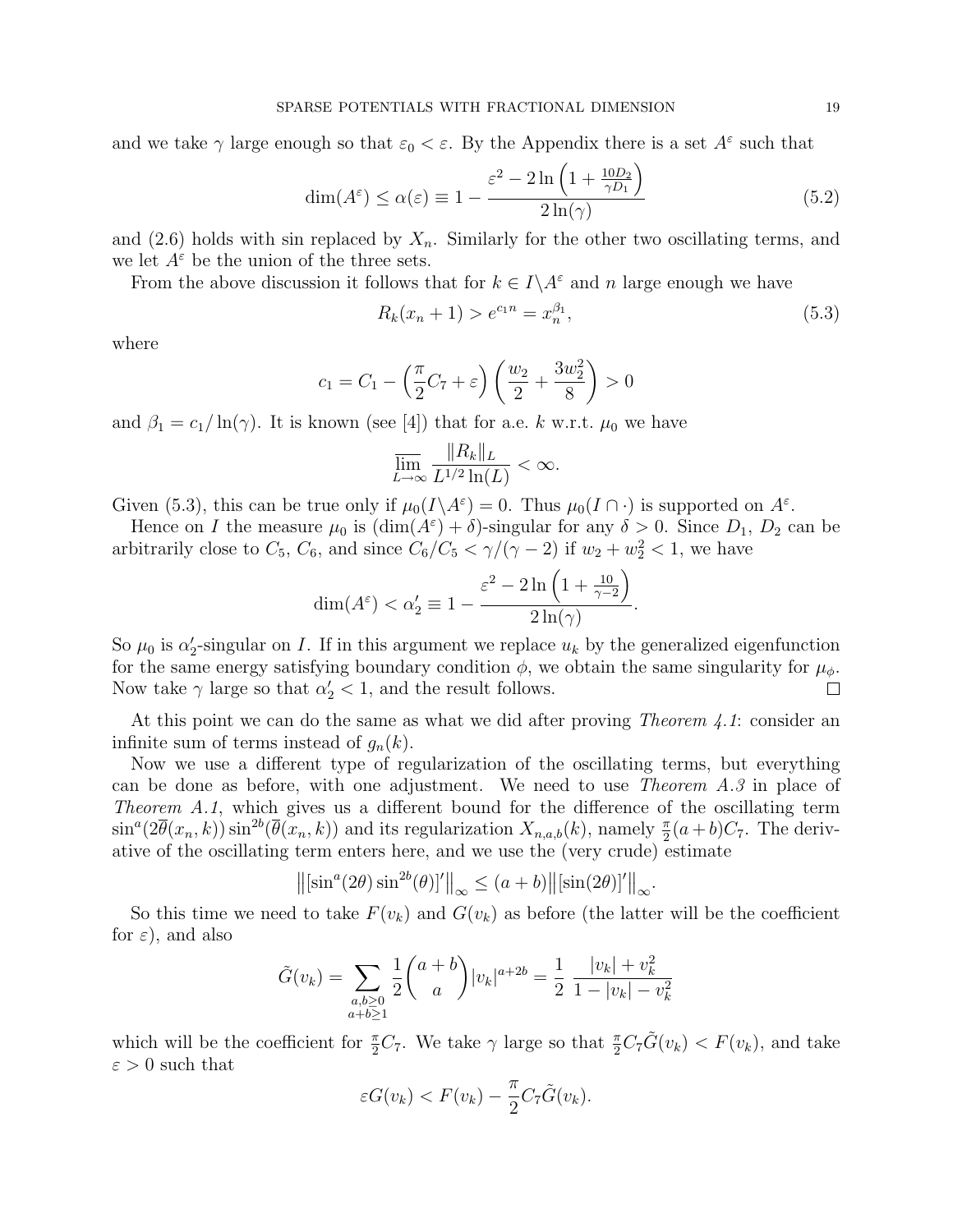and we take $\gamma$ large enough so that $\varepsilon_0 < \varepsilon$. By the Appendix there is a set $A^\varepsilon$ such that

$$\dim(A^\varepsilon) \leq \alpha(\varepsilon) \equiv 1 - \frac{\varepsilon^2 - 2\ln\left(1 + \frac{10D_2}{\gamma D_1}\right)}{2\ln(\gamma)} \tag{5.2}$$

and (2.6) holds with sin replaced by $X_n$. Similarly for the other two oscillating terms, and we let $A^\varepsilon$ be the union of the three sets.

From the above discussion it follows that for $k \in I \backslash A^\varepsilon$ and $n$ large enough we have

$$R_k(x_n + 1) > e^{c_1 n} = x_n^{\beta_1}, \tag{5.3}$$

where

$$c_1 = C_1 - \left(\frac{\pi}{2}C_7 + \varepsilon\right)\left(\frac{w_2}{2} + \frac{3w_2^2}{8}\right) > 0$$

and $\beta_1 = c_1/\ln(\gamma)$. It is known (see [4]) that for a.e. $k$ w.r.t. $\mu_0$ we have

$$\overline{\lim_{L\to\infty}} \frac{\|R_k\|_L}{L^{1/2}\ln(L)} < \infty.$$

Given (5.3), this can be true only if $\mu_0(I\backslash A^\varepsilon) = 0$. Thus $\mu_0(I \cap \cdot)$ is supported on $A^\varepsilon$.

Hence on $I$ the measure $\mu_0$ is $(\dim(A^\varepsilon) + \delta)$-singular for any $\delta > 0$. Since $D_1$, $D_2$ can be arbitrarily close to $C_5$, $C_6$, and since $C_6/C_5 < \gamma/(\gamma - 2)$ if $w_2 + w_2^2 < 1$, we have

$$\dim(A^\varepsilon) < \alpha_2' \equiv 1 - \frac{\varepsilon^2 - 2\ln\left(1 + \frac{10}{\gamma - 2}\right)}{2\ln(\gamma)}.$$

So $\mu_0$ is $\alpha_2'$-singular on $I$. If in this argument we replace $u_k$ by the generalized eigenfunction for the same energy satisfying boundary condition $\phi$, we obtain the same singularity for $\mu_\phi$. Now take $\gamma$ large so that $\alpha_2' < 1$, and the result follows. □

At this point we can do the same as what we did after proving *Theorem 4.1*: consider an infinite sum of terms instead of $g_n(k)$.

Now we use a different type of regularization of the oscillating terms, but everything can be done as before, with one adjustment. We need to use *Theorem A.3* in place of *Theorem A.1*, which gives us a different bound for the difference of the oscillating term $\sin^a(2\overline{\theta}(x_n, k))\sin^{2b}(\overline{\theta}(x_n, k))$ and its regularization $X_{n,a,b}(k)$, namely $\frac{\pi}{2}(a+b)C_7$. The derivative of the oscillating term enters here, and we use the (very crude) estimate

$$\left\|[\sin^a(2\theta)\sin^{2b}(\theta)]'\right\|_\infty \leq (a+b)\left\|[\sin(2\theta)]'\right\|_\infty.$$

So this time we need to take $F(v_k)$ and $G(v_k)$ as before (the latter will be the coefficient for $\varepsilon$), and also

$$\tilde{G}(v_k) = \sum_{\substack{a,b\geq 0\\ a+b\geq 1}} \frac{1}{2}\binom{a+b}{a}|v_k|^{a+2b} = \frac{1}{2}\,\frac{|v_k| + v_k^2}{1 - |v_k| - v_k^2}$$

which will be the coefficient for $\frac{\pi}{2}C_7$. We take $\gamma$ large so that $\frac{\pi}{2}C_7\tilde{G}(v_k) < F(v_k)$, and take $\varepsilon > 0$ such that

$$\varepsilon G(v_k) < F(v_k) - \frac{\pi}{2}C_7\tilde{G}(v_k).$$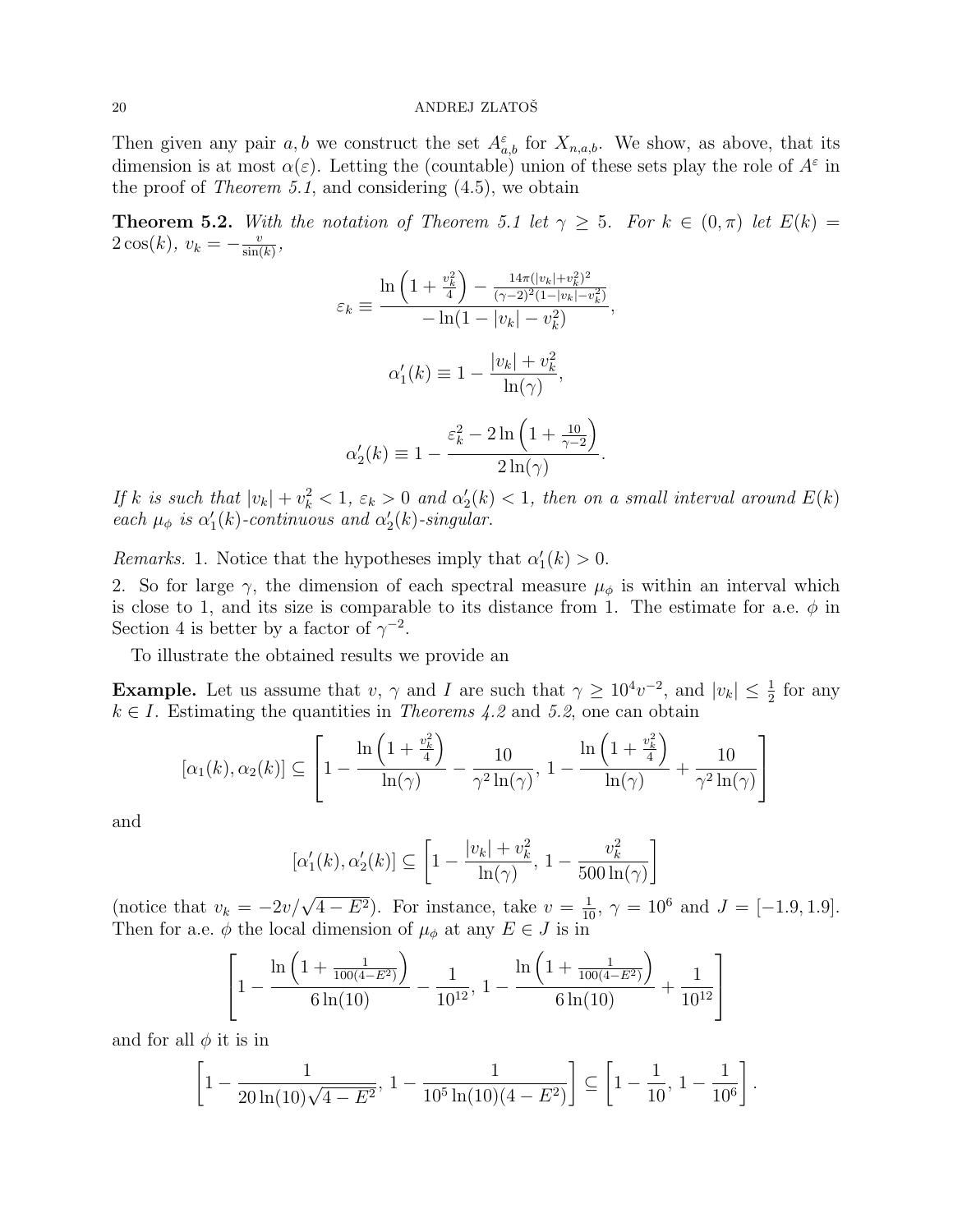Then given any pair $a, b$ we construct the set $A^\varepsilon_{a,b}$ for $X_{n,a,b}$. We show, as above, that its dimension is at most $\alpha(\varepsilon)$. Letting the (countable) union of these sets play the role of $A^\varepsilon$ in the proof of *Theorem 5.1*, and considering (4.5), we obtain

**Theorem 5.2.** *With the notation of Theorem 5.1 let $\gamma \ge 5$. For $k \in (0, \pi)$ let $E(k) = 2\cos(k)$, $v_k = -\frac{v}{\sin(k)}$,*

$$\varepsilon_k \equiv \frac{\ln\left(1 + \frac{v_k^2}{4}\right) - \frac{14\pi(|v_k| + v_k^2)^2}{(\gamma-2)^2(1-|v_k|-v_k^2)}}{-\ln(1 - |v_k| - v_k^2)},$$

$$\alpha_1'(k) \equiv 1 - \frac{|v_k| + v_k^2}{\ln(\gamma)},$$

$$\alpha_2'(k) \equiv 1 - \frac{\varepsilon_k^2 - 2\ln\left(1 + \frac{10}{\gamma-2}\right)}{2\ln(\gamma)}.$$

*If $k$ is such that $|v_k| + v_k^2 < 1$, $\varepsilon_k > 0$ and $\alpha_2'(k) < 1$, then on a small interval around $E(k)$ each $\mu_\phi$ is $\alpha_1'(k)$-continuous and $\alpha_2'(k)$-singular.*

*Remarks.* 1. Notice that the hypotheses imply that $\alpha_1'(k) > 0$.

2. So for large $\gamma$, the dimension of each spectral measure $\mu_\phi$ is within an interval which is close to 1, and its size is comparable to its distance from 1. The estimate for a.e. $\phi$ in Section 4 is better by a factor of $\gamma^{-2}$.

To illustrate the obtained results we provide an

**Example.** Let us assume that $v$, $\gamma$ and $I$ are such that $\gamma \ge 10^4 v^{-2}$, and $|v_k| \le \frac{1}{2}$ for any $k \in I$. Estimating the quantities in *Theorems 4.2* and *5.2*, one can obtain

$$[\alpha_1(k), \alpha_2(k)] \subseteq \left[1 - \frac{\ln\left(1 + \frac{v_k^2}{4}\right)}{\ln(\gamma)} - \frac{10}{\gamma^2 \ln(\gamma)},\, 1 - \frac{\ln\left(1 + \frac{v_k^2}{4}\right)}{\ln(\gamma)} + \frac{10}{\gamma^2 \ln(\gamma)}\right]$$

and

$$[\alpha_1'(k), \alpha_2'(k)] \subseteq \left[1 - \frac{|v_k| + v_k^2}{\ln(\gamma)},\, 1 - \frac{v_k^2}{500\ln(\gamma)}\right]$$

(notice that $v_k = -2v/\sqrt{4 - E^2}$). For instance, take $v = \frac{1}{10}$, $\gamma = 10^6$ and $J = [-1.9, 1.9]$. Then for a.e. $\phi$ the local dimension of $\mu_\phi$ at any $E \in J$ is in

$$\left[1 - \frac{\ln\left(1 + \frac{1}{100(4-E^2)}\right)}{6\ln(10)} - \frac{1}{10^{12}},\, 1 - \frac{\ln\left(1 + \frac{1}{100(4-E^2)}\right)}{6\ln(10)} + \frac{1}{10^{12}}\right]$$

and for all $\phi$ it is in

$$\left[1 - \frac{1}{20\ln(10)\sqrt{4-E^2}},\, 1 - \frac{1}{10^5\ln(10)(4-E^2)}\right] \subseteq \left[1 - \frac{1}{10},\, 1 - \frac{1}{10^6}\right].$$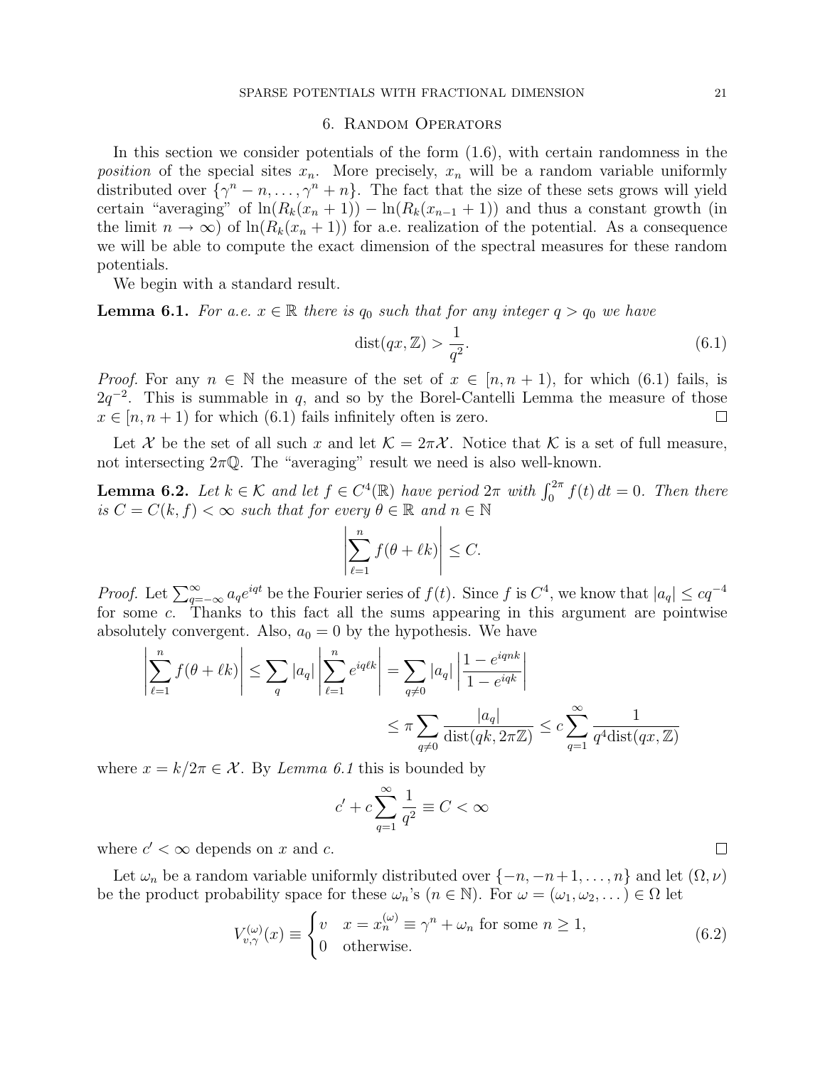## 6. Random Operators

In this section we consider potentials of the form (1.6), with certain randomness in the *position* of the special sites $x_n$. More precisely, $x_n$ will be a random variable uniformly distributed over $\{\gamma^n - n, \dots, \gamma^n + n\}$. The fact that the size of these sets grows will yield certain "averaging" of $\ln(R_k(x_n+1)) - \ln(R_k(x_{n-1}+1))$ and thus a constant growth (in the limit $n \to \infty$) of $\ln(R_k(x_n+1))$ for a.e. realization of the potential. As a consequence we will be able to compute the exact dimension of the spectral measures for these random potentials.

We begin with a standard result.

**Lemma 6.1.** *For a.e. $x \in \mathbb{R}$ there is $q_0$ such that for any integer $q > q_0$ we have*

$$\operatorname{dist}(qx, \mathbb{Z}) > \frac{1}{q^2}. \tag{6.1}$$

*Proof.* For any $n \in \mathbb{N}$ the measure of the set of $x \in [n, n+1)$, for which (6.1) fails, is $2q^{-2}$. This is summable in $q$, and so by the Borel-Cantelli Lemma the measure of those $x \in [n, n+1)$ for which (6.1) fails infinitely often is zero. $\square$

Let $\mathcal{X}$ be the set of all such $x$ and let $\mathcal{K} = 2\pi\mathcal{X}$. Notice that $\mathcal{K}$ is a set of full measure, not intersecting $2\pi\mathbb{Q}$. The "averaging" result we need is also well-known.

**Lemma 6.2.** *Let $k \in \mathcal{K}$ and let $f \in C^4(\mathbb{R})$ have period $2\pi$ with $\int_0^{2\pi} f(t)\,dt = 0$. Then there is $C = C(k, f) < \infty$ such that for every $\theta \in \mathbb{R}$ and $n \in \mathbb{N}$*

$$\left| \sum_{\ell=1}^{n} f(\theta + \ell k) \right| \le C.$$

*Proof.* Let $\sum_{q=-\infty}^{\infty} a_q e^{iqt}$ be the Fourier series of $f(t)$. Since $f$ is $C^4$, we know that $|a_q| \le cq^{-4}$ for some $c$. Thanks to this fact all the sums appearing in this argument are pointwise absolutely convergent. Also, $a_0 = 0$ by the hypothesis. We have

$$\left| \sum_{\ell=1}^{n} f(\theta + \ell k) \right| \le \sum_{q} |a_q| \left| \sum_{\ell=1}^{n} e^{iq\ell k} \right| = \sum_{q \ne 0} |a_q| \left| \frac{1 - e^{iqnk}}{1 - e^{iqk}} \right|$$

$$\le \pi \sum_{q \ne 0} \frac{|a_q|}{\operatorname{dist}(qk, 2\pi\mathbb{Z})} \le c \sum_{q=1}^{\infty} \frac{1}{q^4 \operatorname{dist}(qx, \mathbb{Z})}$$

where $x = k/2\pi \in \mathcal{X}$. By *Lemma 6.1* this is bounded by

$$c' + c\sum_{q=1}^{\infty} \frac{1}{q^2} \equiv C < \infty$$

where $c' < \infty$ depends on $x$ and $c$. $\square$

Let $\omega_n$ be a random variable uniformly distributed over $\{-n, -n+1, \dots, n\}$ and let $(\Omega, \nu)$ be the product probability space for these $\omega_n$'s ($n \in \mathbb{N}$). For $\omega = (\omega_1, \omega_2, \dots) \in \Omega$ let

$$V_{v,\gamma}^{(\omega)}(x) \equiv \begin{cases} v & x = x_n^{(\omega)} \equiv \gamma^n + \omega_n \text{ for some } n \ge 1, \\ 0 & \text{otherwise.} \end{cases} \tag{6.2}$$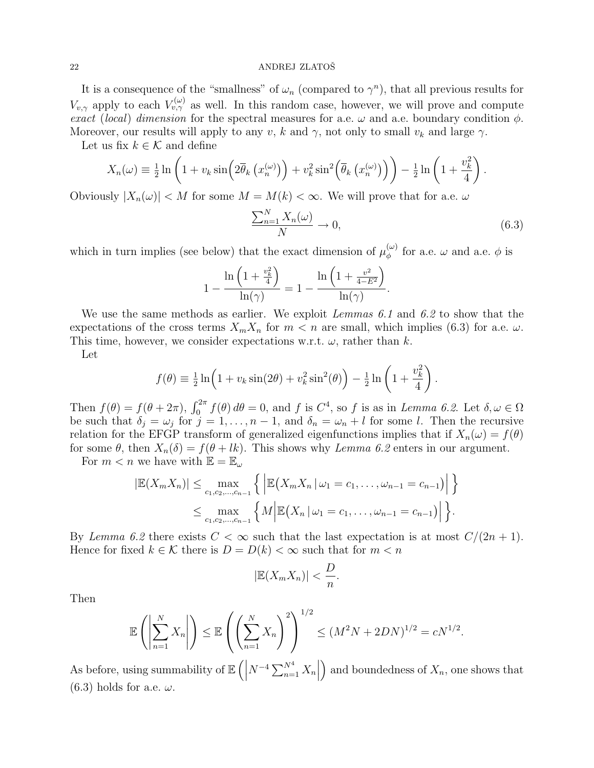It is a consequence of the "smallness" of $\omega_n$ (compared to $\gamma^n$), that all previous results for $V_{v,\gamma}$ apply to each $V_{v,\gamma}^{(\omega)}$ as well. In this random case, however, we will prove and compute *exact* (*local*) *dimension* for the spectral measures for a.e. $\omega$ and a.e. boundary condition $\phi$. Moreover, our results will apply to any $v$, $k$ and $\gamma$, not only to small $v_k$ and large $\gamma$.

Let us fix $k \in \mathcal{K}$ and define

$$X_n(\omega) \equiv \tfrac{1}{2}\ln\left(1 + v_k \sin\Big(2\overline{\theta}_k\left(x_n^{(\omega)}\right)\Big) + v_k^2 \sin^2\Big(\overline{\theta}_k\left(x_n^{(\omega)}\right)\Big)\right) - \tfrac{1}{2}\ln\left(1+\frac{v_k^2}{4}\right).$$

Obviously $|X_n(\omega)| < M$ for some $M = M(k) < \infty$. We will prove that for a.e. $\omega$

$$\frac{\sum_{n=1}^N X_n(\omega)}{N} \to 0, \tag{6.3}$$

which in turn implies (see below) that the exact dimension of $\mu_\phi^{(\omega)}$ for a.e. $\omega$ and a.e. $\phi$ is

$$1 - \frac{\ln\left(1+\frac{v_k^2}{4}\right)}{\ln(\gamma)} = 1 - \frac{\ln\left(1+\frac{v^2}{4-E^2}\right)}{\ln(\gamma)}.$$

We use the same methods as earlier. We exploit *Lemmas 6.1* and *6.2* to show that the expectations of the cross terms $X_m X_n$ for $m < n$ are small, which implies (6.3) for a.e. $\omega$. This time, however, we consider expectations w.r.t. $\omega$, rather than $k$.

Let

$$f(\theta) \equiv \tfrac{1}{2}\ln\Big(1 + v_k\sin(2\theta) + v_k^2\sin^2(\theta)\Big) - \tfrac{1}{2}\ln\left(1+\frac{v_k^2}{4}\right).$$

Then $f(\theta) = f(\theta + 2\pi)$, $\int_0^{2\pi} f(\theta)\,d\theta = 0$, and $f$ is $C^4$, so $f$ is as in *Lemma 6.2*. Let $\delta, \omega \in \Omega$ be such that $\delta_j = \omega_j$ for $j = 1, \dots, n-1$, and $\delta_n = \omega_n + l$ for some $l$. Then the recursive relation for the EFGP transform of generalized eigenfunctions implies that if $X_n(\omega) = f(\theta)$ for some $\theta$, then $X_n(\delta) = f(\theta + lk)$. This shows why *Lemma 6.2* enters in our argument.

For $m < n$ we have with $\mathbb{E} = \mathbb{E}_\omega$

$$\begin{aligned}
|\mathbb{E}(X_m X_n)| &\le \max_{c_1, c_2, \dots, c_{n-1}} \left\{ \Big|\mathbb{E}\big(X_m X_n \,|\, \omega_1 = c_1, \dots, \omega_{n-1} = c_{n-1}\big)\Big| \right\} \\
&\le \max_{c_1, c_2, \dots, c_{n-1}} \Big\{ M\Big|\mathbb{E}\big(X_n \,|\, \omega_1 = c_1, \dots, \omega_{n-1} = c_{n-1}\big)\Big| \Big\}.
\end{aligned}$$

By *Lemma 6.2* there exists $C < \infty$ such that the last expectation is at most $C/(2n+1)$. Hence for fixed $k \in \mathcal{K}$ there is $D = D(k) < \infty$ such that for $m < n$

$$|\mathbb{E}(X_m X_n)| < \frac{D}{n}.$$

Then

$$\mathbb{E}\left(\left|\sum_{n=1}^N X_n\right|\right) \le \mathbb{E}\left(\left(\sum_{n=1}^N X_n\right)^2\right)^{1/2} \le (M^2 N + 2DN)^{1/2} = cN^{1/2}.$$

As before, using summability of $\mathbb{E}\left(\left|N^{-4}\sum_{n=1}^{N^4} X_n\right|\right)$ and boundedness of $X_n$, one shows that (6.3) holds for a.e. $\omega$.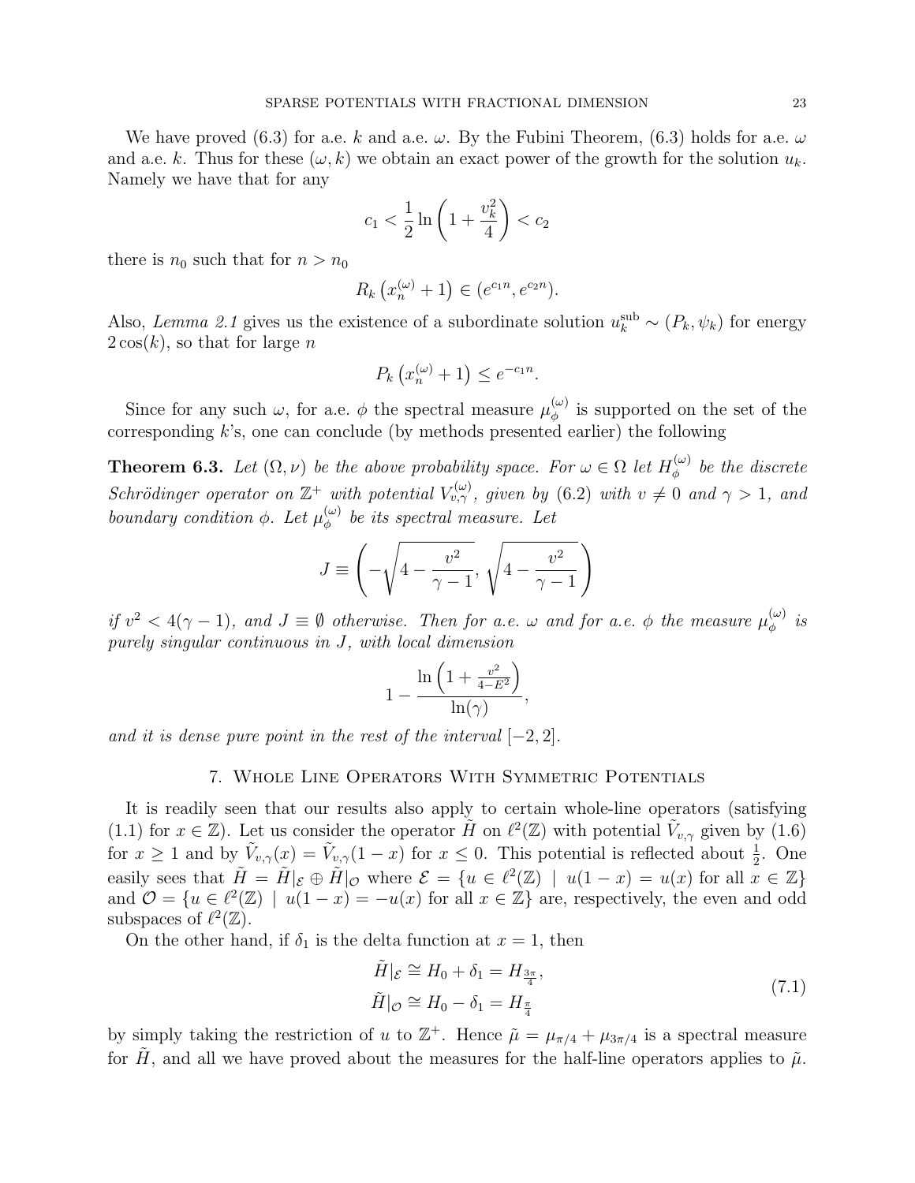We have proved (6.3) for a.e. $k$ and a.e. $\omega$. By the Fubini Theorem, (6.3) holds for a.e. $\omega$ and a.e. $k$. Thus for these $(\omega, k)$ we obtain an exact power of the growth for the solution $u_k$. Namely we have that for any

$$c_1 < \frac{1}{2} \ln\left(1 + \frac{v_k^2}{4}\right) < c_2$$

there is $n_0$ such that for $n > n_0$

$$R_k\left(x_n^{(\omega)} + 1\right) \in (e^{c_1 n}, e^{c_2 n}).$$

Also, *Lemma 2.1* gives us the existence of a subordinate solution $u_k^{\text{sub}} \sim (P_k, \psi_k)$ for energy $2\cos(k)$, so that for large $n$

$$P_k\left(x_n^{(\omega)} + 1\right) \leq e^{-c_1 n}.$$

Since for any such $\omega$, for a.e. $\phi$ the spectral measure $\mu_\phi^{(\omega)}$ is supported on the set of the corresponding $k$'s, one can conclude (by methods presented earlier) the following

**Theorem 6.3.** *Let $(\Omega, \nu)$ be the above probability space. For $\omega \in \Omega$ let $H_\phi^{(\omega)}$ be the discrete Schrödinger operator on $\mathbb{Z}^+$ with potential $V_{v,\gamma}^{(\omega)}$, given by (6.2) with $v \neq 0$ and $\gamma > 1$, and boundary condition $\phi$. Let $\mu_\phi^{(\omega)}$ be its spectral measure. Let*

$$J \equiv \left(-\sqrt{4 - \frac{v^2}{\gamma - 1}}, \sqrt{4 - \frac{v^2}{\gamma - 1}}\right)$$

*if $v^2 < 4(\gamma - 1)$, and $J \equiv \emptyset$ otherwise. Then for a.e. $\omega$ and for a.e. $\phi$ the measure $\mu_\phi^{(\omega)}$ is purely singular continuous in $J$, with local dimension*

$$1 - \frac{\ln\left(1 + \frac{v^2}{4 - E^2}\right)}{\ln(\gamma)},$$

*and it is dense pure point in the rest of the interval $[-2, 2]$.*

## 7. Whole Line Operators With Symmetric Potentials

It is readily seen that our results also apply to certain whole-line operators (satisfying (1.1) for $x \in \mathbb{Z}$). Let us consider the operator $\tilde{H}$ on $\ell^2(\mathbb{Z})$ with potential $\tilde{V}_{v,\gamma}$ given by (1.6) for $x \geq 1$ and by $\tilde{V}_{v,\gamma}(x) = \tilde{V}_{v,\gamma}(1 - x)$ for $x \leq 0$. This potential is reflected about $\frac{1}{2}$. One easily sees that $\tilde{H} = \tilde{H}|_{\mathcal{E}} \oplus \tilde{H}|_{\mathcal{O}}$ where $\mathcal{E} = \{u \in \ell^2(\mathbb{Z}) \mid u(1 - x) = u(x) \text{ for all } x \in \mathbb{Z}\}$ and $\mathcal{O} = \{u \in \ell^2(\mathbb{Z}) \mid u(1 - x) = -u(x) \text{ for all } x \in \mathbb{Z}\}$ are, respectively, the even and odd subspaces of $\ell^2(\mathbb{Z})$.

On the other hand, if $\delta_1$ is the delta function at $x = 1$, then

$$\begin{aligned} \tilde{H}|_{\mathcal{E}} &\cong H_0 + \delta_1 = H_{\frac{3\pi}{4}}, \\ \tilde{H}|_{\mathcal{O}} &\cong H_0 - \delta_1 = H_{\frac{\pi}{4}} \end{aligned} \tag{7.1}$$

by simply taking the restriction of $u$ to $\mathbb{Z}^+$. Hence $\tilde{\mu} = \mu_{\pi/4} + \mu_{3\pi/4}$ is a spectral measure for $\tilde{H}$, and all we have proved about the measures for the half-line operators applies to $\tilde{\mu}$.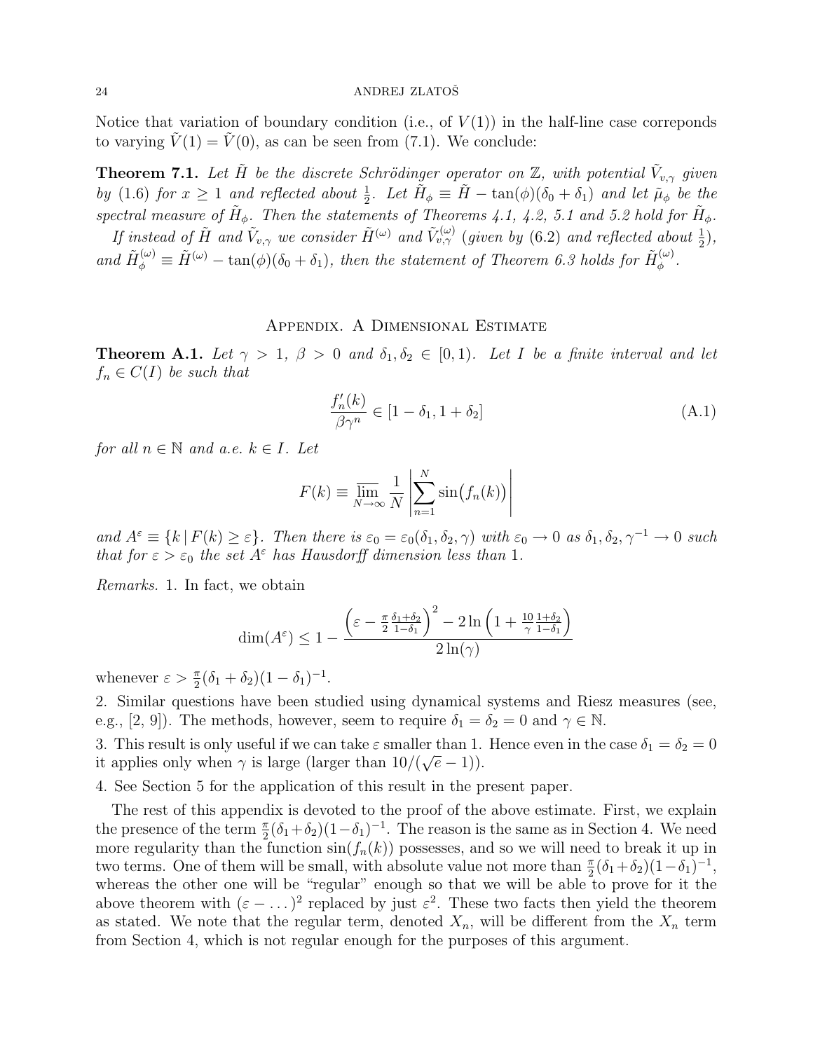Notice that variation of boundary condition (i.e., of $V(1)$) in the half-line case correponds to varying $\tilde{V}(1) = \tilde{V}(0)$, as can be seen from (7.1). We conclude:

**Theorem 7.1.** *Let $\tilde{H}$ be the discrete Schrödinger operator on $\mathbb{Z}$, with potential $\tilde{V}_{v,\gamma}$ given by (1.6) for $x \geq 1$ and reflected about $\frac{1}{2}$. Let $\tilde{H}_\phi \equiv \tilde{H} - \tan(\phi)(\delta_0 + \delta_1)$ and let $\tilde{\mu}_\phi$ be the spectral measure of $\tilde{H}_\phi$. Then the statements of Theorems 4.1, 4.2, 5.1 and 5.2 hold for $\tilde{H}_\phi$.*

*If instead of $\tilde{H}$ and $\tilde{V}_{v,\gamma}$ we consider $\tilde{H}^{(\omega)}$ and $\tilde{V}^{(\omega)}_{v,\gamma}$ (given by (6.2) and reflected about $\frac{1}{2}$), and $\tilde{H}^{(\omega)}_\phi \equiv \tilde{H}^{(\omega)} - \tan(\phi)(\delta_0 + \delta_1)$, then the statement of Theorem 6.3 holds for $\tilde{H}^{(\omega)}_\phi$.*

## Appendix. A Dimensional Estimate

**Theorem A.1.** *Let $\gamma > 1$, $\beta > 0$ and $\delta_1, \delta_2 \in [0, 1)$. Let $I$ be a finite interval and let $f_n \in C(I)$ be such that*

$$\frac{f_n'(k)}{\beta\gamma^n} \in [1 - \delta_1, 1 + \delta_2] \tag{A.1}$$

*for all $n \in \mathbb{N}$ and a.e. $k \in I$. Let*

$$F(k) \equiv \overline{\lim_{N\to\infty}} \frac{1}{N} \left| \sum_{n=1}^{N} \sin\bigl(f_n(k)\bigr) \right|$$

*and $A^\varepsilon \equiv \{k \,|\, F(k) \geq \varepsilon\}$. Then there is $\varepsilon_0 = \varepsilon_0(\delta_1, \delta_2, \gamma)$ with $\varepsilon_0 \to 0$ as $\delta_1, \delta_2, \gamma^{-1} \to 0$ such that for $\varepsilon > \varepsilon_0$ the set $A^\varepsilon$ has Hausdorff dimension less than 1.*

*Remarks.* 1. In fact, we obtain

$$\dim(A^\varepsilon) \leq 1 - \frac{\left(\varepsilon - \frac{\pi}{2}\frac{\delta_1+\delta_2}{1-\delta_1}\right)^2 - 2\ln\left(1 + \frac{10}{\gamma}\frac{1+\delta_2}{1-\delta_1}\right)}{2\ln(\gamma)}$$

whenever $\varepsilon > \frac{\pi}{2}(\delta_1 + \delta_2)(1 - \delta_1)^{-1}$.

2. Similar questions have been studied using dynamical systems and Riesz measures (see, e.g., [2, 9]). The methods, however, seem to require $\delta_1 = \delta_2 = 0$ and $\gamma \in \mathbb{N}$.

3. This result is only useful if we can take $\varepsilon$ smaller than 1. Hence even in the case $\delta_1 = \delta_2 = 0$ it applies only when $\gamma$ is large (larger than $10/(\sqrt{e} - 1)$).

4. See Section 5 for the application of this result in the present paper.

The rest of this appendix is devoted to the proof of the above estimate. First, we explain the presence of the term $\frac{\pi}{2}(\delta_1+\delta_2)(1-\delta_1)^{-1}$. The reason is the same as in Section 4. We need more regularity than the function $\sin(f_n(k))$ possesses, and so we will need to break it up in two terms. One of them will be small, with absolute value not more than $\frac{\pi}{2}(\delta_1+\delta_2)(1-\delta_1)^{-1}$, whereas the other one will be "regular" enough so that we will be able to prove for it the above theorem with $(\varepsilon - \dots)^2$ replaced by just $\varepsilon^2$. These two facts then yield the theorem as stated. We note that the regular term, denoted $X_n$, will be different from the $X_n$ term from Section 4, which is not regular enough for the purposes of this argument.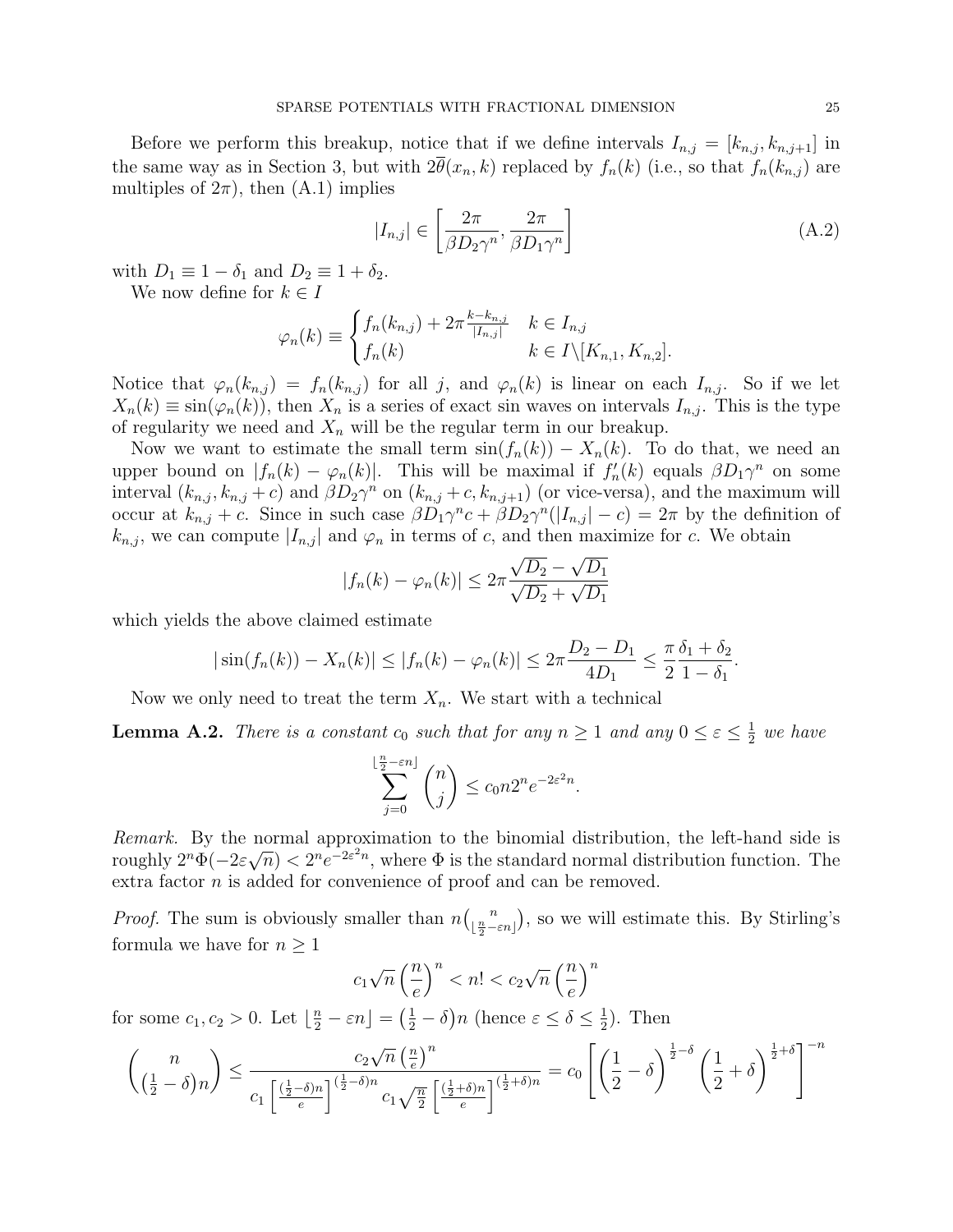Before we perform this breakup, notice that if we define intervals $I_{n,j} = [k_{n,j}, k_{n,j+1}]$ in the same way as in Section 3, but with $2\overline{\theta}(x_n, k)$ replaced by $f_n(k)$ (i.e., so that $f_n(k_{n,j})$ are multiples of $2\pi$), then (A.1) implies

$$|I_{n,j}| \in \left[ \frac{2\pi}{\beta D_2 \gamma^n}, \frac{2\pi}{\beta D_1 \gamma^n} \right] \tag{A.2}$$

with $D_1 \equiv 1 - \delta_1$ and $D_2 \equiv 1 + \delta_2$.

We now define for $k \in I$

$$\varphi_n(k) \equiv \begin{cases} f_n(k_{n,j}) + 2\pi \frac{k - k_{n,j}}{|I_{n,j}|} & k \in I_{n,j} \\ f_n(k) & k \in I \backslash [K_{n,1}, K_{n,2}]. \end{cases}$$

Notice that $\varphi_n(k_{n,j}) = f_n(k_{n,j})$ for all $j$, and $\varphi_n(k)$ is linear on each $I_{n,j}$. So if we let $X_n(k) \equiv \sin(\varphi_n(k))$, then $X_n$ is a series of exact sin waves on intervals $I_{n,j}$. This is the type of regularity we need and $X_n$ will be the regular term in our breakup.

Now we want to estimate the small term $\sin(f_n(k)) - X_n(k)$. To do that, we need an upper bound on $|f_n(k) - \varphi_n(k)|$. This will be maximal if $f_n'(k)$ equals $\beta D_1 \gamma^n$ on some interval $(k_{n,j}, k_{n,j} + c)$ and $\beta D_2 \gamma^n$ on $(k_{n,j} + c, k_{n,j+1})$ (or vice-versa), and the maximum will occur at $k_{n,j} + c$. Since in such case $\beta D_1 \gamma^n c + \beta D_2 \gamma^n (|I_{n,j}| - c) = 2\pi$ by the definition of $k_{n,j}$, we can compute $|I_{n,j}|$ and $\varphi_n$ in terms of $c$, and then maximize for $c$. We obtain

$$|f_n(k) - \varphi_n(k)| \le 2\pi \frac{\sqrt{D_2} - \sqrt{D_1}}{\sqrt{D_2} + \sqrt{D_1}}$$

which yields the above claimed estimate

$$|\sin(f_n(k)) - X_n(k)| \le |f_n(k) - \varphi_n(k)| \le 2\pi \frac{D_2 - D_1}{4D_1} \le \frac{\pi}{2} \frac{\delta_1 + \delta_2}{1 - \delta_1}.$$

Now we only need to treat the term $X_n$. We start with a technical

**Lemma A.2.** *There is a constant $c_0$ such that for any $n \ge 1$ and any $0 \le \varepsilon \le \frac{1}{2}$ we have*

$$\sum_{j=0}^{\lfloor \frac{n}{2} - \varepsilon n \rfloor} \binom{n}{j} \le c_0 n 2^n e^{-2\varepsilon^2 n}.$$

*Remark.* By the normal approximation to the binomial distribution, the left-hand side is roughly $2^n \Phi(-2\varepsilon\sqrt{n}) < 2^n e^{-2\varepsilon^2 n}$, where $\Phi$ is the standard normal distribution function. The extra factor $n$ is added for convenience of proof and can be removed.

*Proof.* The sum is obviously smaller than $n \binom{n}{\lfloor \frac{n}{2} - \varepsilon n \rfloor}$, so we will estimate this. By Stirling's formula we have for $n \ge 1$

$$c_1 \sqrt{n} \left( \frac{n}{e} \right)^n < n! < c_2 \sqrt{n} \left( \frac{n}{e} \right)^n$$

for some $c_1, c_2 > 0$. Let $\lfloor \frac{n}{2} - \varepsilon n \rfloor = \left( \frac{1}{2} - \delta \right) n$ (hence $\varepsilon \le \delta \le \frac{1}{2}$). Then

$$\binom{n}{\left(\frac{1}{2} - \delta\right) n} \le \frac{c_2 \sqrt{n} \left(\frac{n}{e}\right)^n}{c_1 \left[ \frac{(\frac{1}{2} - \delta) n}{e} \right]^{(\frac{1}{2} - \delta) n} c_1 \sqrt{\frac{n}{2}} \left[ \frac{(\frac{1}{2} + \delta) n}{e} \right]^{(\frac{1}{2} + \delta) n}} = c_0 \left[ \left( \frac{1}{2} - \delta \right)^{\frac{1}{2} - \delta} \left( \frac{1}{2} + \delta \right)^{\frac{1}{2} + \delta} \right]^{-n}$$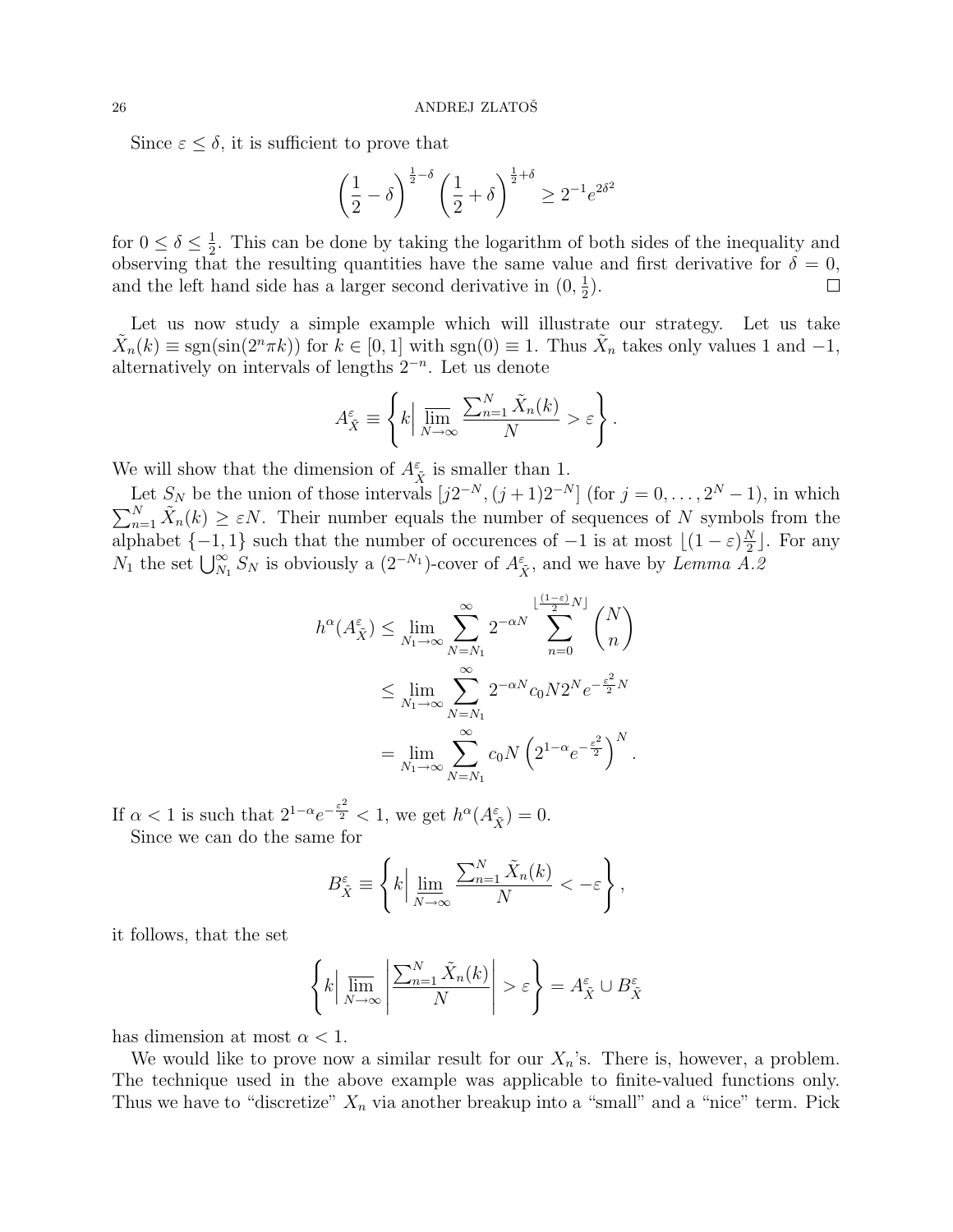Since $\varepsilon \le \delta$, it is sufficient to prove that

$$\left(\frac{1}{2} - \delta\right)^{\frac{1}{2}-\delta} \left(\frac{1}{2} + \delta\right)^{\frac{1}{2}+\delta} \ge 2^{-1} e^{2\delta^2}$$

for $0 \le \delta \le \frac{1}{2}$. This can be done by taking the logarithm of both sides of the inequality and observing that the resulting quantities have the same value and first derivative for $\delta = 0$, and the left hand side has a larger second derivative in $(0, \frac{1}{2})$. □

Let us now study a simple example which will illustrate our strategy. Let us take $\tilde{X}_n(k) \equiv \operatorname{sgn}(\sin(2^n \pi k))$ for $k \in [0,1]$ with $\operatorname{sgn}(0) \equiv 1$. Thus $\tilde{X}_n$ takes only values 1 and $-1$, alternatively on intervals of lengths $2^{-n}$. Let us denote

$$A^{\varepsilon}_{\tilde{X}} \equiv \left\{ k \Big| \varlimsup_{N\to\infty} \frac{\sum_{n=1}^N \tilde{X}_n(k)}{N} > \varepsilon \right\}.$$

We will show that the dimension of $A^{\varepsilon}_{\tilde{X}}$ is smaller than 1.

Let $S_N$ be the union of those intervals $[j2^{-N}, (j+1)2^{-N}]$ (for $j = 0, \dots, 2^N - 1$), in which $\sum_{n=1}^N \tilde{X}_n(k) \ge \varepsilon N$. Their number equals the number of sequences of $N$ symbols from the alphabet $\{-1, 1\}$ such that the number of occurences of $-1$ is at most $\lfloor (1-\varepsilon)\frac{N}{2} \rfloor$. For any $N_1$ the set $\bigcup_{N_1}^{\infty} S_N$ is obviously a $(2^{-N_1})$-cover of $A^{\varepsilon}_{\tilde{X}}$, and we have by *Lemma A.2*

$$\begin{aligned}
h^{\alpha}(A^{\varepsilon}_{\tilde{X}}) &\le \lim_{N_1\to\infty} \sum_{N=N_1}^{\infty} 2^{-\alpha N} \sum_{n=0}^{\lfloor \frac{(1-\varepsilon)}{2} N \rfloor} \binom{N}{n} \\
&\le \lim_{N_1\to\infty} \sum_{N=N_1}^{\infty} 2^{-\alpha N} c_0 N 2^N e^{-\frac{\varepsilon^2}{2} N} \\
&= \lim_{N_1\to\infty} \sum_{N=N_1}^{\infty} c_0 N \left( 2^{1-\alpha} e^{-\frac{\varepsilon^2}{2}} \right)^N .
\end{aligned}$$

If $\alpha < 1$ is such that $2^{1-\alpha} e^{-\frac{\varepsilon^2}{2}} < 1$, we get $h^{\alpha}(A^{\varepsilon}_{\tilde{X}}) = 0$.

Since we can do the same for

$$B^{\varepsilon}_{\tilde{X}} \equiv \left\{ k \Big| \varliminf_{N\to\infty} \frac{\sum_{n=1}^N \tilde{X}_n(k)}{N} < -\varepsilon \right\},$$

it follows, that the set

$$\left\{ k \Big| \varlimsup_{N\to\infty} \left| \frac{\sum_{n=1}^N \tilde{X}_n(k)}{N} \right| > \varepsilon \right\} = A^{\varepsilon}_{\tilde{X}} \cup B^{\varepsilon}_{\tilde{X}}$$

has dimension at most $\alpha < 1$.

We would like to prove now a similar result for our $X_n$'s. There is, however, a problem. The technique used in the above example was applicable to finite-valued functions only. Thus we have to "discretize" $X_n$ via another breakup into a "small" and a "nice" term. Pick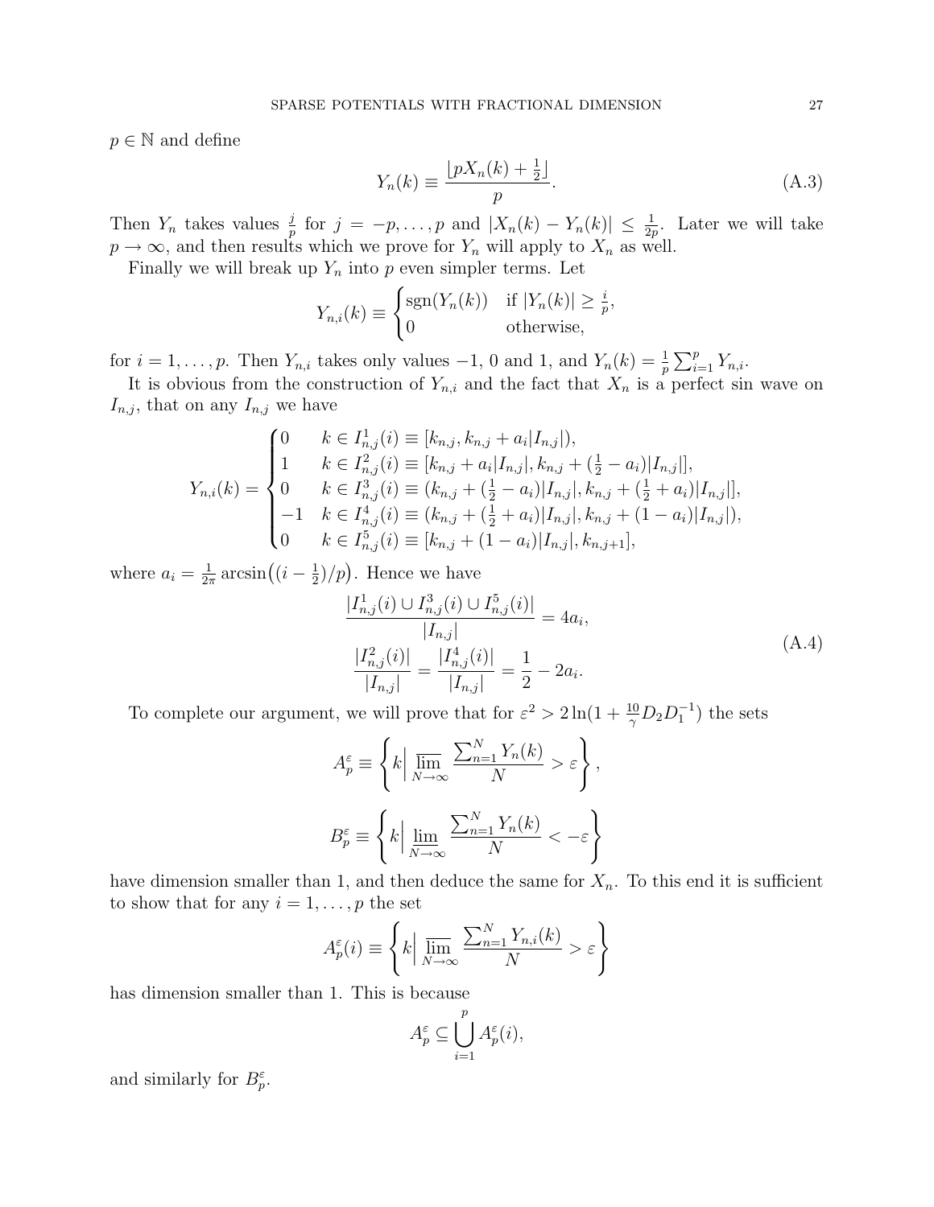$p \in \mathbb{N}$ and define

$$Y_n(k) \equiv \frac{\lfloor pX_n(k) + \frac{1}{2} \rfloor}{p}. \tag{A.3}$$

Then $Y_n$ takes values $\frac{j}{p}$ for $j = -p, \ldots, p$ and $|X_n(k) - Y_n(k)| \leq \frac{1}{2p}$. Later we will take $p \to \infty$, and then results which we prove for $Y_n$ will apply to $X_n$ as well.

Finally we will break up $Y_n$ into $p$ even simpler terms. Let

$$Y_{n,i}(k) \equiv \begin{cases} \operatorname{sgn}(Y_n(k)) & \text{if } |Y_n(k)| \geq \frac{i}{p}, \\ 0 & \text{otherwise,} \end{cases}$$

for $i = 1, \ldots, p$. Then $Y_{n,i}$ takes only values $-1$, $0$ and $1$, and $Y_n(k) = \frac{1}{p}\sum_{i=1}^{p} Y_{n,i}$.

It is obvious from the construction of $Y_{n,i}$ and the fact that $X_n$ is a perfect sin wave on $I_{n,j}$, that on any $I_{n,j}$ we have

$$Y_{n,i}(k) = \begin{cases} 0 & k \in I^1_{n,j}(i) \equiv [k_{n,j}, k_{n,j} + a_i|I_{n,j}|), \\ 1 & k \in I^2_{n,j}(i) \equiv [k_{n,j} + a_i|I_{n,j}|, k_{n,j} + (\frac{1}{2} - a_i)|I_{n,j}|], \\ 0 & k \in I^3_{n,j}(i) \equiv (k_{n,j} + (\frac{1}{2} - a_i)|I_{n,j}|, k_{n,j} + (\frac{1}{2} + a_i)|I_{n,j}|], \\ -1 & k \in I^4_{n,j}(i) \equiv (k_{n,j} + (\frac{1}{2} + a_i)|I_{n,j}|, k_{n,j} + (1 - a_i)|I_{n,j}|), \\ 0 & k \in I^5_{n,j}(i) \equiv [k_{n,j} + (1 - a_i)|I_{n,j}|, k_{n,j+1}], \end{cases}$$

where $a_i = \frac{1}{2\pi}\arcsin\big((i - \frac{1}{2})/p\big)$. Hence we have

$$\begin{aligned} \frac{|I^1_{n,j}(i) \cup I^3_{n,j}(i) \cup I^5_{n,j}(i)|}{|I_{n,j}|} &= 4a_i, \\ \frac{|I^2_{n,j}(i)|}{|I_{n,j}|} = \frac{|I^4_{n,j}(i)|}{|I_{n,j}|} &= \frac{1}{2} - 2a_i. \end{aligned} \tag{A.4}$$

To complete our argument, we will prove that for $\varepsilon^2 > 2\ln(1 + \frac{10}{\gamma}D_2 D_1^{-1})$ the sets

$$A^\varepsilon_p \equiv \left\{ k \Big| \varlimsup_{N \to \infty} \frac{\sum_{n=1}^{N} Y_n(k)}{N} > \varepsilon \right\},$$

$$B^\varepsilon_p \equiv \left\{ k \Big| \varliminf_{N \to \infty} \frac{\sum_{n=1}^{N} Y_n(k)}{N} < -\varepsilon \right\}$$

have dimension smaller than 1, and then deduce the same for $X_n$. To this end it is sufficient to show that for any $i = 1, \ldots, p$ the set

$$A^\varepsilon_p(i) \equiv \left\{ k \Big| \varlimsup_{N \to \infty} \frac{\sum_{n=1}^{N} Y_{n,i}(k)}{N} > \varepsilon \right\}$$

has dimension smaller than 1. This is because

$$A^\varepsilon_p \subseteq \bigcup_{i=1}^{p} A^\varepsilon_p(i),$$

and similarly for $B^\varepsilon_p$.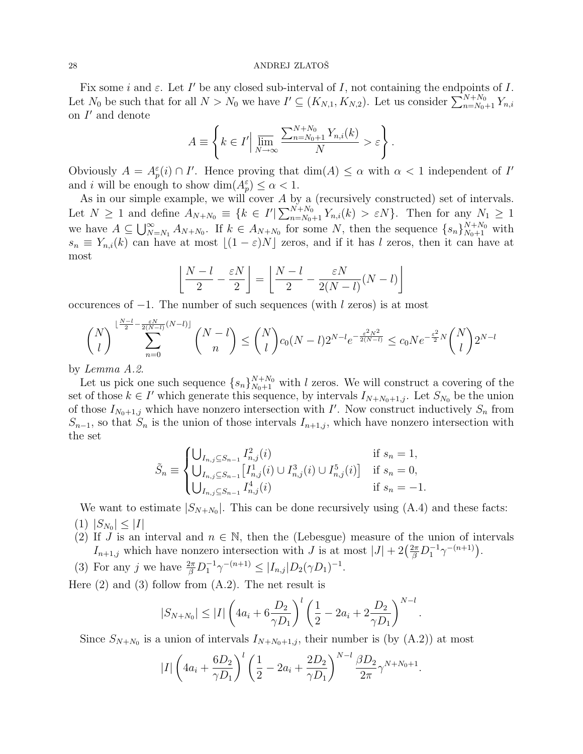Fix some $i$ and $\varepsilon$. Let $I'$ be any closed sub-interval of $I$, not containing the endpoints of $I$. Let $N_0$ be such that for all $N > N_0$ we have $I' \subseteq (K_{N,1}, K_{N,2})$. Let us consider $\sum_{n=N_0+1}^{N+N_0} Y_{n,i}$ on $I'$ and denote

$$A \equiv \left\{ k \in I' \middle| \varlimsup_{N\to\infty} \frac{\sum_{n=N_0+1}^{N+N_0} Y_{n,i}(k)}{N} > \varepsilon \right\}.$$

Obviously $A = A_p^\varepsilon(i) \cap I'$. Hence proving that $\dim(A) \le \alpha$ with $\alpha < 1$ independent of $I'$ and $i$ will be enough to show $\dim(A_p^\varepsilon) \le \alpha < 1$.

As in our simple example, we will cover $A$ by a (recursively constructed) set of intervals. Let $N \ge 1$ and define $A_{N+N_0} \equiv \{k \in I' | \sum_{n=N_0+1}^{N+N_0} Y_{n,i}(k) > \varepsilon N\}$. Then for any $N_1 \ge 1$ we have $A \subseteq \bigcup_{N=N_1}^\infty A_{N+N_0}$. If $k \in A_{N+N_0}$ for some $N$, then the sequence $\{s_n\}_{N_0+1}^{N+N_0}$ with $s_n \equiv Y_{n,i}(k)$ can have at most $\lfloor (1-\varepsilon)N \rfloor$ zeros, and if it has $l$ zeros, then it can have at most

$$\left\lfloor \frac{N-l}{2} - \frac{\varepsilon N}{2} \right\rfloor = \left\lfloor \frac{N-l}{2} - \frac{\varepsilon N}{2(N-l)}(N-l) \right\rfloor$$

occurences of $-1$. The number of such sequences (with $l$ zeros) is at most

$$\binom{N}{l} \sum_{n=0}^{\lfloor \frac{N-l}{2} - \frac{\varepsilon N}{2(N-l)}(N-l) \rfloor} \binom{N-l}{n} \le \binom{N}{l} c_0 (N-l) 2^{N-l} e^{-\frac{\varepsilon^2 N^2}{2(N-l)}} \le c_0 N e^{-\frac{\varepsilon^2}{2}N} \binom{N}{l} 2^{N-l}$$

by *Lemma A.2*.

Let us pick one such sequence $\{s_n\}_{N_0+1}^{N+N_0}$ with $l$ zeros. We will construct a covering of the set of those $k \in I'$ which generate this sequence, by intervals $I_{N+N_0+1,j}$. Let $S_{N_0}$ be the union of those $I_{N_0+1,j}$ which have nonzero intersection with $I'$. Now construct inductively $S_n$ from $S_{n-1}$, so that $S_n$ is the union of those intervals $I_{n+1,j}$, which have nonzero intersection with the set

$$\tilde{S}_n \equiv \begin{cases} \bigcup_{I_{n,j} \subseteq S_{n-1}} I_{n,j}^2(i) & \text{if } s_n = 1, \\ \bigcup_{I_{n,j} \subseteq S_{n-1}} \left[ I_{n,j}^1(i) \cup I_{n,j}^3(i) \cup I_{n,j}^5(i) \right] & \text{if } s_n = 0, \\ \bigcup_{I_{n,j} \subseteq S_{n-1}} I_{n,j}^4(i) & \text{if } s_n = -1. \end{cases}$$

We want to estimate $|S_{N+N_0}|$. This can be done recursively using (A.4) and these facts:

(1) $|S_{N_0}| \le |I|$

(2) If $J$ is an interval and $n \in \mathbb{N}$, then the (Lebesgue) measure of the union of intervals $I_{n+1,j}$ which have nonzero intersection with $J$ is at most $|J| + 2\left(\frac{2\pi}{\beta} D_1^{-1} \gamma^{-(n+1)}\right)$.

(3) For any $j$ we have $\frac{2\pi}{\beta} D_1^{-1} \gamma^{-(n+1)} \le |I_{n,j}| D_2 (\gamma D_1)^{-1}$.

Here (2) and (3) follow from (A.2). The net result is

$$|S_{N+N_0}| \le |I| \left( 4a_i + 6\frac{D_2}{\gamma D_1} \right)^l \left( \frac{1}{2} - 2a_i + 2\frac{D_2}{\gamma D_1} \right)^{N-l}.$$

Since $S_{N+N_0}$ is a union of intervals $I_{N+N_0+1,j}$, their number is (by (A.2)) at most

$$|I| \left( 4a_i + \frac{6D_2}{\gamma D_1} \right)^l \left( \frac{1}{2} - 2a_i + \frac{2D_2}{\gamma D_1} \right)^{N-l} \frac{\beta D_2}{2\pi} \gamma^{N+N_0+1}.$$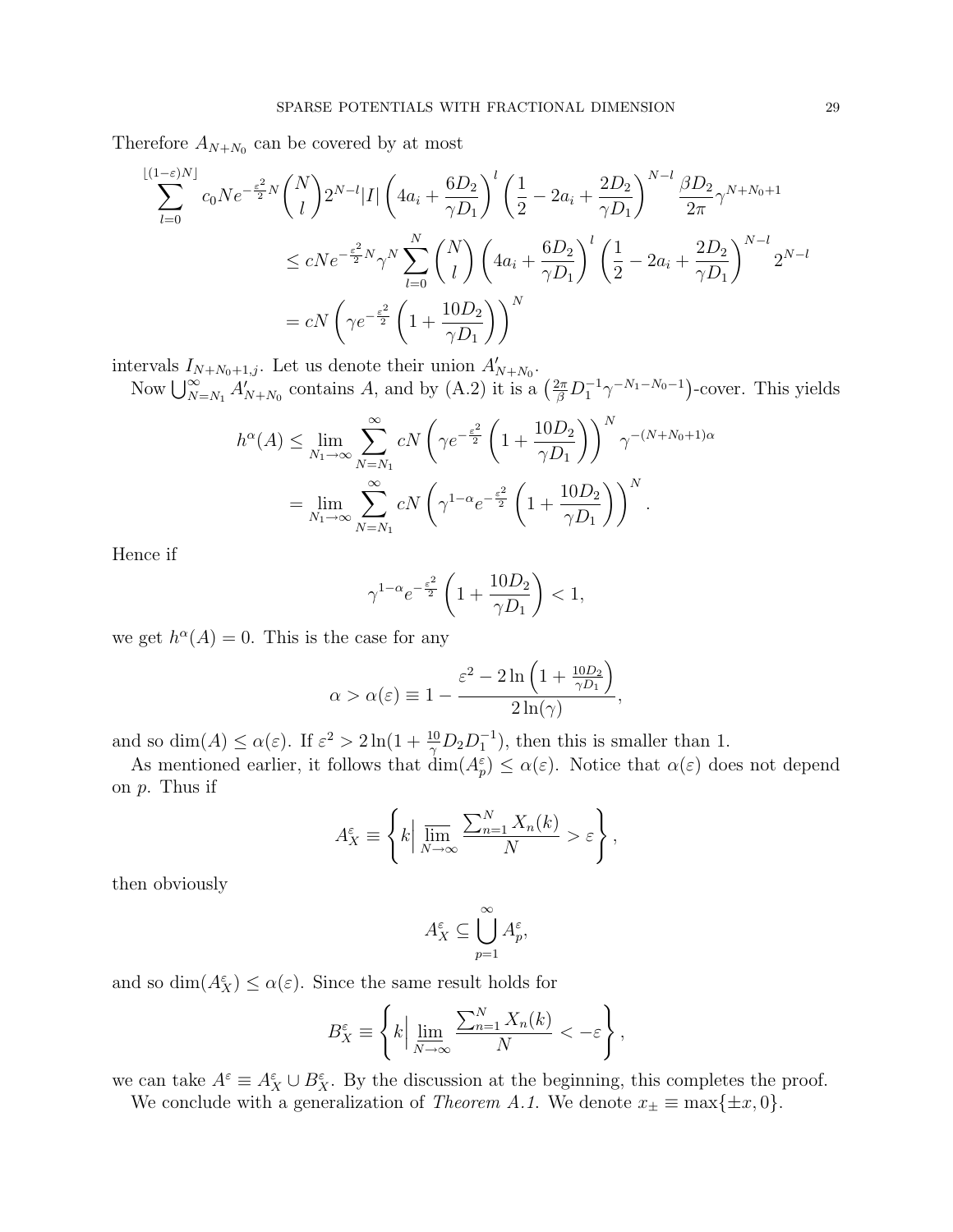Therefore $A_{N+N_0}$ can be covered by at most

$$
\begin{aligned}
\sum_{l=0}^{\lfloor(1-\varepsilon)N\rfloor} c_0 N e^{-\frac{\varepsilon^2}{2}N}\binom{N}{l}2^{N-l}|I|\left(4a_i+\frac{6D_2}{\gamma D_1}\right)^l\left(\frac{1}{2}-2a_i+\frac{2D_2}{\gamma D_1}\right)^{N-l}\frac{\beta D_2}{2\pi}\gamma^{N+N_0+1} \\
\leq cNe^{-\frac{\varepsilon^2}{2}N}\gamma^N\sum_{l=0}^{N}\binom{N}{l}\left(4a_i+\frac{6D_2}{\gamma D_1}\right)^l\left(\frac{1}{2}-2a_i+\frac{2D_2}{\gamma D_1}\right)^{N-l}2^{N-l} \\
= cN\left(\gamma e^{-\frac{\varepsilon^2}{2}}\left(1+\frac{10D_2}{\gamma D_1}\right)\right)^N
\end{aligned}
$$

intervals $I_{N+N_0+1,j}$. Let us denote their union $A'_{N+N_0}$.

Now $\bigcup_{N=N_1}^{\infty} A'_{N+N_0}$ contains $A$, and by (A.2) it is a $\left(\frac{2\pi}{\beta}D_1^{-1}\gamma^{-N_1-N_0-1}\right)$-cover. This yields

$$
\begin{aligned}
h^{\alpha}(A) &\leq \lim_{N_1\to\infty}\sum_{N=N_1}^{\infty} cN\left(\gamma e^{-\frac{\varepsilon^2}{2}}\left(1+\frac{10D_2}{\gamma D_1}\right)\right)^N\gamma^{-(N+N_0+1)\alpha} \\
&= \lim_{N_1\to\infty}\sum_{N=N_1}^{\infty} cN\left(\gamma^{1-\alpha} e^{-\frac{\varepsilon^2}{2}}\left(1+\frac{10D_2}{\gamma D_1}\right)\right)^N.
\end{aligned}
$$

Hence if

$$
\gamma^{1-\alpha}e^{-\frac{\varepsilon^2}{2}}\left(1+\frac{10D_2}{\gamma D_1}\right)<1,
$$

we get $h^{\alpha}(A)=0$. This is the case for any

$$
\alpha>\alpha(\varepsilon)\equiv 1-\frac{\varepsilon^2-2\ln\left(1+\frac{10D_2}{\gamma D_1}\right)}{2\ln(\gamma)},
$$

and so $\dim(A)\leq\alpha(\varepsilon)$. If $\varepsilon^2>2\ln(1+\frac{10}{\gamma}D_2D_1^{-1})$, then this is smaller than 1.

As mentioned earlier, it follows that $\dim(A_p^{\varepsilon})\leq\alpha(\varepsilon)$. Notice that $\alpha(\varepsilon)$ does not depend on $p$. Thus if

$$
A_X^{\varepsilon}\equiv\left\{k\,\Big|\,\overline{\lim_{N\to\infty}}\frac{\sum_{n=1}^{N}X_n(k)}{N}>\varepsilon\right\},
$$

then obviously

$$
A_X^{\varepsilon}\subseteq\bigcup_{p=1}^{\infty}A_p^{\varepsilon},
$$

and so $\dim(A_X^{\varepsilon})\leq\alpha(\varepsilon)$. Since the same result holds for

$$
B_X^{\varepsilon}\equiv\left\{k\,\Big|\,\underline{\lim_{N\to\infty}}\frac{\sum_{n=1}^{N}X_n(k)}{N}<-\varepsilon\right\},
$$

we can take $A^{\varepsilon}\equiv A_X^{\varepsilon}\cup B_X^{\varepsilon}$. By the discussion at the beginning, this completes the proof.

We conclude with a generalization of *Theorem A.1*. We denote $x_{\pm}\equiv\max\{\pm x,0\}$.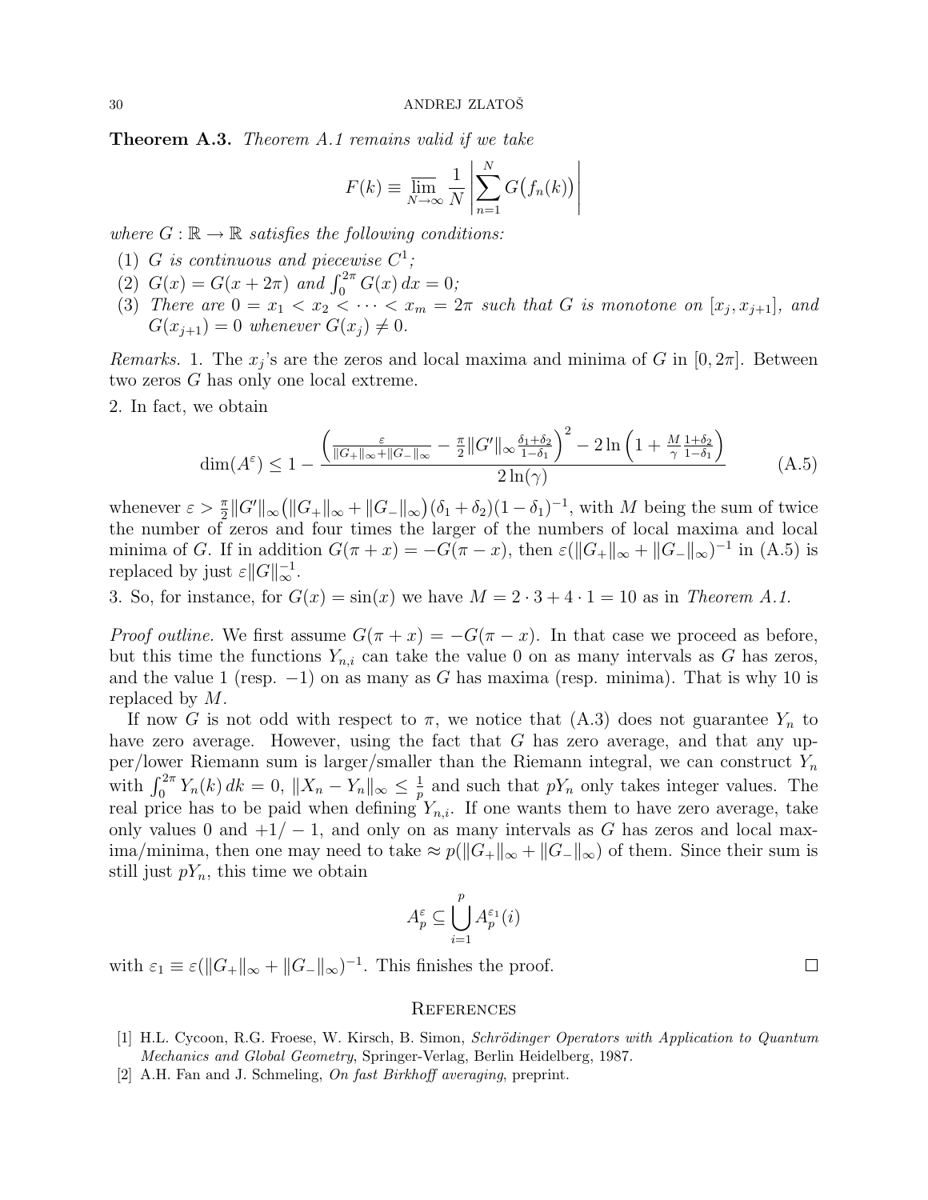**Theorem A.3.** *Theorem A.1 remains valid if we take*

$$F(k) \equiv \varlimsup_{N\to\infty} \frac{1}{N} \left| \sum_{n=1}^{N} G\big(f_n(k)\big) \right|$$

*where $G : \mathbb{R} \to \mathbb{R}$ satisfies the following conditions:*

1. *$G$ is continuous and piecewise $C^1$;*
2. *$G(x) = G(x + 2\pi)$ and $\int_0^{2\pi} G(x)\, dx = 0$;*
3. *There are $0 = x_1 < x_2 < \cdots < x_m = 2\pi$ such that $G$ is monotone on $[x_j, x_{j+1}]$, and $G(x_{j+1}) = 0$ whenever $G(x_j) \neq 0$.*

*Remarks.* 1. The $x_j$'s are the zeros and local maxima and minima of $G$ in $[0, 2\pi]$. Between two zeros $G$ has only one local extreme.

2. In fact, we obtain

$$\dim(A^\varepsilon) \leq 1 - \frac{\left( \frac{\varepsilon}{\|G_+\|_\infty + \|G_-\|_\infty} - \frac{\pi}{2} \|G'\|_\infty \frac{\delta_1 + \delta_2}{1 - \delta_1} \right)^2 - 2 \ln\left(1 + \frac{M}{\gamma} \frac{1+\delta_2}{1-\delta_1}\right)}{2 \ln(\gamma)} \tag{A.5}$$

whenever $\varepsilon > \frac{\pi}{2} \|G'\|_\infty \big(\|G_+\|_\infty + \|G_-\|_\infty\big)(\delta_1 + \delta_2)(1 - \delta_1)^{-1}$, with $M$ being the sum of twice the number of zeros and four times the larger of the numbers of local maxima and local minima of $G$. If in addition $G(\pi + x) = -G(\pi - x)$, then $\varepsilon(\|G_+\|_\infty + \|G_-\|_\infty)^{-1}$ in (A.5) is replaced by just $\varepsilon \|G\|_\infty^{-1}$.

3. So, for instance, for $G(x) = \sin(x)$ we have $M = 2 \cdot 3 + 4 \cdot 1 = 10$ as in *Theorem A.1*.

*Proof outline.* We first assume $G(\pi + x) = -G(\pi - x)$. In that case we proceed as before, but this time the functions $Y_{n,i}$ can take the value 0 on as many intervals as $G$ has zeros, and the value 1 (resp. $-1$) on as many as $G$ has maxima (resp. minima). That is why 10 is replaced by $M$.

If now $G$ is not odd with respect to $\pi$, we notice that (A.3) does not guarantee $Y_n$ to have zero average. However, using the fact that $G$ has zero average, and that any upper/lower Riemann sum is larger/smaller than the Riemann integral, we can construct $Y_n$ with $\int_0^{2\pi} Y_n(k)\, dk = 0$, $\|X_n - Y_n\|_\infty \leq \frac{1}{p}$ and such that $pY_n$ only takes integer values. The real price has to be paid when defining $Y_{n,i}$. If one wants them to have zero average, take only values 0 and $+1/-1$, and only on as many intervals as $G$ has zeros and local maxima/minima, then one may need to take $\approx p(\|G_+\|_\infty + \|G_-\|_\infty)$ of them. Since their sum is still just $pY_n$, this time we obtain

$$A_p^\varepsilon \subseteq \bigcup_{i=1}^{p} A_p^{\varepsilon_1}(i)$$

with $\varepsilon_1 \equiv \varepsilon(\|G_+\|_\infty + \|G_-\|_\infty)^{-1}$. This finishes the proof. $\square$

## References

[1] H.L. Cycoon, R.G. Froese, W. Kirsch, B. Simon, *Schrödinger Operators with Application to Quantum Mechanics and Global Geometry*, Springer-Verlag, Berlin Heidelberg, 1987.

[2] A.H. Fan and J. Schmeling, *On fast Birkhoff averaging*, preprint.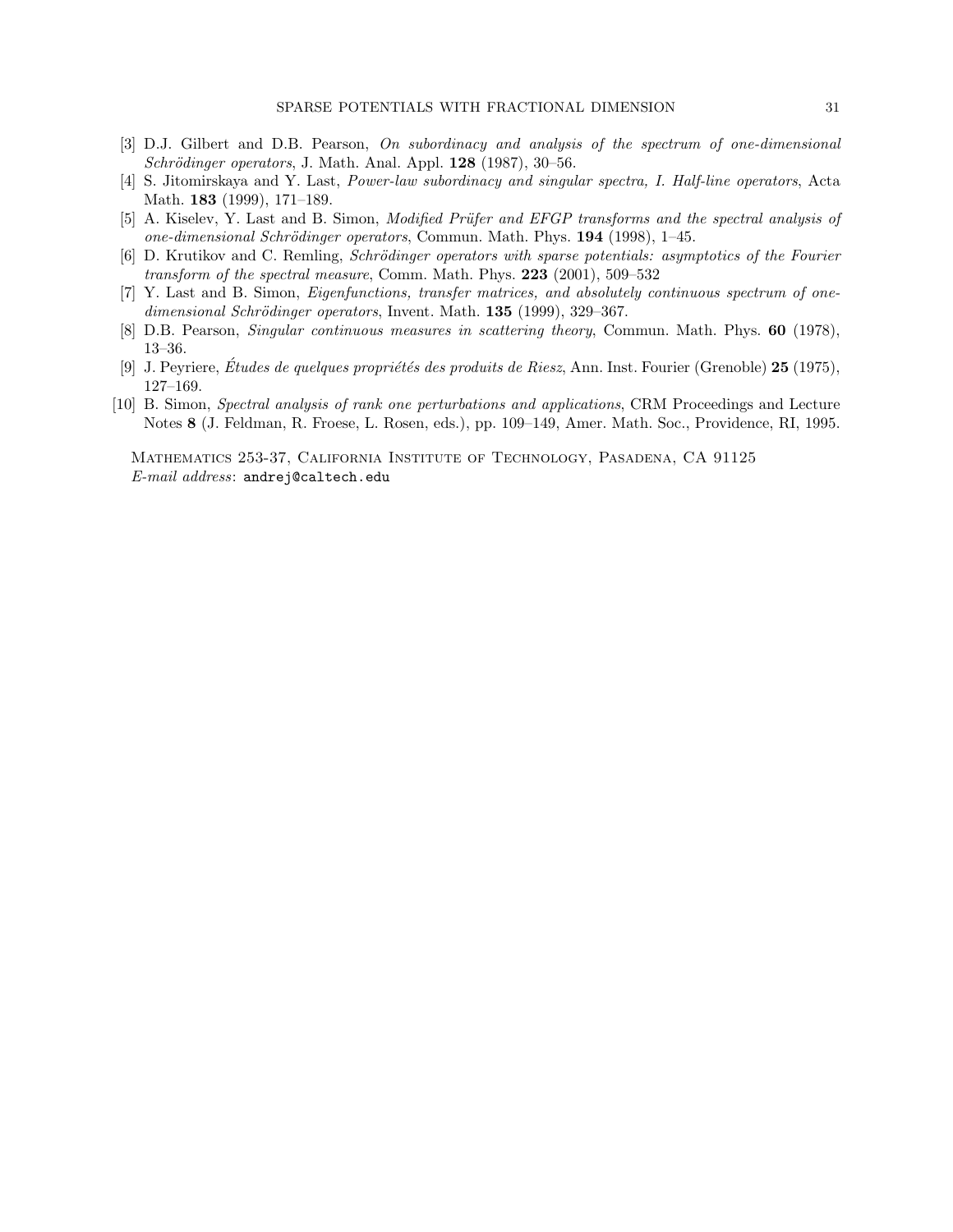[3] D.J. Gilbert and D.B. Pearson, *On subordinacy and analysis of the spectrum of one-dimensional Schrödinger operators*, J. Math. Anal. Appl. **128** (1987), 30–56.

[4] S. Jitomirskaya and Y. Last, *Power-law subordinacy and singular spectra, I. Half-line operators*, Acta Math. **183** (1999), 171–189.

[5] A. Kiselev, Y. Last and B. Simon, *Modified Prüfer and EFGP transforms and the spectral analysis of one-dimensional Schrödinger operators*, Commun. Math. Phys. **194** (1998), 1–45.

[6] D. Krutikov and C. Remling, *Schrödinger operators with sparse potentials: asymptotics of the Fourier transform of the spectral measure*, Comm. Math. Phys. **223** (2001), 509–532

[7] Y. Last and B. Simon, *Eigenfunctions, transfer matrices, and absolutely continuous spectrum of one-dimensional Schrödinger operators*, Invent. Math. **135** (1999), 329–367.

[8] D.B. Pearson, *Singular continuous measures in scattering theory*, Commun. Math. Phys. **60** (1978), 13–36.

[9] J. Peyriere, *Études de quelques propriétés des produits de Riesz*, Ann. Inst. Fourier (Grenoble) **25** (1975), 127–169.

[10] B. Simon, *Spectral analysis of rank one perturbations and applications*, CRM Proceedings and Lecture Notes **8** (J. Feldman, R. Froese, L. Rosen, eds.), pp. 109–149, Amer. Math. Soc., Providence, RI, 1995.

Mathematics 253-37, California Institute of Technology, Pasadena, CA 91125
*E-mail address*: andrej@caltech.edu